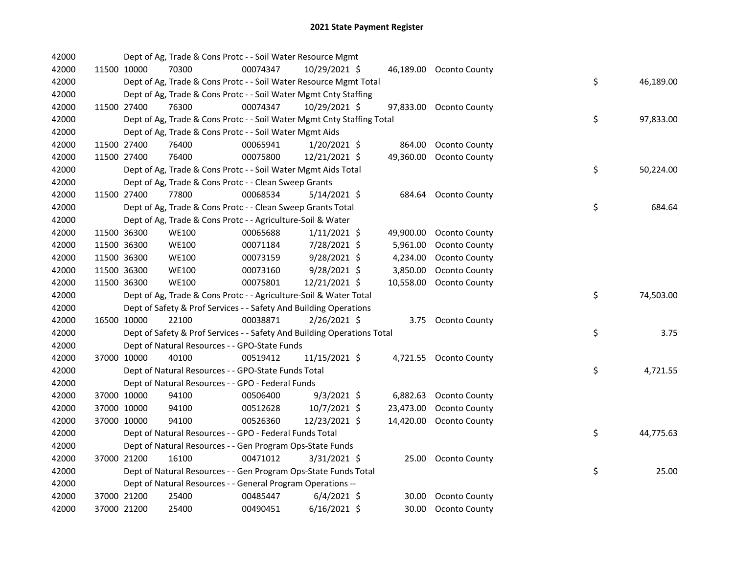# 2021 State Payment Register

| | | | | | | | | | |
|---|---|---|---|---|---|---|---|---|---|
| 42000 | | | Dept of Ag, Trade & Cons Protc - - Soil Water Resource Mgmt | | | | | | |
| 42000 | 11500 | 10000 | 70300 | 00074347 | 10/29/2021 | $ | 46,189.00 | Oconto County | |
| 42000 | | | Dept of Ag, Trade & Cons Protc - - Soil Water Resource Mgmt Total | | | | | | $ 46,189.00 |
| 42000 | | | Dept of Ag, Trade & Cons Protc - - Soil Water Mgmt Cnty Staffing | | | | | | |
| 42000 | 11500 | 27400 | 76300 | 00074347 | 10/29/2021 | $ | 97,833.00 | Oconto County | |
| 42000 | | | Dept of Ag, Trade & Cons Protc - - Soil Water Mgmt Cnty Staffing Total | | | | | | $ 97,833.00 |
| 42000 | | | Dept of Ag, Trade & Cons Protc - - Soil Water Mgmt Aids | | | | | | |
| 42000 | 11500 | 27400 | 76400 | 00065941 | 1/20/2021 | $ | 864.00 | Oconto County | |
| 42000 | 11500 | 27400 | 76400 | 00075800 | 12/21/2021 | $ | 49,360.00 | Oconto County | |
| 42000 | | | Dept of Ag, Trade & Cons Protc - - Soil Water Mgmt Aids Total | | | | | | $ 50,224.00 |
| 42000 | | | Dept of Ag, Trade & Cons Protc - - Clean Sweep Grants | | | | | | |
| 42000 | 11500 | 27400 | 77800 | 00068534 | 5/14/2021 | $ | 684.64 | Oconto County | |
| 42000 | | | Dept of Ag, Trade & Cons Protc - - Clean Sweep Grants Total | | | | | | $ 684.64 |
| 42000 | | | Dept of Ag, Trade & Cons Protc - - Agriculture-Soil & Water | | | | | | |
| 42000 | 11500 | 36300 | WE100 | 00065688 | 1/11/2021 | $ | 49,900.00 | Oconto County | |
| 42000 | 11500 | 36300 | WE100 | 00071184 | 7/28/2021 | $ | 5,961.00 | Oconto County | |
| 42000 | 11500 | 36300 | WE100 | 00073159 | 9/28/2021 | $ | 4,234.00 | Oconto County | |
| 42000 | 11500 | 36300 | WE100 | 00073160 | 9/28/2021 | $ | 3,850.00 | Oconto County | |
| 42000 | 11500 | 36300 | WE100 | 00075801 | 12/21/2021 | $ | 10,558.00 | Oconto County | |
| 42000 | | | Dept of Ag, Trade & Cons Protc - - Agriculture-Soil & Water Total | | | | | | $ 74,503.00 |
| 42000 | | | Dept of Safety & Prof Services - - Safety And Building Operations | | | | | | |
| 42000 | 16500 | 10000 | 22100 | 00038871 | 2/26/2021 | $ | 3.75 | Oconto County | |
| 42000 | | | Dept of Safety & Prof Services - - Safety And Building Operations Total | | | | | | $ 3.75 |
| 42000 | | | Dept of Natural Resources - - GPO-State Funds | | | | | | |
| 42000 | 37000 | 10000 | 40100 | 00519412 | 11/15/2021 | $ | 4,721.55 | Oconto County | |
| 42000 | | | Dept of Natural Resources - - GPO-State Funds Total | | | | | | $ 4,721.55 |
| 42000 | | | Dept of Natural Resources - - GPO - Federal Funds | | | | | | |
| 42000 | 37000 | 10000 | 94100 | 00506400 | 9/3/2021 | $ | 6,882.63 | Oconto County | |
| 42000 | 37000 | 10000 | 94100 | 00512628 | 10/7/2021 | $ | 23,473.00 | Oconto County | |
| 42000 | 37000 | 10000 | 94100 | 00526360 | 12/23/2021 | $ | 14,420.00 | Oconto County | |
| 42000 | | | Dept of Natural Resources - - GPO - Federal Funds Total | | | | | | $ 44,775.63 |
| 42000 | | | Dept of Natural Resources - - Gen Program Ops-State Funds | | | | | | |
| 42000 | 37000 | 21200 | 16100 | 00471012 | 3/31/2021 | $ | 25.00 | Oconto County | |
| 42000 | | | Dept of Natural Resources - - Gen Program Ops-State Funds Total | | | | | | $ 25.00 |
| 42000 | | | Dept of Natural Resources - - General Program Operations -- | | | | | | |
| 42000 | 37000 | 21200 | 25400 | 00485447 | 6/4/2021 | $ | 30.00 | Oconto County | |
| 42000 | 37000 | 21200 | 25400 | 00490451 | 6/16/2021 | $ | 30.00 | Oconto County | |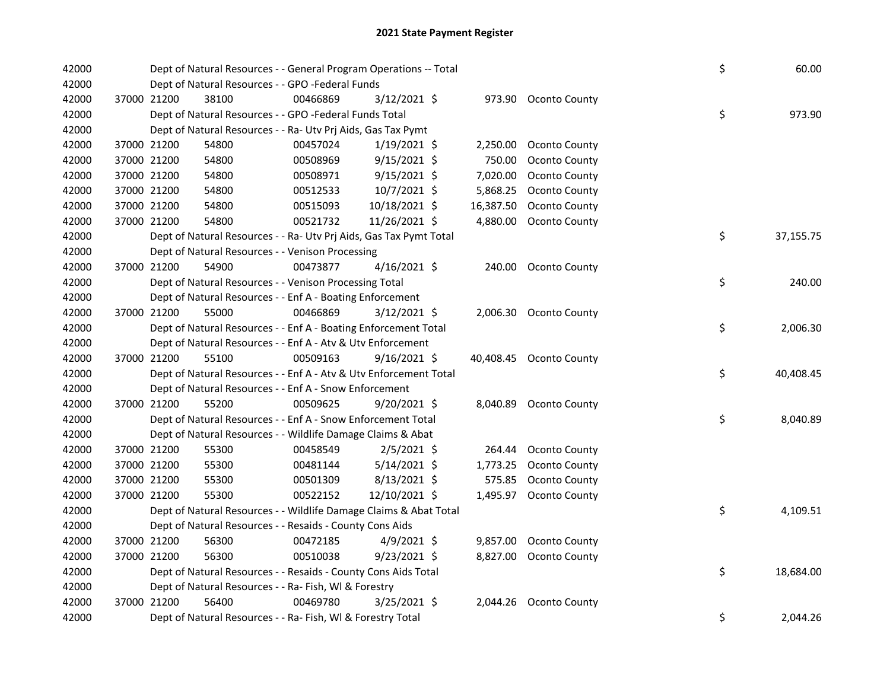# 2021 State Payment Register

| | | | | | | | | | |
|---|---|---|---|---|---|---|---|---|---|
| 42000 | | | Dept of Natural Resources - - General Program Operations -- Total | | | | | $ | 60.00 |
| 42000 | | | Dept of Natural Resources - - GPO -Federal Funds | | | | | | |
| 42000 | 37000 21200 | 38100 | 00466869 | 3/12/2021 $ | 973.90 | Oconto County | | | |
| 42000 | | | Dept of Natural Resources - - GPO -Federal Funds Total | | | | | $ | 973.90 |
| 42000 | | | Dept of Natural Resources - - Ra- Utv Prj Aids, Gas Tax Pymt | | | | | | |
| 42000 | 37000 21200 | 54800 | 00457024 | 1/19/2021 $ | 2,250.00 | Oconto County | | | |
| 42000 | 37000 21200 | 54800 | 00508969 | 9/15/2021 $ | 750.00 | Oconto County | | | |
| 42000 | 37000 21200 | 54800 | 00508971 | 9/15/2021 $ | 7,020.00 | Oconto County | | | |
| 42000 | 37000 21200 | 54800 | 00512533 | 10/7/2021 $ | 5,868.25 | Oconto County | | | |
| 42000 | 37000 21200 | 54800 | 00515093 | 10/18/2021 $ | 16,387.50 | Oconto County | | | |
| 42000 | 37000 21200 | 54800 | 00521732 | 11/26/2021 $ | 4,880.00 | Oconto County | | | |
| 42000 | | | Dept of Natural Resources - - Ra- Utv Prj Aids, Gas Tax Pymt Total | | | | | $ | 37,155.75 |
| 42000 | | | Dept of Natural Resources - - Venison Processing | | | | | | |
| 42000 | 37000 21200 | 54900 | 00473877 | 4/16/2021 $ | 240.00 | Oconto County | | | |
| 42000 | | | Dept of Natural Resources - - Venison Processing Total | | | | | $ | 240.00 |
| 42000 | | | Dept of Natural Resources - - Enf A - Boating Enforcement | | | | | | |
| 42000 | 37000 21200 | 55000 | 00466869 | 3/12/2021 $ | 2,006.30 | Oconto County | | | |
| 42000 | | | Dept of Natural Resources - - Enf A - Boating Enforcement Total | | | | | $ | 2,006.30 |
| 42000 | | | Dept of Natural Resources - - Enf A - Atv & Utv Enforcement | | | | | | |
| 42000 | 37000 21200 | 55100 | 00509163 | 9/16/2021 $ | 40,408.45 | Oconto County | | | |
| 42000 | | | Dept of Natural Resources - - Enf A - Atv & Utv Enforcement Total | | | | | $ | 40,408.45 |
| 42000 | | | Dept of Natural Resources - - Enf A - Snow Enforcement | | | | | | |
| 42000 | 37000 21200 | 55200 | 00509625 | 9/20/2021 $ | 8,040.89 | Oconto County | | | |
| 42000 | | | Dept of Natural Resources - - Enf A - Snow Enforcement Total | | | | | $ | 8,040.89 |
| 42000 | | | Dept of Natural Resources - - Wildlife Damage Claims & Abat | | | | | | |
| 42000 | 37000 21200 | 55300 | 00458549 | 2/5/2021 $ | 264.44 | Oconto County | | | |
| 42000 | 37000 21200 | 55300 | 00481144 | 5/14/2021 $ | 1,773.25 | Oconto County | | | |
| 42000 | 37000 21200 | 55300 | 00501309 | 8/13/2021 $ | 575.85 | Oconto County | | | |
| 42000 | 37000 21200 | 55300 | 00522152 | 12/10/2021 $ | 1,495.97 | Oconto County | | | |
| 42000 | | | Dept of Natural Resources - - Wildlife Damage Claims & Abat Total | | | | | $ | 4,109.51 |
| 42000 | | | Dept of Natural Resources - - Resaids - County Cons Aids | | | | | | |
| 42000 | 37000 21200 | 56300 | 00472185 | 4/9/2021 $ | 9,857.00 | Oconto County | | | |
| 42000 | 37000 21200 | 56300 | 00510038 | 9/23/2021 $ | 8,827.00 | Oconto County | | | |
| 42000 | | | Dept of Natural Resources - - Resaids - County Cons Aids Total | | | | | $ | 18,684.00 |
| 42000 | | | Dept of Natural Resources - - Ra- Fish, Wl & Forestry | | | | | | |
| 42000 | 37000 21200 | 56400 | 00469780 | 3/25/2021 $ | 2,044.26 | Oconto County | | | |
| 42000 | | | Dept of Natural Resources - - Ra- Fish, Wl & Forestry Total | | | | | $ | 2,044.26 |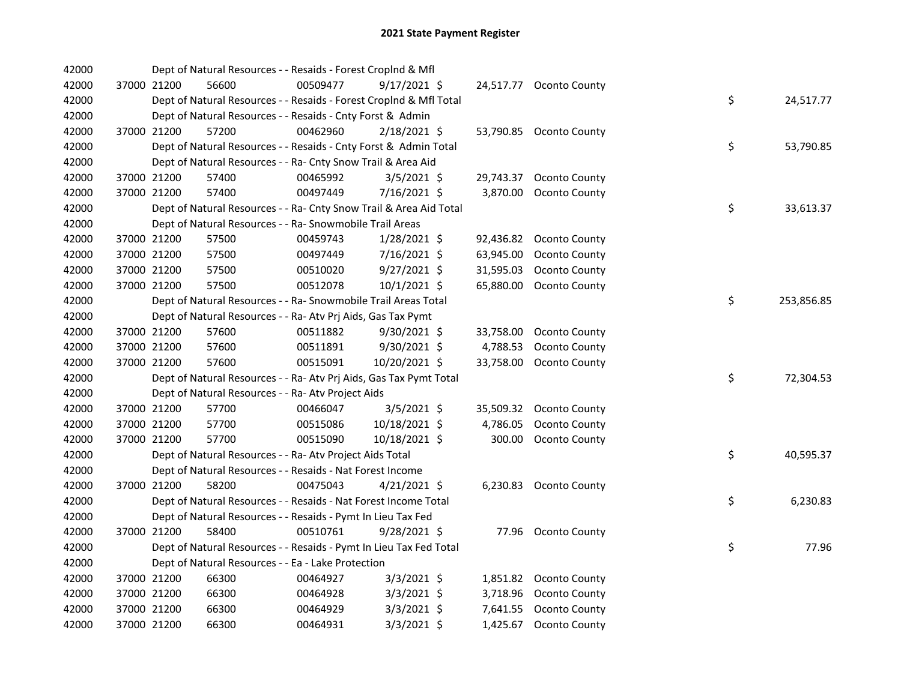## 2021 State Payment Register

| | | | | | | | | | |
|---|---|---|---|---|---|---|---|---|---|
| 42000 | | Dept of Natural Resources - - Resaids - Forest Croplnd & Mfl | | | | | | | |
| 42000 | 37000 | 21200 | 56600 | 00509477 | 9/17/2021 | $ 24,517.77 | Oconto County | | |
| 42000 | | Dept of Natural Resources - - Resaids - Forest Croplnd & Mfl Total | | | | | | $ | 24,517.77 |
| 42000 | | Dept of Natural Resources - - Resaids - Cnty Forst & Admin | | | | | | | |
| 42000 | 37000 | 21200 | 57200 | 00462960 | 2/18/2021 | $ 53,790.85 | Oconto County | | |
| 42000 | | Dept of Natural Resources - - Resaids - Cnty Forst & Admin Total | | | | | | $ | 53,790.85 |
| 42000 | | Dept of Natural Resources - - Ra- Cnty Snow Trail & Area Aid | | | | | | | |
| 42000 | 37000 | 21200 | 57400 | 00465992 | 3/5/2021 | $ 29,743.37 | Oconto County | | |
| 42000 | 37000 | 21200 | 57400 | 00497449 | 7/16/2021 | $ 3,870.00 | Oconto County | | |
| 42000 | | Dept of Natural Resources - - Ra- Cnty Snow Trail & Area Aid Total | | | | | | $ | 33,613.37 |
| 42000 | | Dept of Natural Resources - - Ra- Snowmobile Trail Areas | | | | | | | |
| 42000 | 37000 | 21200 | 57500 | 00459743 | 1/28/2021 | $ 92,436.82 | Oconto County | | |
| 42000 | 37000 | 21200 | 57500 | 00497449 | 7/16/2021 | $ 63,945.00 | Oconto County | | |
| 42000 | 37000 | 21200 | 57500 | 00510020 | 9/27/2021 | $ 31,595.03 | Oconto County | | |
| 42000 | 37000 | 21200 | 57500 | 00512078 | 10/1/2021 | $ 65,880.00 | Oconto County | | |
| 42000 | | Dept of Natural Resources - - Ra- Snowmobile Trail Areas Total | | | | | | $ | 253,856.85 |
| 42000 | | Dept of Natural Resources - - Ra- Atv Prj Aids, Gas Tax Pymt | | | | | | | |
| 42000 | 37000 | 21200 | 57600 | 00511882 | 9/30/2021 | $ 33,758.00 | Oconto County | | |
| 42000 | 37000 | 21200 | 57600 | 00511891 | 9/30/2021 | $ 4,788.53 | Oconto County | | |
| 42000 | 37000 | 21200 | 57600 | 00515091 | 10/20/2021 | $ 33,758.00 | Oconto County | | |
| 42000 | | Dept of Natural Resources - - Ra- Atv Prj Aids, Gas Tax Pymt Total | | | | | | $ | 72,304.53 |
| 42000 | | Dept of Natural Resources - - Ra- Atv Project Aids | | | | | | | |
| 42000 | 37000 | 21200 | 57700 | 00466047 | 3/5/2021 | $ 35,509.32 | Oconto County | | |
| 42000 | 37000 | 21200 | 57700 | 00515086 | 10/18/2021 | $ 4,786.05 | Oconto County | | |
| 42000 | 37000 | 21200 | 57700 | 00515090 | 10/18/2021 | $ 300.00 | Oconto County | | |
| 42000 | | Dept of Natural Resources - - Ra- Atv Project Aids Total | | | | | | $ | 40,595.37 |
| 42000 | | Dept of Natural Resources - - Resaids - Nat Forest Income | | | | | | | |
| 42000 | 37000 | 21200 | 58200 | 00475043 | 4/21/2021 | $ 6,230.83 | Oconto County | | |
| 42000 | | Dept of Natural Resources - - Resaids - Nat Forest Income Total | | | | | | $ | 6,230.83 |
| 42000 | | Dept of Natural Resources - - Resaids - Pymt In Lieu Tax Fed | | | | | | | |
| 42000 | 37000 | 21200 | 58400 | 00510761 | 9/28/2021 | $ 77.96 | Oconto County | | |
| 42000 | | Dept of Natural Resources - - Resaids - Pymt In Lieu Tax Fed Total | | | | | | $ | 77.96 |
| 42000 | | Dept of Natural Resources - - Ea - Lake Protection | | | | | | | |
| 42000 | 37000 | 21200 | 66300 | 00464927 | 3/3/2021 | $ 1,851.82 | Oconto County | | |
| 42000 | 37000 | 21200 | 66300 | 00464928 | 3/3/2021 | $ 3,718.96 | Oconto County | | |
| 42000 | 37000 | 21200 | 66300 | 00464929 | 3/3/2021 | $ 7,641.55 | Oconto County | | |
| 42000 | 37000 | 21200 | 66300 | 00464931 | 3/3/2021 | $ 1,425.67 | Oconto County | | |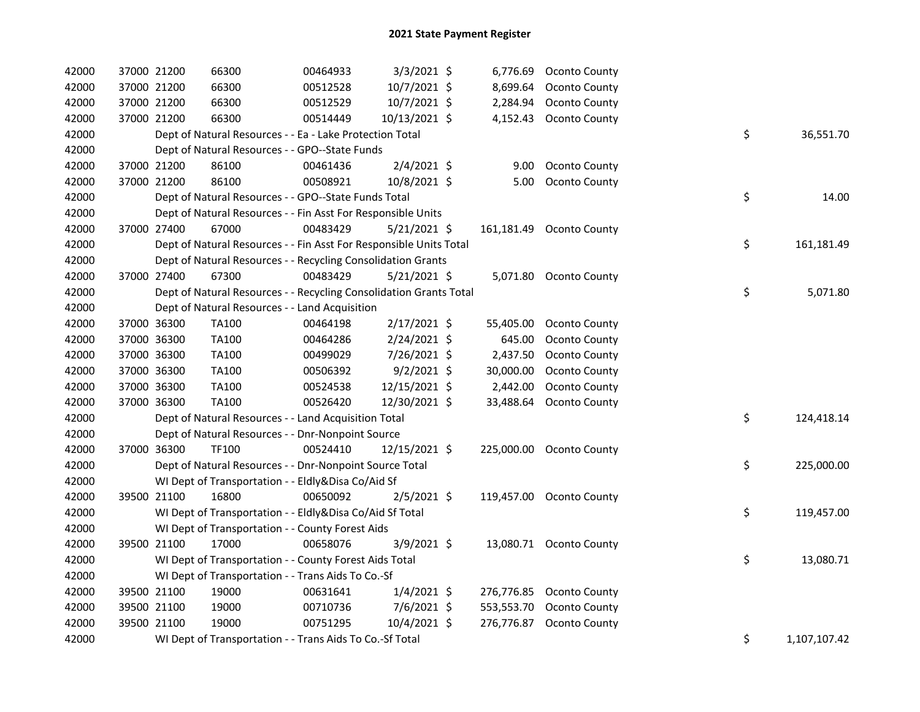## 2021 State Payment Register

| | | | | | | | | | |
|---|---|---|---|---|---|---|---|---|---|
| 42000 | 37000 | 21200 | 66300 | 00464933 | 3/3/2021 | $ | 6,776.69 | Oconto County | | |
| 42000 | 37000 | 21200 | 66300 | 00512528 | 10/7/2021 | $ | 8,699.64 | Oconto County | | |
| 42000 | 37000 | 21200 | 66300 | 00512529 | 10/7/2021 | $ | 2,284.94 | Oconto County | | |
| 42000 | 37000 | 21200 | 66300 | 00514449 | 10/13/2021 | $ | 4,152.43 | Oconto County | | |
| 42000 | | Dept of Natural Resources - - Ea - Lake Protection Total | | | | | | | $ | 36,551.70 |
| 42000 | | Dept of Natural Resources - - GPO--State Funds | | | | | | | | |
| 42000 | 37000 | 21200 | 86100 | 00461436 | 2/4/2021 | $ | 9.00 | Oconto County | | |
| 42000 | 37000 | 21200 | 86100 | 00508921 | 10/8/2021 | $ | 5.00 | Oconto County | | |
| 42000 | | Dept of Natural Resources - - GPO--State Funds Total | | | | | | | $ | 14.00 |
| 42000 | | Dept of Natural Resources - - Fin Asst For Responsible Units | | | | | | | | |
| 42000 | 37000 | 27400 | 67000 | 00483429 | 5/21/2021 | $ | 161,181.49 | Oconto County | | |
| 42000 | | Dept of Natural Resources - - Fin Asst For Responsible Units Total | | | | | | | $ | 161,181.49 |
| 42000 | | Dept of Natural Resources - - Recycling Consolidation Grants | | | | | | | | |
| 42000 | 37000 | 27400 | 67300 | 00483429 | 5/21/2021 | $ | 5,071.80 | Oconto County | | |
| 42000 | | Dept of Natural Resources - - Recycling Consolidation Grants Total | | | | | | | $ | 5,071.80 |
| 42000 | | Dept of Natural Resources - - Land Acquisition | | | | | | | | |
| 42000 | 37000 | 36300 | TA100 | 00464198 | 2/17/2021 | $ | 55,405.00 | Oconto County | | |
| 42000 | 37000 | 36300 | TA100 | 00464286 | 2/24/2021 | $ | 645.00 | Oconto County | | |
| 42000 | 37000 | 36300 | TA100 | 00499029 | 7/26/2021 | $ | 2,437.50 | Oconto County | | |
| 42000 | 37000 | 36300 | TA100 | 00506392 | 9/2/2021 | $ | 30,000.00 | Oconto County | | |
| 42000 | 37000 | 36300 | TA100 | 00524538 | 12/15/2021 | $ | 2,442.00 | Oconto County | | |
| 42000 | 37000 | 36300 | TA100 | 00526420 | 12/30/2021 | $ | 33,488.64 | Oconto County | | |
| 42000 | | Dept of Natural Resources - - Land Acquisition Total | | | | | | | $ | 124,418.14 |
| 42000 | | Dept of Natural Resources - - Dnr-Nonpoint Source | | | | | | | | |
| 42000 | 37000 | 36300 | TF100 | 00524410 | 12/15/2021 | $ | 225,000.00 | Oconto County | | |
| 42000 | | Dept of Natural Resources - - Dnr-Nonpoint Source Total | | | | | | | $ | 225,000.00 |
| 42000 | | WI Dept of Transportation - - Eldly&Disa Co/Aid Sf | | | | | | | | |
| 42000 | 39500 | 21100 | 16800 | 00650092 | 2/5/2021 | $ | 119,457.00 | Oconto County | | |
| 42000 | | WI Dept of Transportation - - Eldly&Disa Co/Aid Sf Total | | | | | | | $ | 119,457.00 |
| 42000 | | WI Dept of Transportation - - County Forest Aids | | | | | | | | |
| 42000 | 39500 | 21100 | 17000 | 00658076 | 3/9/2021 | $ | 13,080.71 | Oconto County | | |
| 42000 | | WI Dept of Transportation - - County Forest Aids Total | | | | | | | $ | 13,080.71 |
| 42000 | | WI Dept of Transportation - - Trans Aids To Co.-Sf | | | | | | | | |
| 42000 | 39500 | 21100 | 19000 | 00631641 | 1/4/2021 | $ | 276,776.85 | Oconto County | | |
| 42000 | 39500 | 21100 | 19000 | 00710736 | 7/6/2021 | $ | 553,553.70 | Oconto County | | |
| 42000 | 39500 | 21100 | 19000 | 00751295 | 10/4/2021 | $ | 276,776.87 | Oconto County | | |
| 42000 | | WI Dept of Transportation - - Trans Aids To Co.-Sf Total | | | | | | | $ | 1,107,107.42 |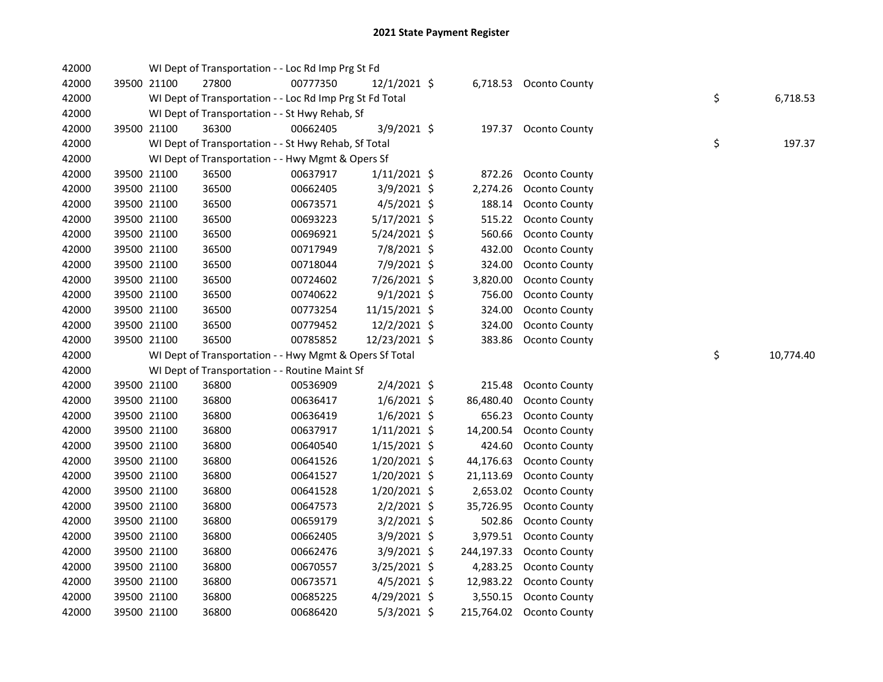# 2021 State Payment Register

| | | | | | | | | | |
|---|---|---|---|---|---|---|---|---|---|
| 42000 | | WI Dept of Transportation - - Loc Rd Imp Prg St Fd | | | | | | | |
| 42000 | 39500 21100 | 27800 | 00777350 | 12/1/2021 | $ | 6,718.53 | Oconto County | | |
| 42000 | | WI Dept of Transportation - - Loc Rd Imp Prg St Fd Total | | | | | | $ | 6,718.53 |
| 42000 | | WI Dept of Transportation - - St Hwy Rehab, Sf | | | | | | | |
| 42000 | 39500 21100 | 36300 | 00662405 | 3/9/2021 | $ | 197.37 | Oconto County | | |
| 42000 | | WI Dept of Transportation - - St Hwy Rehab, Sf Total | | | | | | $ | 197.37 |
| 42000 | | WI Dept of Transportation - - Hwy Mgmt & Opers Sf | | | | | | | |
| 42000 | 39500 21100 | 36500 | 00637917 | 1/11/2021 | $ | 872.26 | Oconto County | | |
| 42000 | 39500 21100 | 36500 | 00662405 | 3/9/2021 | $ | 2,274.26 | Oconto County | | |
| 42000 | 39500 21100 | 36500 | 00673571 | 4/5/2021 | $ | 188.14 | Oconto County | | |
| 42000 | 39500 21100 | 36500 | 00693223 | 5/17/2021 | $ | 515.22 | Oconto County | | |
| 42000 | 39500 21100 | 36500 | 00696921 | 5/24/2021 | $ | 560.66 | Oconto County | | |
| 42000 | 39500 21100 | 36500 | 00717949 | 7/8/2021 | $ | 432.00 | Oconto County | | |
| 42000 | 39500 21100 | 36500 | 00718044 | 7/9/2021 | $ | 324.00 | Oconto County | | |
| 42000 | 39500 21100 | 36500 | 00724602 | 7/26/2021 | $ | 3,820.00 | Oconto County | | |
| 42000 | 39500 21100 | 36500 | 00740622 | 9/1/2021 | $ | 756.00 | Oconto County | | |
| 42000 | 39500 21100 | 36500 | 00773254 | 11/15/2021 | $ | 324.00 | Oconto County | | |
| 42000 | 39500 21100 | 36500 | 00779452 | 12/2/2021 | $ | 324.00 | Oconto County | | |
| 42000 | 39500 21100 | 36500 | 00785852 | 12/23/2021 | $ | 383.86 | Oconto County | | |
| 42000 | | WI Dept of Transportation - - Hwy Mgmt & Opers Sf Total | | | | | | $ | 10,774.40 |
| 42000 | | WI Dept of Transportation - - Routine Maint Sf | | | | | | | |
| 42000 | 39500 21100 | 36800 | 00536909 | 2/4/2021 | $ | 215.48 | Oconto County | | |
| 42000 | 39500 21100 | 36800 | 00636417 | 1/6/2021 | $ | 86,480.40 | Oconto County | | |
| 42000 | 39500 21100 | 36800 | 00636419 | 1/6/2021 | $ | 656.23 | Oconto County | | |
| 42000 | 39500 21100 | 36800 | 00637917 | 1/11/2021 | $ | 14,200.54 | Oconto County | | |
| 42000 | 39500 21100 | 36800 | 00640540 | 1/15/2021 | $ | 424.60 | Oconto County | | |
| 42000 | 39500 21100 | 36800 | 00641526 | 1/20/2021 | $ | 44,176.63 | Oconto County | | |
| 42000 | 39500 21100 | 36800 | 00641527 | 1/20/2021 | $ | 21,113.69 | Oconto County | | |
| 42000 | 39500 21100 | 36800 | 00641528 | 1/20/2021 | $ | 2,653.02 | Oconto County | | |
| 42000 | 39500 21100 | 36800 | 00647573 | 2/2/2021 | $ | 35,726.95 | Oconto County | | |
| 42000 | 39500 21100 | 36800 | 00659179 | 3/2/2021 | $ | 502.86 | Oconto County | | |
| 42000 | 39500 21100 | 36800 | 00662405 | 3/9/2021 | $ | 3,979.51 | Oconto County | | |
| 42000 | 39500 21100 | 36800 | 00662476 | 3/9/2021 | $ | 244,197.33 | Oconto County | | |
| 42000 | 39500 21100 | 36800 | 00670557 | 3/25/2021 | $ | 4,283.25 | Oconto County | | |
| 42000 | 39500 21100 | 36800 | 00673571 | 4/5/2021 | $ | 12,983.22 | Oconto County | | |
| 42000 | 39500 21100 | 36800 | 00685225 | 4/29/2021 | $ | 3,550.15 | Oconto County | | |
| 42000 | 39500 21100 | 36800 | 00686420 | 5/3/2021 | $ | 215,764.02 | Oconto County | | |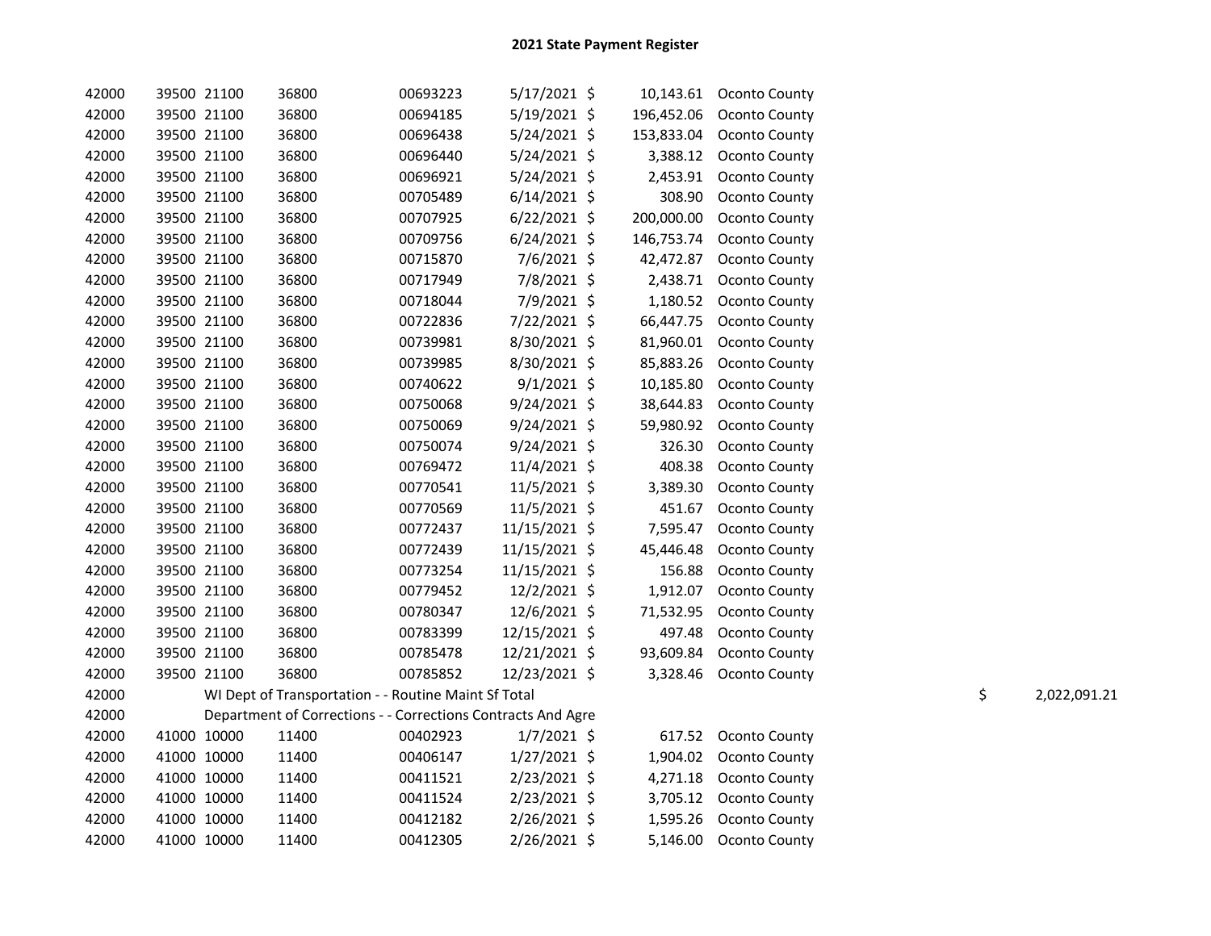# 2021 State Payment Register

| | | | | | | | | | |
|---|---|---|---|---|---|---|---|---|---|
| 42000 | 39500 | 21100 | 36800 | 00693223 | 5/17/2021 | $ | 10,143.61 | Oconto County | |
| 42000 | 39500 | 21100 | 36800 | 00694185 | 5/19/2021 | $ | 196,452.06 | Oconto County | |
| 42000 | 39500 | 21100 | 36800 | 00696438 | 5/24/2021 | $ | 153,833.04 | Oconto County | |
| 42000 | 39500 | 21100 | 36800 | 00696440 | 5/24/2021 | $ | 3,388.12 | Oconto County | |
| 42000 | 39500 | 21100 | 36800 | 00696921 | 5/24/2021 | $ | 2,453.91 | Oconto County | |
| 42000 | 39500 | 21100 | 36800 | 00705489 | 6/14/2021 | $ | 308.90 | Oconto County | |
| 42000 | 39500 | 21100 | 36800 | 00707925 | 6/22/2021 | $ | 200,000.00 | Oconto County | |
| 42000 | 39500 | 21100 | 36800 | 00709756 | 6/24/2021 | $ | 146,753.74 | Oconto County | |
| 42000 | 39500 | 21100 | 36800 | 00715870 | 7/6/2021 | $ | 42,472.87 | Oconto County | |
| 42000 | 39500 | 21100 | 36800 | 00717949 | 7/8/2021 | $ | 2,438.71 | Oconto County | |
| 42000 | 39500 | 21100 | 36800 | 00718044 | 7/9/2021 | $ | 1,180.52 | Oconto County | |
| 42000 | 39500 | 21100 | 36800 | 00722836 | 7/22/2021 | $ | 66,447.75 | Oconto County | |
| 42000 | 39500 | 21100 | 36800 | 00739981 | 8/30/2021 | $ | 81,960.01 | Oconto County | |
| 42000 | 39500 | 21100 | 36800 | 00739985 | 8/30/2021 | $ | 85,883.26 | Oconto County | |
| 42000 | 39500 | 21100 | 36800 | 00740622 | 9/1/2021 | $ | 10,185.80 | Oconto County | |
| 42000 | 39500 | 21100 | 36800 | 00750068 | 9/24/2021 | $ | 38,644.83 | Oconto County | |
| 42000 | 39500 | 21100 | 36800 | 00750069 | 9/24/2021 | $ | 59,980.92 | Oconto County | |
| 42000 | 39500 | 21100 | 36800 | 00750074 | 9/24/2021 | $ | 326.30 | Oconto County | |
| 42000 | 39500 | 21100 | 36800 | 00769472 | 11/4/2021 | $ | 408.38 | Oconto County | |
| 42000 | 39500 | 21100 | 36800 | 00770541 | 11/5/2021 | $ | 3,389.30 | Oconto County | |
| 42000 | 39500 | 21100 | 36800 | 00770569 | 11/5/2021 | $ | 451.67 | Oconto County | |
| 42000 | 39500 | 21100 | 36800 | 00772437 | 11/15/2021 | $ | 7,595.47 | Oconto County | |
| 42000 | 39500 | 21100 | 36800 | 00772439 | 11/15/2021 | $ | 45,446.48 | Oconto County | |
| 42000 | 39500 | 21100 | 36800 | 00773254 | 11/15/2021 | $ | 156.88 | Oconto County | |
| 42000 | 39500 | 21100 | 36800 | 00779452 | 12/2/2021 | $ | 1,912.07 | Oconto County | |
| 42000 | 39500 | 21100 | 36800 | 00780347 | 12/6/2021 | $ | 71,532.95 | Oconto County | |
| 42000 | 39500 | 21100 | 36800 | 00783399 | 12/15/2021 | $ | 497.48 | Oconto County | |
| 42000 | 39500 | 21100 | 36800 | 00785478 | 12/21/2021 | $ | 93,609.84 | Oconto County | |
| 42000 | 39500 | 21100 | 36800 | 00785852 | 12/23/2021 | $ | 3,328.46 | Oconto County | |
| 42000 | | WI Dept of Transportation - - Routine Maint Sf Total | | | | | | | $ 2,022,091.21 |
| 42000 | | Department of Corrections - - Corrections Contracts And Agre | | | | | | | |
| 42000 | 41000 | 10000 | 11400 | 00402923 | 1/7/2021 | $ | 617.52 | Oconto County | |
| 42000 | 41000 | 10000 | 11400 | 00406147 | 1/27/2021 | $ | 1,904.02 | Oconto County | |
| 42000 | 41000 | 10000 | 11400 | 00411521 | 2/23/2021 | $ | 4,271.18 | Oconto County | |
| 42000 | 41000 | 10000 | 11400 | 00411524 | 2/23/2021 | $ | 3,705.12 | Oconto County | |
| 42000 | 41000 | 10000 | 11400 | 00412182 | 2/26/2021 | $ | 1,595.26 | Oconto County | |
| 42000 | 41000 | 10000 | 11400 | 00412305 | 2/26/2021 | $ | 5,146.00 | Oconto County | |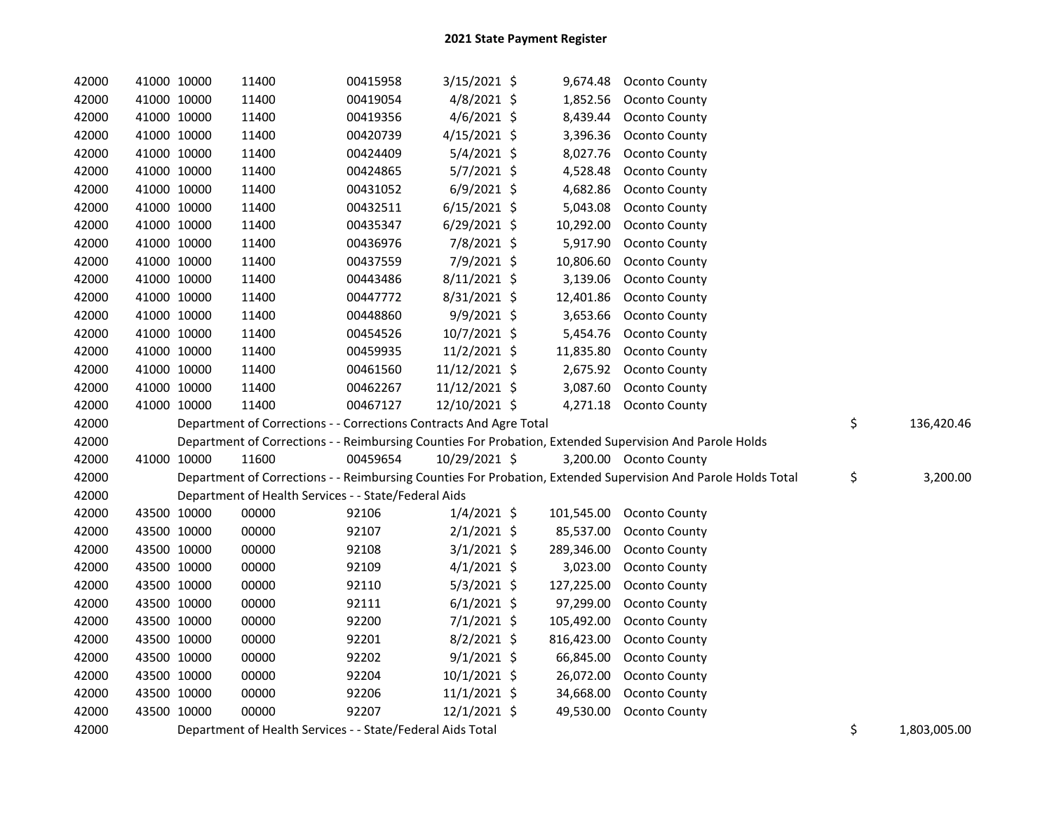# 2021 State Payment Register

| | | | | | | | | | |
|---|---|---|---|---|---|---|---|---|---|
| 42000 | 41000 | 10000 | 11400 | 00415958 | 3/15/2021 | $ | 9,674.48 | Oconto County | | |
| 42000 | 41000 | 10000 | 11400 | 00419054 | 4/8/2021 | $ | 1,852.56 | Oconto County | | |
| 42000 | 41000 | 10000 | 11400 | 00419356 | 4/6/2021 | $ | 8,439.44 | Oconto County | | |
| 42000 | 41000 | 10000 | 11400 | 00420739 | 4/15/2021 | $ | 3,396.36 | Oconto County | | |
| 42000 | 41000 | 10000 | 11400 | 00424409 | 5/4/2021 | $ | 8,027.76 | Oconto County | | |
| 42000 | 41000 | 10000 | 11400 | 00424865 | 5/7/2021 | $ | 4,528.48 | Oconto County | | |
| 42000 | 41000 | 10000 | 11400 | 00431052 | 6/9/2021 | $ | 4,682.86 | Oconto County | | |
| 42000 | 41000 | 10000 | 11400 | 00432511 | 6/15/2021 | $ | 5,043.08 | Oconto County | | |
| 42000 | 41000 | 10000 | 11400 | 00435347 | 6/29/2021 | $ | 10,292.00 | Oconto County | | |
| 42000 | 41000 | 10000 | 11400 | 00436976 | 7/8/2021 | $ | 5,917.90 | Oconto County | | |
| 42000 | 41000 | 10000 | 11400 | 00437559 | 7/9/2021 | $ | 10,806.60 | Oconto County | | |
| 42000 | 41000 | 10000 | 11400 | 00443486 | 8/11/2021 | $ | 3,139.06 | Oconto County | | |
| 42000 | 41000 | 10000 | 11400 | 00447772 | 8/31/2021 | $ | 12,401.86 | Oconto County | | |
| 42000 | 41000 | 10000 | 11400 | 00448860 | 9/9/2021 | $ | 3,653.66 | Oconto County | | |
| 42000 | 41000 | 10000 | 11400 | 00454526 | 10/7/2021 | $ | 5,454.76 | Oconto County | | |
| 42000 | 41000 | 10000 | 11400 | 00459935 | 11/2/2021 | $ | 11,835.80 | Oconto County | | |
| 42000 | 41000 | 10000 | 11400 | 00461560 | 11/12/2021 | $ | 2,675.92 | Oconto County | | |
| 42000 | 41000 | 10000 | 11400 | 00462267 | 11/12/2021 | $ | 3,087.60 | Oconto County | | |
| 42000 | 41000 | 10000 | 11400 | 00467127 | 12/10/2021 | $ | 4,271.18 | Oconto County | | |
| 42000 | | Department of Corrections - - Corrections Contracts And Agre Total | | | | | | | $ | 136,420.46 |
| 42000 | | Department of Corrections - - Reimbursing Counties For Probation, Extended Supervision And Parole Holds | | | | | | | | |
| 42000 | 41000 | 10000 | 11600 | 00459654 | 10/29/2021 | $ | 3,200.00 | Oconto County | | |
| 42000 | | Department of Corrections - - Reimbursing Counties For Probation, Extended Supervision And Parole Holds Total | | | | | | | $ | 3,200.00 |
| 42000 | | Department of Health Services - - State/Federal Aids | | | | | | | | |
| 42000 | 43500 | 10000 | 00000 | 92106 | 1/4/2021 | $ | 101,545.00 | Oconto County | | |
| 42000 | 43500 | 10000 | 00000 | 92107 | 2/1/2021 | $ | 85,537.00 | Oconto County | | |
| 42000 | 43500 | 10000 | 00000 | 92108 | 3/1/2021 | $ | 289,346.00 | Oconto County | | |
| 42000 | 43500 | 10000 | 00000 | 92109 | 4/1/2021 | $ | 3,023.00 | Oconto County | | |
| 42000 | 43500 | 10000 | 00000 | 92110 | 5/3/2021 | $ | 127,225.00 | Oconto County | | |
| 42000 | 43500 | 10000 | 00000 | 92111 | 6/1/2021 | $ | 97,299.00 | Oconto County | | |
| 42000 | 43500 | 10000 | 00000 | 92200 | 7/1/2021 | $ | 105,492.00 | Oconto County | | |
| 42000 | 43500 | 10000 | 00000 | 92201 | 8/2/2021 | $ | 816,423.00 | Oconto County | | |
| 42000 | 43500 | 10000 | 00000 | 92202 | 9/1/2021 | $ | 66,845.00 | Oconto County | | |
| 42000 | 43500 | 10000 | 00000 | 92204 | 10/1/2021 | $ | 26,072.00 | Oconto County | | |
| 42000 | 43500 | 10000 | 00000 | 92206 | 11/1/2021 | $ | 34,668.00 | Oconto County | | |
| 42000 | 43500 | 10000 | 00000 | 92207 | 12/1/2021 | $ | 49,530.00 | Oconto County | | |
| 42000 | | Department of Health Services - - State/Federal Aids Total | | | | | | | $ | 1,803,005.00 |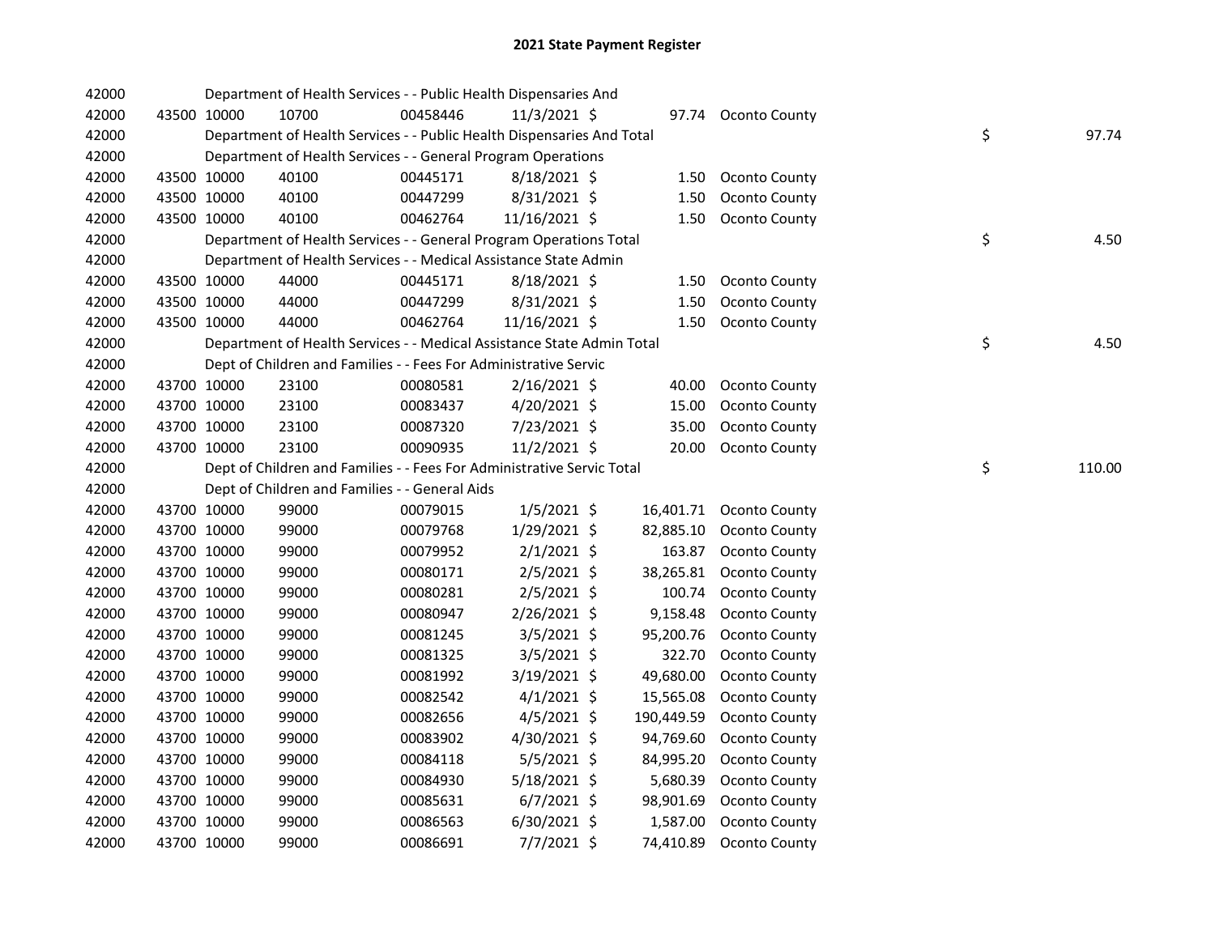## 2021 State Payment Register

| | | | | | | | | | |
|---|---|---|---|---|---|---|---|---|---|
| 42000 | | | Department of Health Services - - Public Health Dispensaries And | | | | | | |
| 42000 | 43500 | 10000 | 10700 | 00458446 | 11/3/2021 | $ 97.74 | Oconto County | | |
| 42000 | | | Department of Health Services - - Public Health Dispensaries And Total | | | | | $ | 97.74 |
| 42000 | | | Department of Health Services - - General Program Operations | | | | | | |
| 42000 | 43500 | 10000 | 40100 | 00445171 | 8/18/2021 | $ 1.50 | Oconto County | | |
| 42000 | 43500 | 10000 | 40100 | 00447299 | 8/31/2021 | $ 1.50 | Oconto County | | |
| 42000 | 43500 | 10000 | 40100 | 00462764 | 11/16/2021 | $ 1.50 | Oconto County | | |
| 42000 | | | Department of Health Services - - General Program Operations Total | | | | | $ | 4.50 |
| 42000 | | | Department of Health Services - - Medical Assistance State Admin | | | | | | |
| 42000 | 43500 | 10000 | 44000 | 00445171 | 8/18/2021 | $ 1.50 | Oconto County | | |
| 42000 | 43500 | 10000 | 44000 | 00447299 | 8/31/2021 | $ 1.50 | Oconto County | | |
| 42000 | 43500 | 10000 | 44000 | 00462764 | 11/16/2021 | $ 1.50 | Oconto County | | |
| 42000 | | | Department of Health Services - - Medical Assistance State Admin Total | | | | | $ | 4.50 |
| 42000 | | | Dept of Children and Families - - Fees For Administrative Servic | | | | | | |
| 42000 | 43700 | 10000 | 23100 | 00080581 | 2/16/2021 | $ 40.00 | Oconto County | | |
| 42000 | 43700 | 10000 | 23100 | 00083437 | 4/20/2021 | $ 15.00 | Oconto County | | |
| 42000 | 43700 | 10000 | 23100 | 00087320 | 7/23/2021 | $ 35.00 | Oconto County | | |
| 42000 | 43700 | 10000 | 23100 | 00090935 | 11/2/2021 | $ 20.00 | Oconto County | | |
| 42000 | | | Dept of Children and Families - - Fees For Administrative Servic Total | | | | | $ | 110.00 |
| 42000 | | | Dept of Children and Families - - General Aids | | | | | | |
| 42000 | 43700 | 10000 | 99000 | 00079015 | 1/5/2021 | $ 16,401.71 | Oconto County | | |
| 42000 | 43700 | 10000 | 99000 | 00079768 | 1/29/2021 | $ 82,885.10 | Oconto County | | |
| 42000 | 43700 | 10000 | 99000 | 00079952 | 2/1/2021 | $ 163.87 | Oconto County | | |
| 42000 | 43700 | 10000 | 99000 | 00080171 | 2/5/2021 | $ 38,265.81 | Oconto County | | |
| 42000 | 43700 | 10000 | 99000 | 00080281 | 2/5/2021 | $ 100.74 | Oconto County | | |
| 42000 | 43700 | 10000 | 99000 | 00080947 | 2/26/2021 | $ 9,158.48 | Oconto County | | |
| 42000 | 43700 | 10000 | 99000 | 00081245 | 3/5/2021 | $ 95,200.76 | Oconto County | | |
| 42000 | 43700 | 10000 | 99000 | 00081325 | 3/5/2021 | $ 322.70 | Oconto County | | |
| 42000 | 43700 | 10000 | 99000 | 00081992 | 3/19/2021 | $ 49,680.00 | Oconto County | | |
| 42000 | 43700 | 10000 | 99000 | 00082542 | 4/1/2021 | $ 15,565.08 | Oconto County | | |
| 42000 | 43700 | 10000 | 99000 | 00082656 | 4/5/2021 | $ 190,449.59 | Oconto County | | |
| 42000 | 43700 | 10000 | 99000 | 00083902 | 4/30/2021 | $ 94,769.60 | Oconto County | | |
| 42000 | 43700 | 10000 | 99000 | 00084118 | 5/5/2021 | $ 84,995.20 | Oconto County | | |
| 42000 | 43700 | 10000 | 99000 | 00084930 | 5/18/2021 | $ 5,680.39 | Oconto County | | |
| 42000 | 43700 | 10000 | 99000 | 00085631 | 6/7/2021 | $ 98,901.69 | Oconto County | | |
| 42000 | 43700 | 10000 | 99000 | 00086563 | 6/30/2021 | $ 1,587.00 | Oconto County | | |
| 42000 | 43700 | 10000 | 99000 | 00086691 | 7/7/2021 | $ 74,410.89 | Oconto County | | |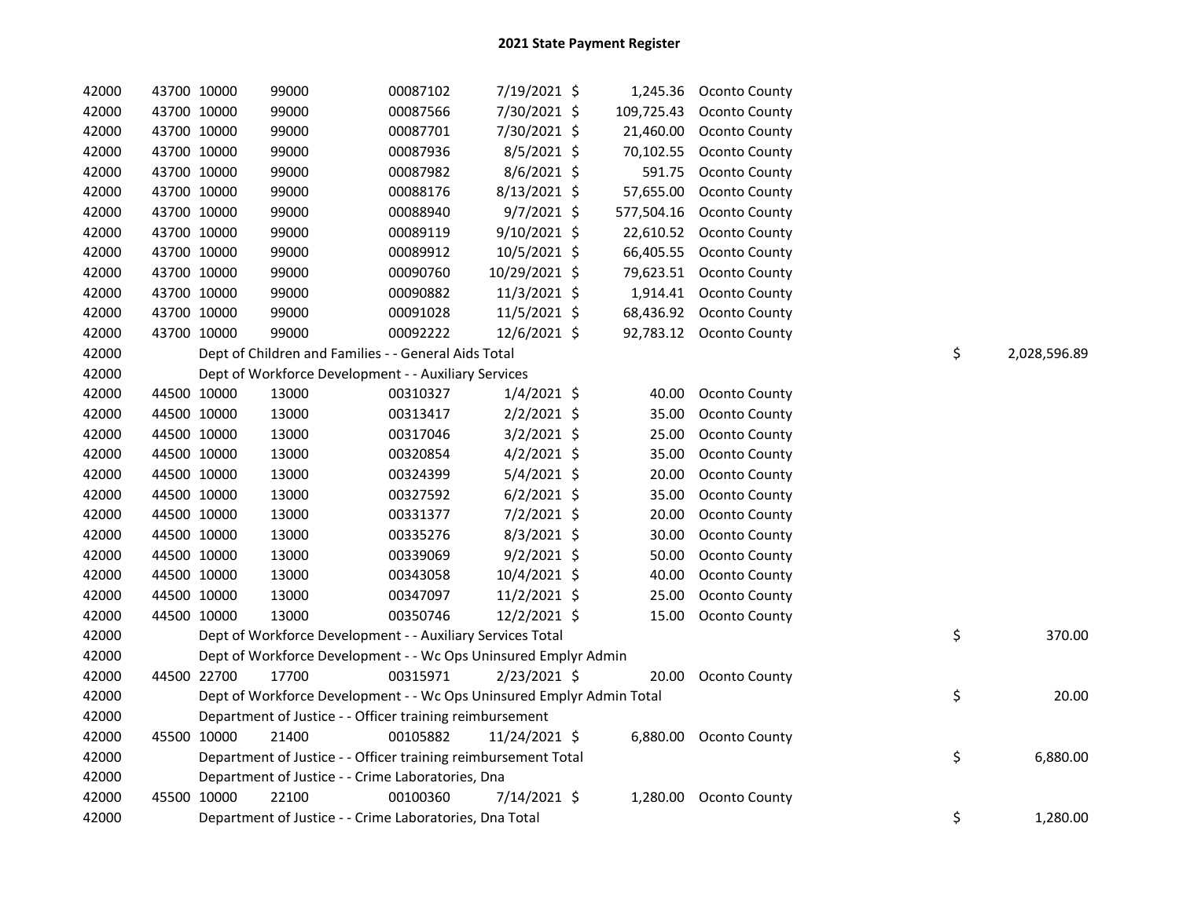## 2021 State Payment Register

| | | | | | | | | | |
|---|---|---|---|---|---|---|---|---|---|
| 42000 | 43700 | 10000 | 99000 | 00087102 | 7/19/2021 | $ 1,245.36 | Oconto County | | |
| 42000 | 43700 | 10000 | 99000 | 00087566 | 7/30/2021 | $ 109,725.43 | Oconto County | | |
| 42000 | 43700 | 10000 | 99000 | 00087701 | 7/30/2021 | $ 21,460.00 | Oconto County | | |
| 42000 | 43700 | 10000 | 99000 | 00087936 | 8/5/2021 | $ 70,102.55 | Oconto County | | |
| 42000 | 43700 | 10000 | 99000 | 00087982 | 8/6/2021 | $ 591.75 | Oconto County | | |
| 42000 | 43700 | 10000 | 99000 | 00088176 | 8/13/2021 | $ 57,655.00 | Oconto County | | |
| 42000 | 43700 | 10000 | 99000 | 00088940 | 9/7/2021 | $ 577,504.16 | Oconto County | | |
| 42000 | 43700 | 10000 | 99000 | 00089119 | 9/10/2021 | $ 22,610.52 | Oconto County | | |
| 42000 | 43700 | 10000 | 99000 | 00089912 | 10/5/2021 | $ 66,405.55 | Oconto County | | |
| 42000 | 43700 | 10000 | 99000 | 00090760 | 10/29/2021 | $ 79,623.51 | Oconto County | | |
| 42000 | 43700 | 10000 | 99000 | 00090882 | 11/3/2021 | $ 1,914.41 | Oconto County | | |
| 42000 | 43700 | 10000 | 99000 | 00091028 | 11/5/2021 | $ 68,436.92 | Oconto County | | |
| 42000 | 43700 | 10000 | 99000 | 00092222 | 12/6/2021 | $ 92,783.12 | Oconto County | | |
| 42000 | | Dept of Children and Families - - General Aids Total | | | | | | $ | 2,028,596.89 |
| 42000 | | Dept of Workforce Development - - Auxiliary Services | | | | | | | |
| 42000 | 44500 | 10000 | 13000 | 00310327 | 1/4/2021 | $ 40.00 | Oconto County | | |
| 42000 | 44500 | 10000 | 13000 | 00313417 | 2/2/2021 | $ 35.00 | Oconto County | | |
| 42000 | 44500 | 10000 | 13000 | 00317046 | 3/2/2021 | $ 25.00 | Oconto County | | |
| 42000 | 44500 | 10000 | 13000 | 00320854 | 4/2/2021 | $ 35.00 | Oconto County | | |
| 42000 | 44500 | 10000 | 13000 | 00324399 | 5/4/2021 | $ 20.00 | Oconto County | | |
| 42000 | 44500 | 10000 | 13000 | 00327592 | 6/2/2021 | $ 35.00 | Oconto County | | |
| 42000 | 44500 | 10000 | 13000 | 00331377 | 7/2/2021 | $ 20.00 | Oconto County | | |
| 42000 | 44500 | 10000 | 13000 | 00335276 | 8/3/2021 | $ 30.00 | Oconto County | | |
| 42000 | 44500 | 10000 | 13000 | 00339069 | 9/2/2021 | $ 50.00 | Oconto County | | |
| 42000 | 44500 | 10000 | 13000 | 00343058 | 10/4/2021 | $ 40.00 | Oconto County | | |
| 42000 | 44500 | 10000 | 13000 | 00347097 | 11/2/2021 | $ 25.00 | Oconto County | | |
| 42000 | 44500 | 10000 | 13000 | 00350746 | 12/2/2021 | $ 15.00 | Oconto County | | |
| 42000 | | Dept of Workforce Development - - Auxiliary Services Total | | | | | | $ | 370.00 |
| 42000 | | Dept of Workforce Development - - Wc Ops Uninsured Emplyr Admin | | | | | | | |
| 42000 | 44500 | 22700 | 17700 | 00315971 | 2/23/2021 | $ 20.00 | Oconto County | | |
| 42000 | | Dept of Workforce Development - - Wc Ops Uninsured Emplyr Admin Total | | | | | | $ | 20.00 |
| 42000 | | Department of Justice - - Officer training reimbursement | | | | | | | |
| 42000 | 45500 | 10000 | 21400 | 00105882 | 11/24/2021 | $ 6,880.00 | Oconto County | | |
| 42000 | | Department of Justice - - Officer training reimbursement Total | | | | | | $ | 6,880.00 |
| 42000 | | Department of Justice - - Crime Laboratories, Dna | | | | | | | |
| 42000 | 45500 | 10000 | 22100 | 00100360 | 7/14/2021 | $ 1,280.00 | Oconto County | | |
| 42000 | | Department of Justice - - Crime Laboratories, Dna Total | | | | | | $ | 1,280.00 |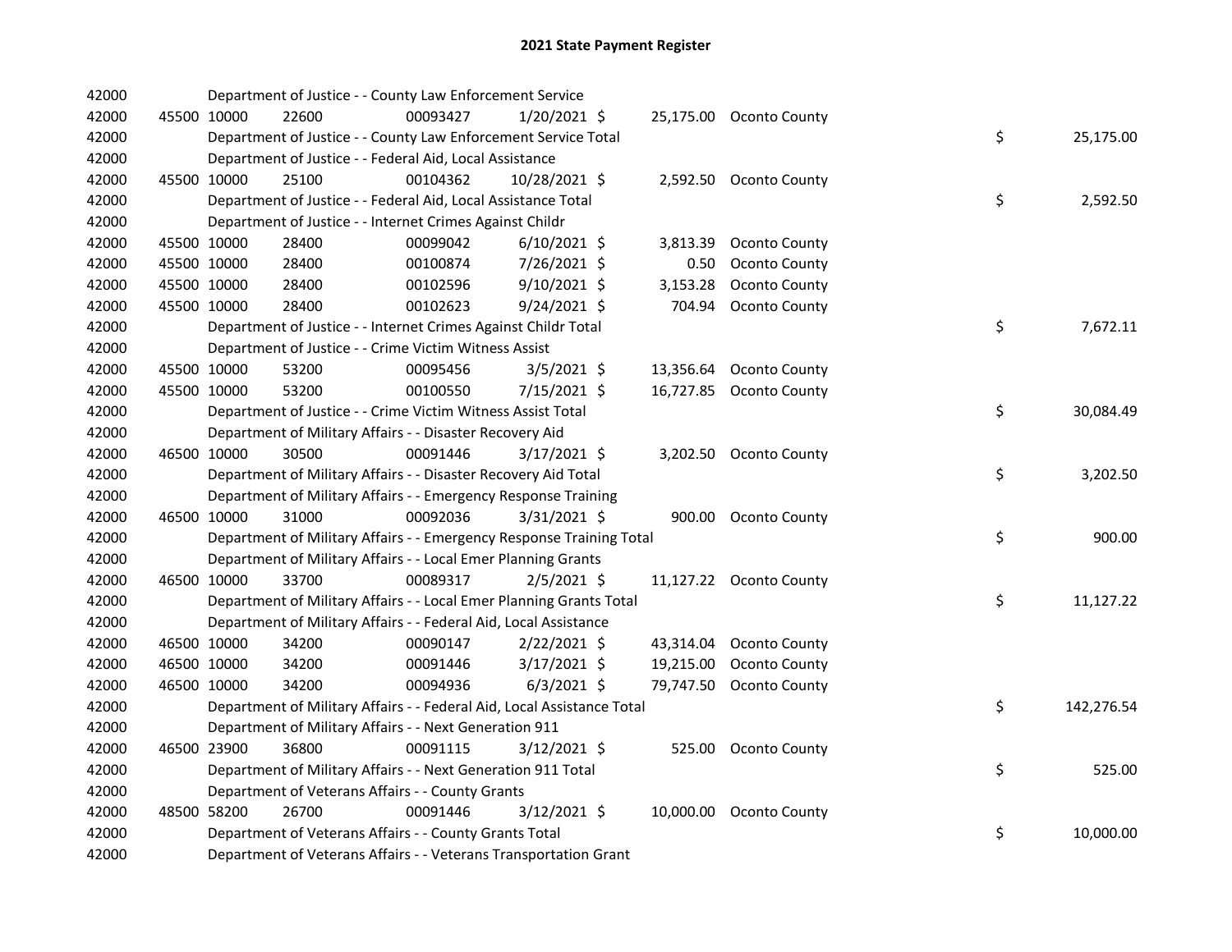# 2021 State Payment Register

| | | | | | | | | | |
|---|---|---|---|---|---|---|---|---|---|
| 42000 | | | Department of Justice - - County Law Enforcement Service | | | | | | |
| 42000 | 45500 | 10000 | 22600 | 00093427 | 1/20/2021 | $ 25,175.00 | Oconto County | | |
| 42000 | | | Department of Justice - - County Law Enforcement Service Total | | | | | $ | 25,175.00 |
| 42000 | | | Department of Justice - - Federal Aid, Local Assistance | | | | | | |
| 42000 | 45500 | 10000 | 25100 | 00104362 | 10/28/2021 | $ 2,592.50 | Oconto County | | |
| 42000 | | | Department of Justice - - Federal Aid, Local Assistance Total | | | | | $ | 2,592.50 |
| 42000 | | | Department of Justice - - Internet Crimes Against Childr | | | | | | |
| 42000 | 45500 | 10000 | 28400 | 00099042 | 6/10/2021 | $ 3,813.39 | Oconto County | | |
| 42000 | 45500 | 10000 | 28400 | 00100874 | 7/26/2021 | $ 0.50 | Oconto County | | |
| 42000 | 45500 | 10000 | 28400 | 00102596 | 9/10/2021 | $ 3,153.28 | Oconto County | | |
| 42000 | 45500 | 10000 | 28400 | 00102623 | 9/24/2021 | $ 704.94 | Oconto County | | |
| 42000 | | | Department of Justice - - Internet Crimes Against Childr Total | | | | | $ | 7,672.11 |
| 42000 | | | Department of Justice - - Crime Victim Witness Assist | | | | | | |
| 42000 | 45500 | 10000 | 53200 | 00095456 | 3/5/2021 | $ 13,356.64 | Oconto County | | |
| 42000 | 45500 | 10000 | 53200 | 00100550 | 7/15/2021 | $ 16,727.85 | Oconto County | | |
| 42000 | | | Department of Justice - - Crime Victim Witness Assist Total | | | | | $ | 30,084.49 |
| 42000 | | | Department of Military Affairs - - Disaster Recovery Aid | | | | | | |
| 42000 | 46500 | 10000 | 30500 | 00091446 | 3/17/2021 | $ 3,202.50 | Oconto County | | |
| 42000 | | | Department of Military Affairs - - Disaster Recovery Aid Total | | | | | $ | 3,202.50 |
| 42000 | | | Department of Military Affairs - - Emergency Response Training | | | | | | |
| 42000 | 46500 | 10000 | 31000 | 00092036 | 3/31/2021 | $ 900.00 | Oconto County | | |
| 42000 | | | Department of Military Affairs - - Emergency Response Training Total | | | | | $ | 900.00 |
| 42000 | | | Department of Military Affairs - - Local Emer Planning Grants | | | | | | |
| 42000 | 46500 | 10000 | 33700 | 00089317 | 2/5/2021 | $ 11,127.22 | Oconto County | | |
| 42000 | | | Department of Military Affairs - - Local Emer Planning Grants Total | | | | | $ | 11,127.22 |
| 42000 | | | Department of Military Affairs - - Federal Aid, Local Assistance | | | | | | |
| 42000 | 46500 | 10000 | 34200 | 00090147 | 2/22/2021 | $ 43,314.04 | Oconto County | | |
| 42000 | 46500 | 10000 | 34200 | 00091446 | 3/17/2021 | $ 19,215.00 | Oconto County | | |
| 42000 | 46500 | 10000 | 34200 | 00094936 | 6/3/2021 | $ 79,747.50 | Oconto County | | |
| 42000 | | | Department of Military Affairs - - Federal Aid, Local Assistance Total | | | | | $ | 142,276.54 |
| 42000 | | | Department of Military Affairs - - Next Generation 911 | | | | | | |
| 42000 | 46500 | 23900 | 36800 | 00091115 | 3/12/2021 | $ 525.00 | Oconto County | | |
| 42000 | | | Department of Military Affairs - - Next Generation 911 Total | | | | | $ | 525.00 |
| 42000 | | | Department of Veterans Affairs - - County Grants | | | | | | |
| 42000 | 48500 | 58200 | 26700 | 00091446 | 3/12/2021 | $ 10,000.00 | Oconto County | | |
| 42000 | | | Department of Veterans Affairs - - County Grants Total | | | | | $ | 10,000.00 |
| 42000 | | | Department of Veterans Affairs - - Veterans Transportation Grant | | | | | | |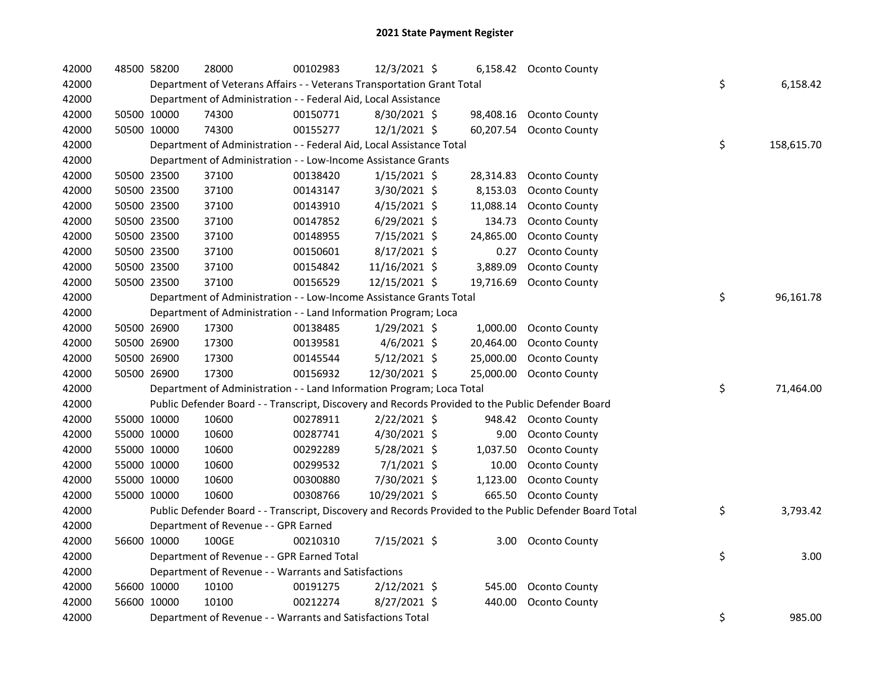# 2021 State Payment Register

| | | | | | | | | | |
|---|---|---|---|---|---|---|---|---|---|
| 42000 | 48500 | 58200 | 28000 | 00102983 | 12/3/2021 | $ 6,158.42 | Oconto County | | |
| 42000 | | Department of Veterans Affairs - - Veterans Transportation Grant Total | | | | | | $ | 6,158.42 |
| 42000 | | Department of Administration - - Federal Aid, Local Assistance | | | | | | | |
| 42000 | 50500 | 10000 | 74300 | 00150771 | 8/30/2021 | $ 98,408.16 | Oconto County | | |
| 42000 | 50500 | 10000 | 74300 | 00155277 | 12/1/2021 | $ 60,207.54 | Oconto County | | |
| 42000 | | Department of Administration - - Federal Aid, Local Assistance Total | | | | | | $ | 158,615.70 |
| 42000 | | Department of Administration - - Low-Income Assistance Grants | | | | | | | |
| 42000 | 50500 | 23500 | 37100 | 00138420 | 1/15/2021 | $ 28,314.83 | Oconto County | | |
| 42000 | 50500 | 23500 | 37100 | 00143147 | 3/30/2021 | $ 8,153.03 | Oconto County | | |
| 42000 | 50500 | 23500 | 37100 | 00143910 | 4/15/2021 | $ 11,088.14 | Oconto County | | |
| 42000 | 50500 | 23500 | 37100 | 00147852 | 6/29/2021 | $ 134.73 | Oconto County | | |
| 42000 | 50500 | 23500 | 37100 | 00148955 | 7/15/2021 | $ 24,865.00 | Oconto County | | |
| 42000 | 50500 | 23500 | 37100 | 00150601 | 8/17/2021 | $ 0.27 | Oconto County | | |
| 42000 | 50500 | 23500 | 37100 | 00154842 | 11/16/2021 | $ 3,889.09 | Oconto County | | |
| 42000 | 50500 | 23500 | 37100 | 00156529 | 12/15/2021 | $ 19,716.69 | Oconto County | | |
| 42000 | | Department of Administration - - Low-Income Assistance Grants Total | | | | | | $ | 96,161.78 |
| 42000 | | Department of Administration - - Land Information Program; Loca | | | | | | | |
| 42000 | 50500 | 26900 | 17300 | 00138485 | 1/29/2021 | $ 1,000.00 | Oconto County | | |
| 42000 | 50500 | 26900 | 17300 | 00139581 | 4/6/2021 | $ 20,464.00 | Oconto County | | |
| 42000 | 50500 | 26900 | 17300 | 00145544 | 5/12/2021 | $ 25,000.00 | Oconto County | | |
| 42000 | 50500 | 26900 | 17300 | 00156932 | 12/30/2021 | $ 25,000.00 | Oconto County | | |
| 42000 | | Department of Administration - - Land Information Program; Loca Total | | | | | | $ | 71,464.00 |
| 42000 | | Public Defender Board - - Transcript, Discovery and Records Provided to the Public Defender Board | | | | | | | |
| 42000 | 55000 | 10000 | 10600 | 00278911 | 2/22/2021 | $ 948.42 | Oconto County | | |
| 42000 | 55000 | 10000 | 10600 | 00287741 | 4/30/2021 | $ 9.00 | Oconto County | | |
| 42000 | 55000 | 10000 | 10600 | 00292289 | 5/28/2021 | $ 1,037.50 | Oconto County | | |
| 42000 | 55000 | 10000 | 10600 | 00299532 | 7/1/2021 | $ 10.00 | Oconto County | | |
| 42000 | 55000 | 10000 | 10600 | 00300880 | 7/30/2021 | $ 1,123.00 | Oconto County | | |
| 42000 | 55000 | 10000 | 10600 | 00308766 | 10/29/2021 | $ 665.50 | Oconto County | | |
| 42000 | | Public Defender Board - - Transcript, Discovery and Records Provided to the Public Defender Board Total | | | | | | $ | 3,793.42 |
| 42000 | | Department of Revenue - - GPR Earned | | | | | | | |
| 42000 | 56600 | 10000 | 100GE | 00210310 | 7/15/2021 | $ 3.00 | Oconto County | | |
| 42000 | | Department of Revenue - - GPR Earned Total | | | | | | $ | 3.00 |
| 42000 | | Department of Revenue - - Warrants and Satisfactions | | | | | | | |
| 42000 | 56600 | 10000 | 10100 | 00191275 | 2/12/2021 | $ 545.00 | Oconto County | | |
| 42000 | 56600 | 10000 | 10100 | 00212274 | 8/27/2021 | $ 440.00 | Oconto County | | |
| 42000 | | Department of Revenue - - Warrants and Satisfactions Total | | | | | | $ | 985.00 |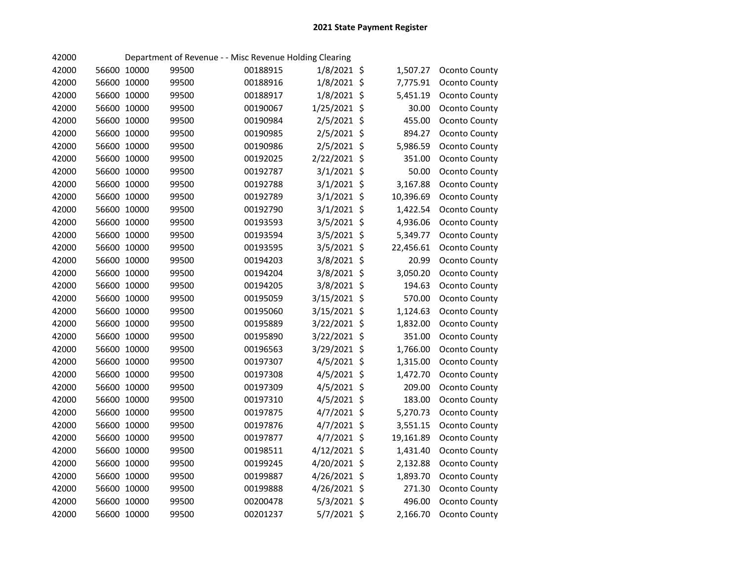# 2021 State Payment Register

| | | | | | | | | |
|---|---|---|---|---|---|---|---|---|
| 42000 | | | Department of Revenue - - Misc Revenue Holding Clearing | | | | | |
| 42000 | 56600 | 10000 | 99500 | 00188915 | 1/8/2021 | $ | 1,507.27 | Oconto County |
| 42000 | 56600 | 10000 | 99500 | 00188916 | 1/8/2021 | $ | 7,775.91 | Oconto County |
| 42000 | 56600 | 10000 | 99500 | 00188917 | 1/8/2021 | $ | 5,451.19 | Oconto County |
| 42000 | 56600 | 10000 | 99500 | 00190067 | 1/25/2021 | $ | 30.00 | Oconto County |
| 42000 | 56600 | 10000 | 99500 | 00190984 | 2/5/2021 | $ | 455.00 | Oconto County |
| 42000 | 56600 | 10000 | 99500 | 00190985 | 2/5/2021 | $ | 894.27 | Oconto County |
| 42000 | 56600 | 10000 | 99500 | 00190986 | 2/5/2021 | $ | 5,986.59 | Oconto County |
| 42000 | 56600 | 10000 | 99500 | 00192025 | 2/22/2021 | $ | 351.00 | Oconto County |
| 42000 | 56600 | 10000 | 99500 | 00192787 | 3/1/2021 | $ | 50.00 | Oconto County |
| 42000 | 56600 | 10000 | 99500 | 00192788 | 3/1/2021 | $ | 3,167.88 | Oconto County |
| 42000 | 56600 | 10000 | 99500 | 00192789 | 3/1/2021 | $ | 10,396.69 | Oconto County |
| 42000 | 56600 | 10000 | 99500 | 00192790 | 3/1/2021 | $ | 1,422.54 | Oconto County |
| 42000 | 56600 | 10000 | 99500 | 00193593 | 3/5/2021 | $ | 4,936.06 | Oconto County |
| 42000 | 56600 | 10000 | 99500 | 00193594 | 3/5/2021 | $ | 5,349.77 | Oconto County |
| 42000 | 56600 | 10000 | 99500 | 00193595 | 3/5/2021 | $ | 22,456.61 | Oconto County |
| 42000 | 56600 | 10000 | 99500 | 00194203 | 3/8/2021 | $ | 20.99 | Oconto County |
| 42000 | 56600 | 10000 | 99500 | 00194204 | 3/8/2021 | $ | 3,050.20 | Oconto County |
| 42000 | 56600 | 10000 | 99500 | 00194205 | 3/8/2021 | $ | 194.63 | Oconto County |
| 42000 | 56600 | 10000 | 99500 | 00195059 | 3/15/2021 | $ | 570.00 | Oconto County |
| 42000 | 56600 | 10000 | 99500 | 00195060 | 3/15/2021 | $ | 1,124.63 | Oconto County |
| 42000 | 56600 | 10000 | 99500 | 00195889 | 3/22/2021 | $ | 1,832.00 | Oconto County |
| 42000 | 56600 | 10000 | 99500 | 00195890 | 3/22/2021 | $ | 351.00 | Oconto County |
| 42000 | 56600 | 10000 | 99500 | 00196563 | 3/29/2021 | $ | 1,766.00 | Oconto County |
| 42000 | 56600 | 10000 | 99500 | 00197307 | 4/5/2021 | $ | 1,315.00 | Oconto County |
| 42000 | 56600 | 10000 | 99500 | 00197308 | 4/5/2021 | $ | 1,472.70 | Oconto County |
| 42000 | 56600 | 10000 | 99500 | 00197309 | 4/5/2021 | $ | 209.00 | Oconto County |
| 42000 | 56600 | 10000 | 99500 | 00197310 | 4/5/2021 | $ | 183.00 | Oconto County |
| 42000 | 56600 | 10000 | 99500 | 00197875 | 4/7/2021 | $ | 5,270.73 | Oconto County |
| 42000 | 56600 | 10000 | 99500 | 00197876 | 4/7/2021 | $ | 3,551.15 | Oconto County |
| 42000 | 56600 | 10000 | 99500 | 00197877 | 4/7/2021 | $ | 19,161.89 | Oconto County |
| 42000 | 56600 | 10000 | 99500 | 00198511 | 4/12/2021 | $ | 1,431.40 | Oconto County |
| 42000 | 56600 | 10000 | 99500 | 00199245 | 4/20/2021 | $ | 2,132.88 | Oconto County |
| 42000 | 56600 | 10000 | 99500 | 00199887 | 4/26/2021 | $ | 1,893.70 | Oconto County |
| 42000 | 56600 | 10000 | 99500 | 00199888 | 4/26/2021 | $ | 271.30 | Oconto County |
| 42000 | 56600 | 10000 | 99500 | 00200478 | 5/3/2021 | $ | 496.00 | Oconto County |
| 42000 | 56600 | 10000 | 99500 | 00201237 | 5/7/2021 | $ | 2,166.70 | Oconto County |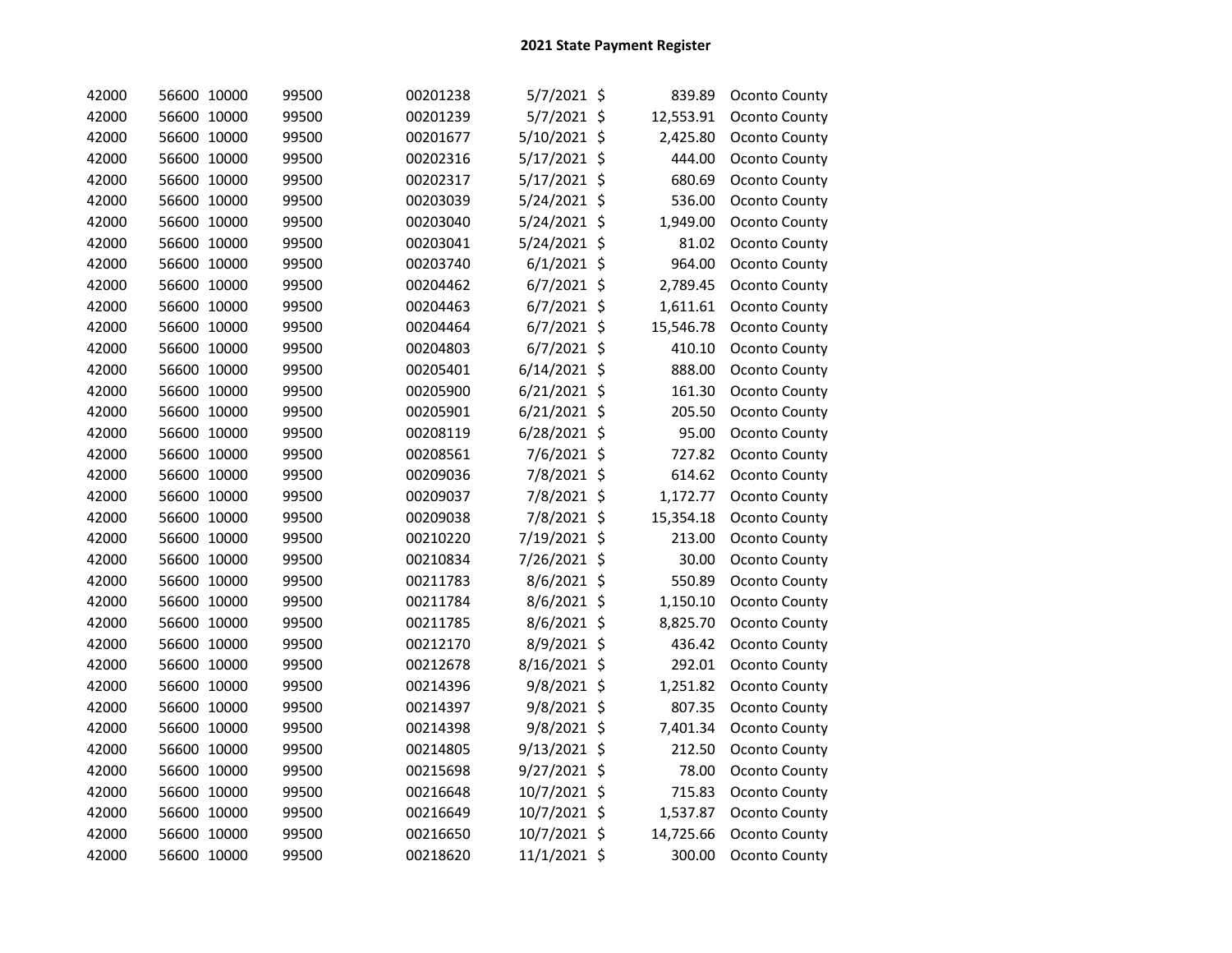# 2021 State Payment Register

| | | | | | | | | |
|---|---|---|---|---|---|---|---|---|
| 42000 | 56600 | 10000 | 99500 | 00201238 | 5/7/2021 | $ | 839.89 | Oconto County |
| 42000 | 56600 | 10000 | 99500 | 00201239 | 5/7/2021 | $ | 12,553.91 | Oconto County |
| 42000 | 56600 | 10000 | 99500 | 00201677 | 5/10/2021 | $ | 2,425.80 | Oconto County |
| 42000 | 56600 | 10000 | 99500 | 00202316 | 5/17/2021 | $ | 444.00 | Oconto County |
| 42000 | 56600 | 10000 | 99500 | 00202317 | 5/17/2021 | $ | 680.69 | Oconto County |
| 42000 | 56600 | 10000 | 99500 | 00203039 | 5/24/2021 | $ | 536.00 | Oconto County |
| 42000 | 56600 | 10000 | 99500 | 00203040 | 5/24/2021 | $ | 1,949.00 | Oconto County |
| 42000 | 56600 | 10000 | 99500 | 00203041 | 5/24/2021 | $ | 81.02 | Oconto County |
| 42000 | 56600 | 10000 | 99500 | 00203740 | 6/1/2021 | $ | 964.00 | Oconto County |
| 42000 | 56600 | 10000 | 99500 | 00204462 | 6/7/2021 | $ | 2,789.45 | Oconto County |
| 42000 | 56600 | 10000 | 99500 | 00204463 | 6/7/2021 | $ | 1,611.61 | Oconto County |
| 42000 | 56600 | 10000 | 99500 | 00204464 | 6/7/2021 | $ | 15,546.78 | Oconto County |
| 42000 | 56600 | 10000 | 99500 | 00204803 | 6/7/2021 | $ | 410.10 | Oconto County |
| 42000 | 56600 | 10000 | 99500 | 00205401 | 6/14/2021 | $ | 888.00 | Oconto County |
| 42000 | 56600 | 10000 | 99500 | 00205900 | 6/21/2021 | $ | 161.30 | Oconto County |
| 42000 | 56600 | 10000 | 99500 | 00205901 | 6/21/2021 | $ | 205.50 | Oconto County |
| 42000 | 56600 | 10000 | 99500 | 00208119 | 6/28/2021 | $ | 95.00 | Oconto County |
| 42000 | 56600 | 10000 | 99500 | 00208561 | 7/6/2021 | $ | 727.82 | Oconto County |
| 42000 | 56600 | 10000 | 99500 | 00209036 | 7/8/2021 | $ | 614.62 | Oconto County |
| 42000 | 56600 | 10000 | 99500 | 00209037 | 7/8/2021 | $ | 1,172.77 | Oconto County |
| 42000 | 56600 | 10000 | 99500 | 00209038 | 7/8/2021 | $ | 15,354.18 | Oconto County |
| 42000 | 56600 | 10000 | 99500 | 00210220 | 7/19/2021 | $ | 213.00 | Oconto County |
| 42000 | 56600 | 10000 | 99500 | 00210834 | 7/26/2021 | $ | 30.00 | Oconto County |
| 42000 | 56600 | 10000 | 99500 | 00211783 | 8/6/2021 | $ | 550.89 | Oconto County |
| 42000 | 56600 | 10000 | 99500 | 00211784 | 8/6/2021 | $ | 1,150.10 | Oconto County |
| 42000 | 56600 | 10000 | 99500 | 00211785 | 8/6/2021 | $ | 8,825.70 | Oconto County |
| 42000 | 56600 | 10000 | 99500 | 00212170 | 8/9/2021 | $ | 436.42 | Oconto County |
| 42000 | 56600 | 10000 | 99500 | 00212678 | 8/16/2021 | $ | 292.01 | Oconto County |
| 42000 | 56600 | 10000 | 99500 | 00214396 | 9/8/2021 | $ | 1,251.82 | Oconto County |
| 42000 | 56600 | 10000 | 99500 | 00214397 | 9/8/2021 | $ | 807.35 | Oconto County |
| 42000 | 56600 | 10000 | 99500 | 00214398 | 9/8/2021 | $ | 7,401.34 | Oconto County |
| 42000 | 56600 | 10000 | 99500 | 00214805 | 9/13/2021 | $ | 212.50 | Oconto County |
| 42000 | 56600 | 10000 | 99500 | 00215698 | 9/27/2021 | $ | 78.00 | Oconto County |
| 42000 | 56600 | 10000 | 99500 | 00216648 | 10/7/2021 | $ | 715.83 | Oconto County |
| 42000 | 56600 | 10000 | 99500 | 00216649 | 10/7/2021 | $ | 1,537.87 | Oconto County |
| 42000 | 56600 | 10000 | 99500 | 00216650 | 10/7/2021 | $ | 14,725.66 | Oconto County |
| 42000 | 56600 | 10000 | 99500 | 00218620 | 11/1/2021 | $ | 300.00 | Oconto County |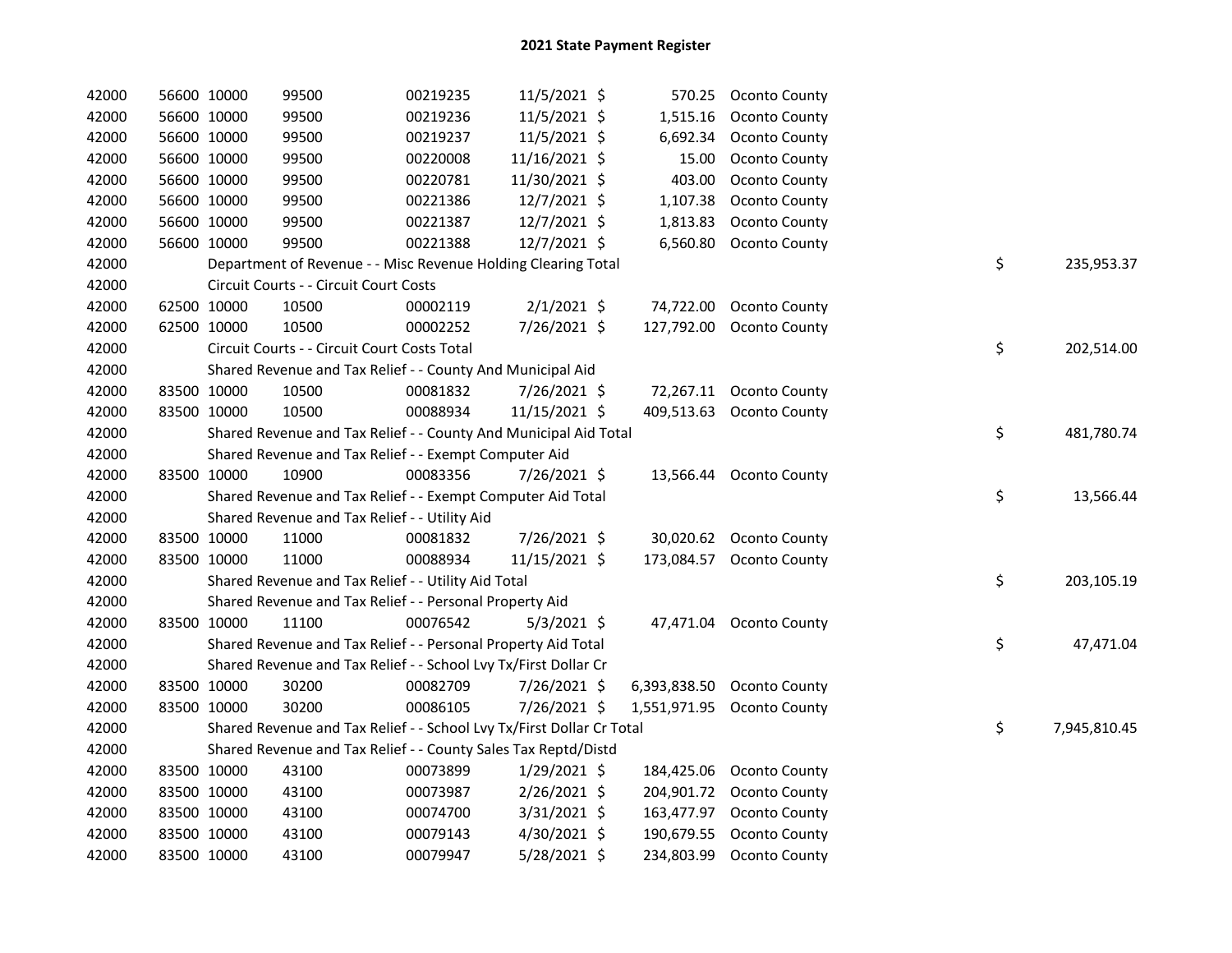# 2021 State Payment Register

| | | | | | | | | | |
|---|---|---|---|---|---|---|---|---|---|
| 42000 | 56600 | 10000 | 99500 | 00219235 | 11/5/2021 | $ 570.25 | Oconto County | | |
| 42000 | 56600 | 10000 | 99500 | 00219236 | 11/5/2021 | $ 1,515.16 | Oconto County | | |
| 42000 | 56600 | 10000 | 99500 | 00219237 | 11/5/2021 | $ 6,692.34 | Oconto County | | |
| 42000 | 56600 | 10000 | 99500 | 00220008 | 11/16/2021 | $ 15.00 | Oconto County | | |
| 42000 | 56600 | 10000 | 99500 | 00220781 | 11/30/2021 | $ 403.00 | Oconto County | | |
| 42000 | 56600 | 10000 | 99500 | 00221386 | 12/7/2021 | $ 1,107.38 | Oconto County | | |
| 42000 | 56600 | 10000 | 99500 | 00221387 | 12/7/2021 | $ 1,813.83 | Oconto County | | |
| 42000 | 56600 | 10000 | 99500 | 00221388 | 12/7/2021 | $ 6,560.80 | Oconto County | | |
| 42000 | | Department of Revenue - - Misc Revenue Holding Clearing Total | | | | | | $ | 235,953.37 |
| 42000 | | Circuit Courts - - Circuit Court Costs | | | | | | | |
| 42000 | 62500 | 10000 | 10500 | 00002119 | 2/1/2021 | $ 74,722.00 | Oconto County | | |
| 42000 | 62500 | 10000 | 10500 | 00002252 | 7/26/2021 | $ 127,792.00 | Oconto County | | |
| 42000 | | Circuit Courts - - Circuit Court Costs Total | | | | | | $ | 202,514.00 |
| 42000 | | Shared Revenue and Tax Relief - - County And Municipal Aid | | | | | | | |
| 42000 | 83500 | 10000 | 10500 | 00081832 | 7/26/2021 | $ 72,267.11 | Oconto County | | |
| 42000 | 83500 | 10000 | 10500 | 00088934 | 11/15/2021 | $ 409,513.63 | Oconto County | | |
| 42000 | | Shared Revenue and Tax Relief - - County And Municipal Aid Total | | | | | | $ | 481,780.74 |
| 42000 | | Shared Revenue and Tax Relief - - Exempt Computer Aid | | | | | | | |
| 42000 | 83500 | 10000 | 10900 | 00083356 | 7/26/2021 | $ 13,566.44 | Oconto County | | |
| 42000 | | Shared Revenue and Tax Relief - - Exempt Computer Aid Total | | | | | | $ | 13,566.44 |
| 42000 | | Shared Revenue and Tax Relief - - Utility Aid | | | | | | | |
| 42000 | 83500 | 10000 | 11000 | 00081832 | 7/26/2021 | $ 30,020.62 | Oconto County | | |
| 42000 | 83500 | 10000 | 11000 | 00088934 | 11/15/2021 | $ 173,084.57 | Oconto County | | |
| 42000 | | Shared Revenue and Tax Relief - - Utility Aid Total | | | | | | $ | 203,105.19 |
| 42000 | | Shared Revenue and Tax Relief - - Personal Property Aid | | | | | | | |
| 42000 | 83500 | 10000 | 11100 | 00076542 | 5/3/2021 | $ 47,471.04 | Oconto County | | |
| 42000 | | Shared Revenue and Tax Relief - - Personal Property Aid Total | | | | | | $ | 47,471.04 |
| 42000 | | Shared Revenue and Tax Relief - - School Lvy Tx/First Dollar Cr | | | | | | | |
| 42000 | 83500 | 10000 | 30200 | 00082709 | 7/26/2021 | $ 6,393,838.50 | Oconto County | | |
| 42000 | 83500 | 10000 | 30200 | 00086105 | 7/26/2021 | $ 1,551,971.95 | Oconto County | | |
| 42000 | | Shared Revenue and Tax Relief - - School Lvy Tx/First Dollar Cr Total | | | | | | $ | 7,945,810.45 |
| 42000 | | Shared Revenue and Tax Relief - - County Sales Tax Reptd/Distd | | | | | | | |
| 42000 | 83500 | 10000 | 43100 | 00073899 | 1/29/2021 | $ 184,425.06 | Oconto County | | |
| 42000 | 83500 | 10000 | 43100 | 00073987 | 2/26/2021 | $ 204,901.72 | Oconto County | | |
| 42000 | 83500 | 10000 | 43100 | 00074700 | 3/31/2021 | $ 163,477.97 | Oconto County | | |
| 42000 | 83500 | 10000 | 43100 | 00079143 | 4/30/2021 | $ 190,679.55 | Oconto County | | |
| 42000 | 83500 | 10000 | 43100 | 00079947 | 5/28/2021 | $ 234,803.99 | Oconto County | | |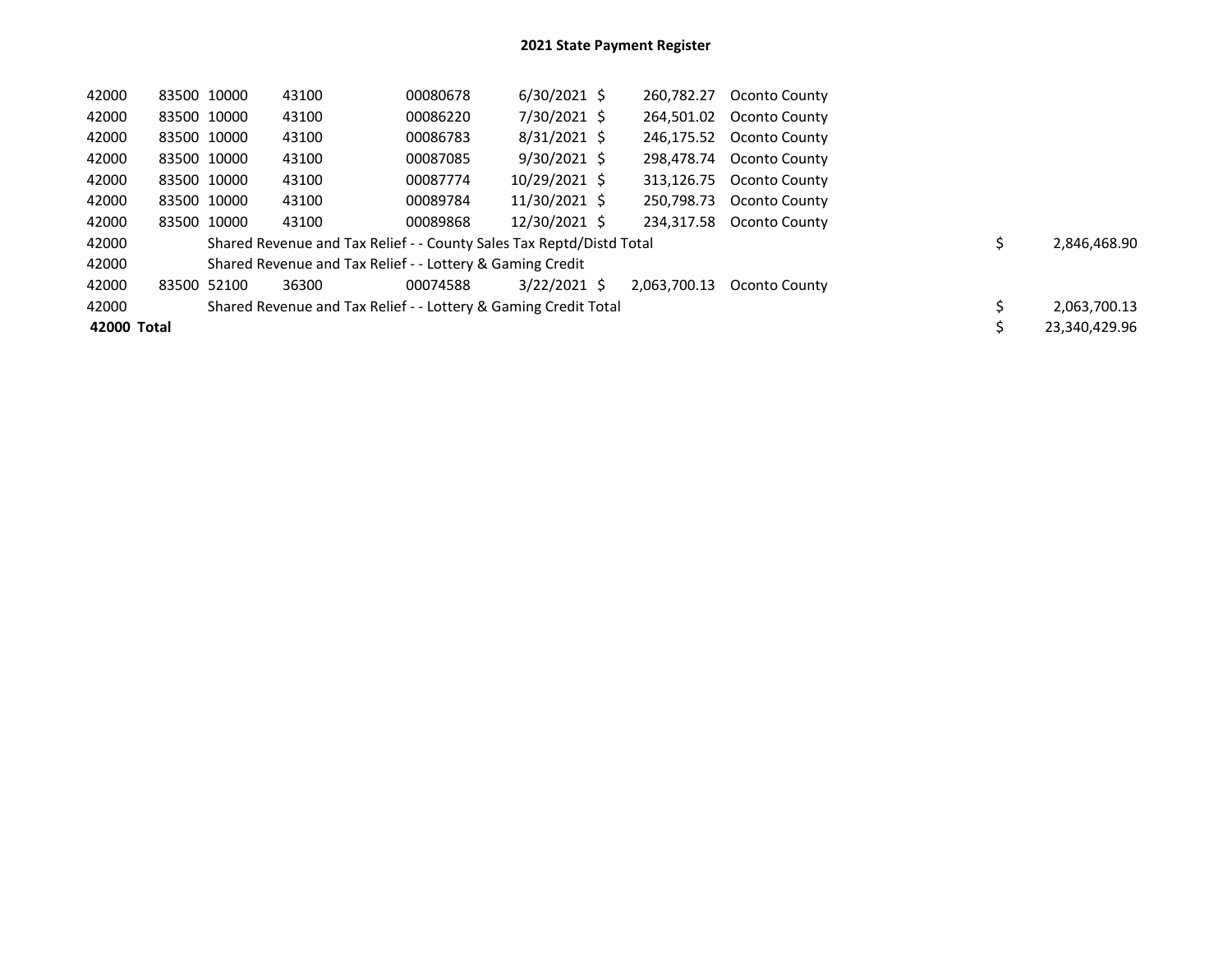# 2021 State Payment Register

| | | | | | | | | | |
|---|---|---|---|---|---|---|---|---|---|
| 42000 | 83500 | 10000 | 43100 | 00080678 | 6/30/2021 | $ 260,782.27 | Oconto County | | |
| 42000 | 83500 | 10000 | 43100 | 00086220 | 7/30/2021 | $ 264,501.02 | Oconto County | | |
| 42000 | 83500 | 10000 | 43100 | 00086783 | 8/31/2021 | $ 246,175.52 | Oconto County | | |
| 42000 | 83500 | 10000 | 43100 | 00087085 | 9/30/2021 | $ 298,478.74 | Oconto County | | |
| 42000 | 83500 | 10000 | 43100 | 00087774 | 10/29/2021 | $ 313,126.75 | Oconto County | | |
| 42000 | 83500 | 10000 | 43100 | 00089784 | 11/30/2021 | $ 250,798.73 | Oconto County | | |
| 42000 | 83500 | 10000 | 43100 | 00089868 | 12/30/2021 | $ 234,317.58 | Oconto County | | |
| 42000 | | Shared Revenue and Tax Relief - - County Sales Tax Reptd/Distd Total | | | | | | $ | 2,846,468.90 |
| 42000 | | Shared Revenue and Tax Relief - - Lottery & Gaming Credit | | | | | | | |
| 42000 | 83500 | 52100 | 36300 | 00074588 | 3/22/2021 | $ 2,063,700.13 | Oconto County | | |
| 42000 | | Shared Revenue and Tax Relief - - Lottery & Gaming Credit Total | | | | | | $ | 2,063,700.13 |
| **42000 Total** | | | | | | | | $ | 23,340,429.96 |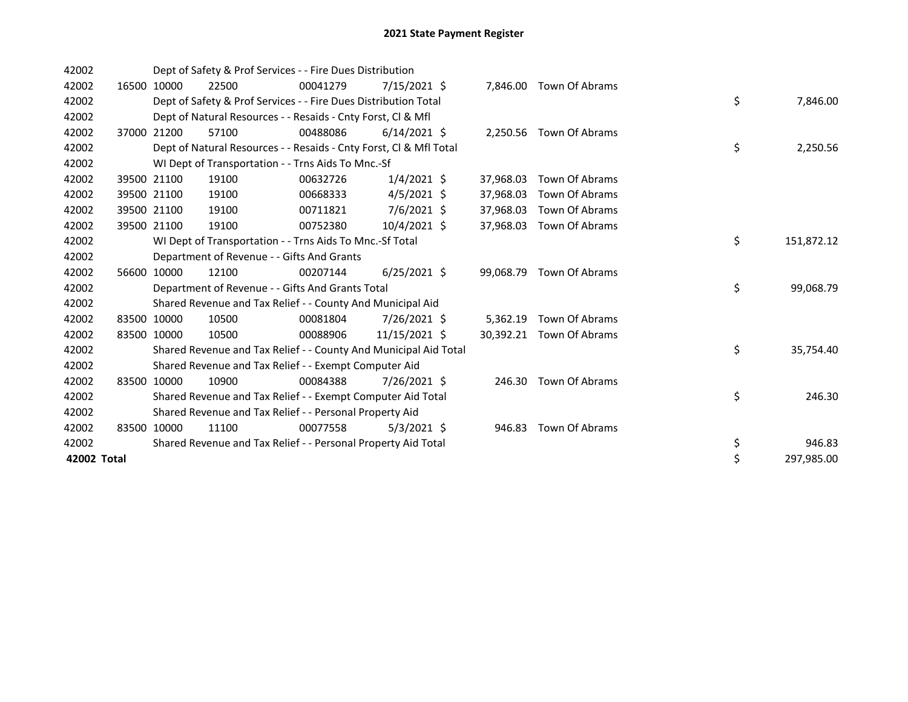# 2021 State Payment Register

| | | | | | | | | | |
|---|---|---|---|---|---|---|---|---|---|
| 42002 | | Dept of Safety & Prof Services - - Fire Dues Distribution | | | | | | | |
| 42002 | 16500 | 10000 | 22500 | 00041279 | 7/15/2021 | $ 7,846.00 | Town Of Abrams | | |
| 42002 | | Dept of Safety & Prof Services - - Fire Dues Distribution Total | | | | | | $ | 7,846.00 |
| 42002 | | Dept of Natural Resources - - Resaids - Cnty Forst, Cl & Mfl | | | | | | | |
| 42002 | 37000 | 21200 | 57100 | 00488086 | 6/14/2021 | $ 2,250.56 | Town Of Abrams | | |
| 42002 | | Dept of Natural Resources - - Resaids - Cnty Forst, Cl & Mfl Total | | | | | | $ | 2,250.56 |
| 42002 | | WI Dept of Transportation - - Trns Aids To Mnc.-Sf | | | | | | | |
| 42002 | 39500 | 21100 | 19100 | 00632726 | 1/4/2021 | $ 37,968.03 | Town Of Abrams | | |
| 42002 | 39500 | 21100 | 19100 | 00668333 | 4/5/2021 | $ 37,968.03 | Town Of Abrams | | |
| 42002 | 39500 | 21100 | 19100 | 00711821 | 7/6/2021 | $ 37,968.03 | Town Of Abrams | | |
| 42002 | 39500 | 21100 | 19100 | 00752380 | 10/4/2021 | $ 37,968.03 | Town Of Abrams | | |
| 42002 | | WI Dept of Transportation - - Trns Aids To Mnc.-Sf Total | | | | | | $ | 151,872.12 |
| 42002 | | Department of Revenue - - Gifts And Grants | | | | | | | |
| 42002 | 56600 | 10000 | 12100 | 00207144 | 6/25/2021 | $ 99,068.79 | Town Of Abrams | | |
| 42002 | | Department of Revenue - - Gifts And Grants Total | | | | | | $ | 99,068.79 |
| 42002 | | Shared Revenue and Tax Relief - - County And Municipal Aid | | | | | | | |
| 42002 | 83500 | 10000 | 10500 | 00081804 | 7/26/2021 | $ 5,362.19 | Town Of Abrams | | |
| 42002 | 83500 | 10000 | 10500 | 00088906 | 11/15/2021 | $ 30,392.21 | Town Of Abrams | | |
| 42002 | | Shared Revenue and Tax Relief - - County And Municipal Aid Total | | | | | | $ | 35,754.40 |
| 42002 | | Shared Revenue and Tax Relief - - Exempt Computer Aid | | | | | | | |
| 42002 | 83500 | 10000 | 10900 | 00084388 | 7/26/2021 | $ 246.30 | Town Of Abrams | | |
| 42002 | | Shared Revenue and Tax Relief - - Exempt Computer Aid Total | | | | | | $ | 246.30 |
| 42002 | | Shared Revenue and Tax Relief - - Personal Property Aid | | | | | | | |
| 42002 | 83500 | 10000 | 11100 | 00077558 | 5/3/2021 | $ 946.83 | Town Of Abrams | | |
| 42002 | | Shared Revenue and Tax Relief - - Personal Property Aid Total | | | | | | $ | 946.83 |
| **42002 Total** | | | | | | | | $ | 297,985.00 |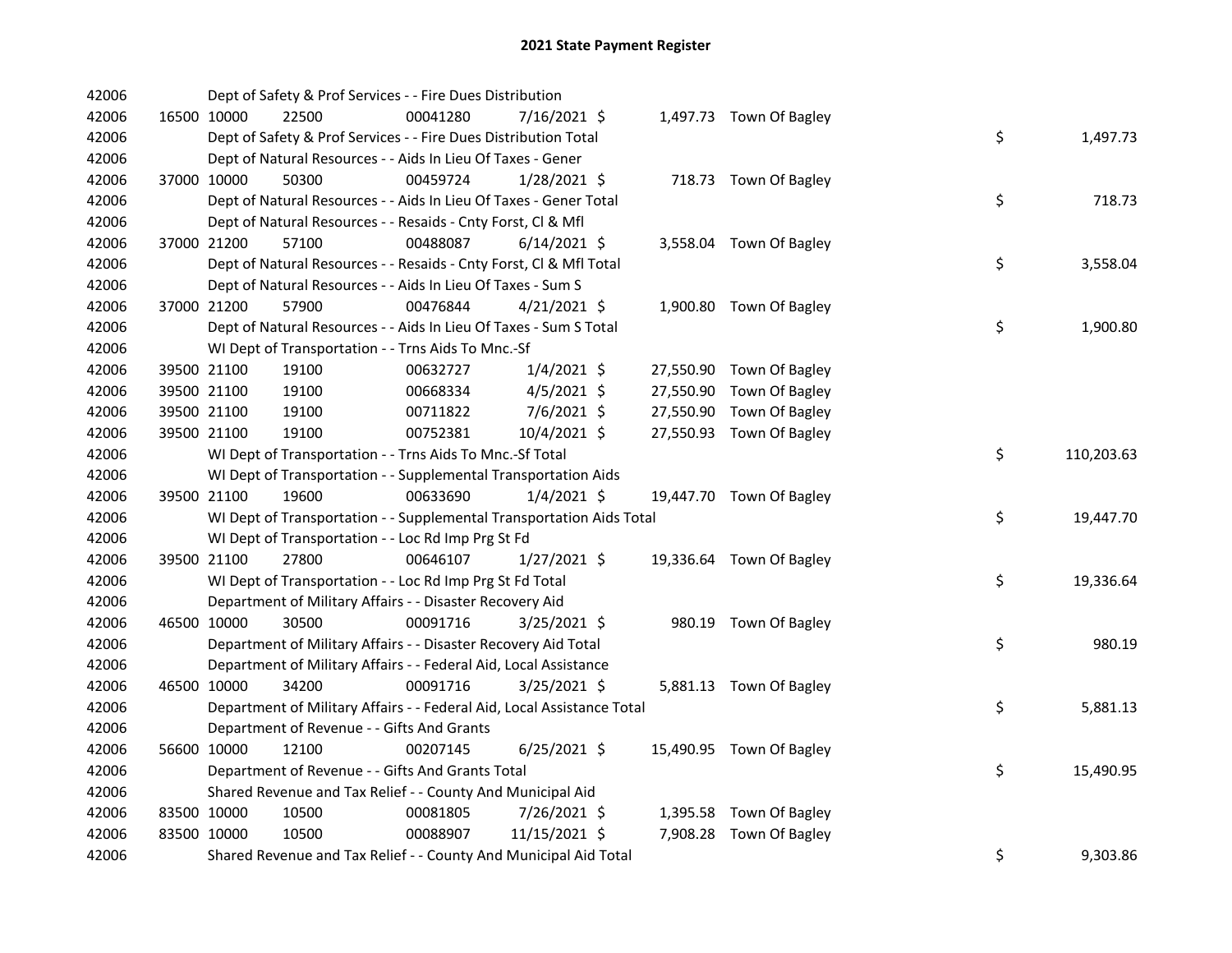# 2021 State Payment Register

| | | | | | | | | | |
|---|---|---|---|---|---|---|---|---|---|
| 42006 | | | Dept of Safety & Prof Services - - Fire Dues Distribution | | | | | | |
| 42006 | 16500 | 10000 | 22500 | 00041280 | 7/16/2021 | $ 1,497.73 | Town Of Bagley | | |
| 42006 | | | Dept of Safety & Prof Services - - Fire Dues Distribution Total | | | | | $ | 1,497.73 |
| 42006 | | | Dept of Natural Resources - - Aids In Lieu Of Taxes - Gener | | | | | | |
| 42006 | 37000 | 10000 | 50300 | 00459724 | 1/28/2021 | $ 718.73 | Town Of Bagley | | |
| 42006 | | | Dept of Natural Resources - - Aids In Lieu Of Taxes - Gener Total | | | | | $ | 718.73 |
| 42006 | | | Dept of Natural Resources - - Resaids - Cnty Forst, Cl & Mfl | | | | | | |
| 42006 | 37000 | 21200 | 57100 | 00488087 | 6/14/2021 | $ 3,558.04 | Town Of Bagley | | |
| 42006 | | | Dept of Natural Resources - - Resaids - Cnty Forst, Cl & Mfl Total | | | | | $ | 3,558.04 |
| 42006 | | | Dept of Natural Resources - - Aids In Lieu Of Taxes - Sum S | | | | | | |
| 42006 | 37000 | 21200 | 57900 | 00476844 | 4/21/2021 | $ 1,900.80 | Town Of Bagley | | |
| 42006 | | | Dept of Natural Resources - - Aids In Lieu Of Taxes - Sum S Total | | | | | $ | 1,900.80 |
| 42006 | | | WI Dept of Transportation - - Trns Aids To Mnc.-Sf | | | | | | |
| 42006 | 39500 | 21100 | 19100 | 00632727 | 1/4/2021 | $ 27,550.90 | Town Of Bagley | | |
| 42006 | 39500 | 21100 | 19100 | 00668334 | 4/5/2021 | $ 27,550.90 | Town Of Bagley | | |
| 42006 | 39500 | 21100 | 19100 | 00711822 | 7/6/2021 | $ 27,550.90 | Town Of Bagley | | |
| 42006 | 39500 | 21100 | 19100 | 00752381 | 10/4/2021 | $ 27,550.93 | Town Of Bagley | | |
| 42006 | | | WI Dept of Transportation - - Trns Aids To Mnc.-Sf Total | | | | | $ | 110,203.63 |
| 42006 | | | WI Dept of Transportation - - Supplemental Transportation Aids | | | | | | |
| 42006 | 39500 | 21100 | 19600 | 00633690 | 1/4/2021 | $ 19,447.70 | Town Of Bagley | | |
| 42006 | | | WI Dept of Transportation - - Supplemental Transportation Aids Total | | | | | $ | 19,447.70 |
| 42006 | | | WI Dept of Transportation - - Loc Rd Imp Prg St Fd | | | | | | |
| 42006 | 39500 | 21100 | 27800 | 00646107 | 1/27/2021 | $ 19,336.64 | Town Of Bagley | | |
| 42006 | | | WI Dept of Transportation - - Loc Rd Imp Prg St Fd Total | | | | | $ | 19,336.64 |
| 42006 | | | Department of Military Affairs - - Disaster Recovery Aid | | | | | | |
| 42006 | 46500 | 10000 | 30500 | 00091716 | 3/25/2021 | $ 980.19 | Town Of Bagley | | |
| 42006 | | | Department of Military Affairs - - Disaster Recovery Aid Total | | | | | $ | 980.19 |
| 42006 | | | Department of Military Affairs - - Federal Aid, Local Assistance | | | | | | |
| 42006 | 46500 | 10000 | 34200 | 00091716 | 3/25/2021 | $ 5,881.13 | Town Of Bagley | | |
| 42006 | | | Department of Military Affairs - - Federal Aid, Local Assistance Total | | | | | $ | 5,881.13 |
| 42006 | | | Department of Revenue - - Gifts And Grants | | | | | | |
| 42006 | 56600 | 10000 | 12100 | 00207145 | 6/25/2021 | $ 15,490.95 | Town Of Bagley | | |
| 42006 | | | Department of Revenue - - Gifts And Grants Total | | | | | $ | 15,490.95 |
| 42006 | | | Shared Revenue and Tax Relief - - County And Municipal Aid | | | | | | |
| 42006 | 83500 | 10000 | 10500 | 00081805 | 7/26/2021 | $ 1,395.58 | Town Of Bagley | | |
| 42006 | 83500 | 10000 | 10500 | 00088907 | 11/15/2021 | $ 7,908.28 | Town Of Bagley | | |
| 42006 | | | Shared Revenue and Tax Relief - - County And Municipal Aid Total | | | | | $ | 9,303.86 |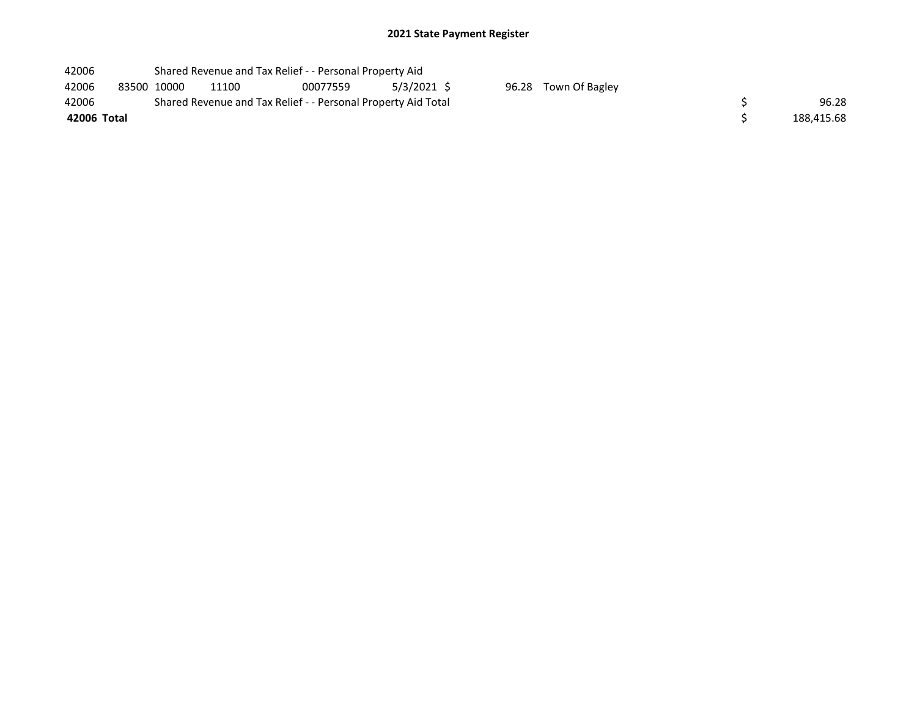## 2021 State Payment Register

| | | | | | | | | | |
|---|---|---|---|---|---|---|---|---|---|
| 42006 | | Shared Revenue and Tax Relief - - Personal Property Aid | | | | | | | |
| 42006 | 83500 | 10000 | 11100 | 00077559 | 5/3/2021 | $ 96.28 | Town Of Bagley | | |
| 42006 | | Shared Revenue and Tax Relief - - Personal Property Aid Total | | | | | | $ | 96.28 |
| **42006 Total** | | | | | | | | $ | 188,415.68 |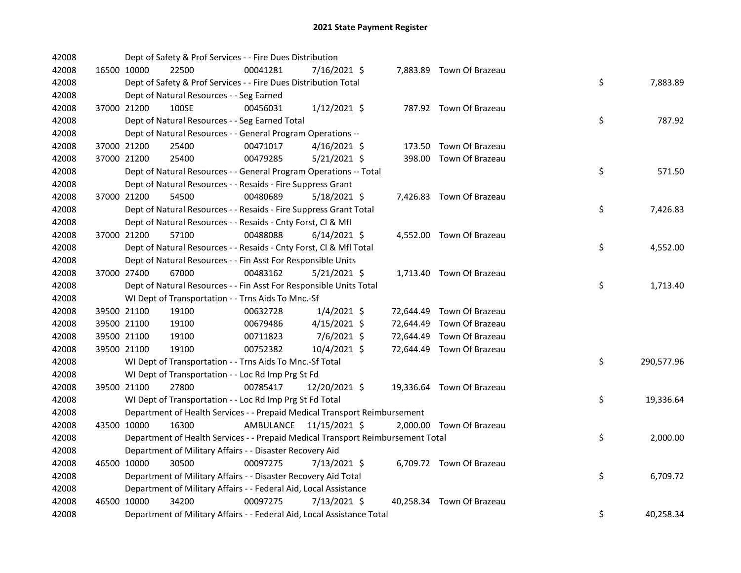# 2021 State Payment Register

| | | | | | | | | | |
|---|---|---|---|---|---|---|---|---|---|
| 42008 | | | Dept of Safety & Prof Services - - Fire Dues Distribution | | | | | | |
| 42008 | 16500 | 10000 | 22500 | 00041281 | 7/16/2021 | $ 7,883.89 | Town Of Brazeau | | |
| 42008 | | | Dept of Safety & Prof Services - - Fire Dues Distribution Total | | | | | $ | 7,883.89 |
| 42008 | | | Dept of Natural Resources - - Seg Earned | | | | | | |
| 42008 | 37000 | 21200 | 100SE | 00456031 | 1/12/2021 | $ 787.92 | Town Of Brazeau | | |
| 42008 | | | Dept of Natural Resources - - Seg Earned Total | | | | | $ | 787.92 |
| 42008 | | | Dept of Natural Resources - - General Program Operations -- | | | | | | |
| 42008 | 37000 | 21200 | 25400 | 00471017 | 4/16/2021 | $ 173.50 | Town Of Brazeau | | |
| 42008 | 37000 | 21200 | 25400 | 00479285 | 5/21/2021 | $ 398.00 | Town Of Brazeau | | |
| 42008 | | | Dept of Natural Resources - - General Program Operations -- Total | | | | | $ | 571.50 |
| 42008 | | | Dept of Natural Resources - - Resaids - Fire Suppress Grant | | | | | | |
| 42008 | 37000 | 21200 | 54500 | 00480689 | 5/18/2021 | $ 7,426.83 | Town Of Brazeau | | |
| 42008 | | | Dept of Natural Resources - - Resaids - Fire Suppress Grant Total | | | | | $ | 7,426.83 |
| 42008 | | | Dept of Natural Resources - - Resaids - Cnty Forst, Cl & Mfl | | | | | | |
| 42008 | 37000 | 21200 | 57100 | 00488088 | 6/14/2021 | $ 4,552.00 | Town Of Brazeau | | |
| 42008 | | | Dept of Natural Resources - - Resaids - Cnty Forst, Cl & Mfl Total | | | | | $ | 4,552.00 |
| 42008 | | | Dept of Natural Resources - - Fin Asst For Responsible Units | | | | | | |
| 42008 | 37000 | 27400 | 67000 | 00483162 | 5/21/2021 | $ 1,713.40 | Town Of Brazeau | | |
| 42008 | | | Dept of Natural Resources - - Fin Asst For Responsible Units Total | | | | | $ | 1,713.40 |
| 42008 | | | WI Dept of Transportation - - Trns Aids To Mnc.-Sf | | | | | | |
| 42008 | 39500 | 21100 | 19100 | 00632728 | 1/4/2021 | $ 72,644.49 | Town Of Brazeau | | |
| 42008 | 39500 | 21100 | 19100 | 00679486 | 4/15/2021 | $ 72,644.49 | Town Of Brazeau | | |
| 42008 | 39500 | 21100 | 19100 | 00711823 | 7/6/2021 | $ 72,644.49 | Town Of Brazeau | | |
| 42008 | 39500 | 21100 | 19100 | 00752382 | 10/4/2021 | $ 72,644.49 | Town Of Brazeau | | |
| 42008 | | | WI Dept of Transportation - - Trns Aids To Mnc.-Sf Total | | | | | $ | 290,577.96 |
| 42008 | | | WI Dept of Transportation - - Loc Rd Imp Prg St Fd | | | | | | |
| 42008 | 39500 | 21100 | 27800 | 00785417 | 12/20/2021 | $ 19,336.64 | Town Of Brazeau | | |
| 42008 | | | WI Dept of Transportation - - Loc Rd Imp Prg St Fd Total | | | | | $ | 19,336.64 |
| 42008 | | | Department of Health Services - - Prepaid Medical Transport Reimbursement | | | | | | |
| 42008 | 43500 | 10000 | 16300 | AMBULANCE | 11/15/2021 | $ 2,000.00 | Town Of Brazeau | | |
| 42008 | | | Department of Health Services - - Prepaid Medical Transport Reimbursement Total | | | | | $ | 2,000.00 |
| 42008 | | | Department of Military Affairs - - Disaster Recovery Aid | | | | | | |
| 42008 | 46500 | 10000 | 30500 | 00097275 | 7/13/2021 | $ 6,709.72 | Town Of Brazeau | | |
| 42008 | | | Department of Military Affairs - - Disaster Recovery Aid Total | | | | | $ | 6,709.72 |
| 42008 | | | Department of Military Affairs - - Federal Aid, Local Assistance | | | | | | |
| 42008 | 46500 | 10000 | 34200 | 00097275 | 7/13/2021 | $ 40,258.34 | Town Of Brazeau | | |
| 42008 | | | Department of Military Affairs - - Federal Aid, Local Assistance Total | | | | | $ | 40,258.34 |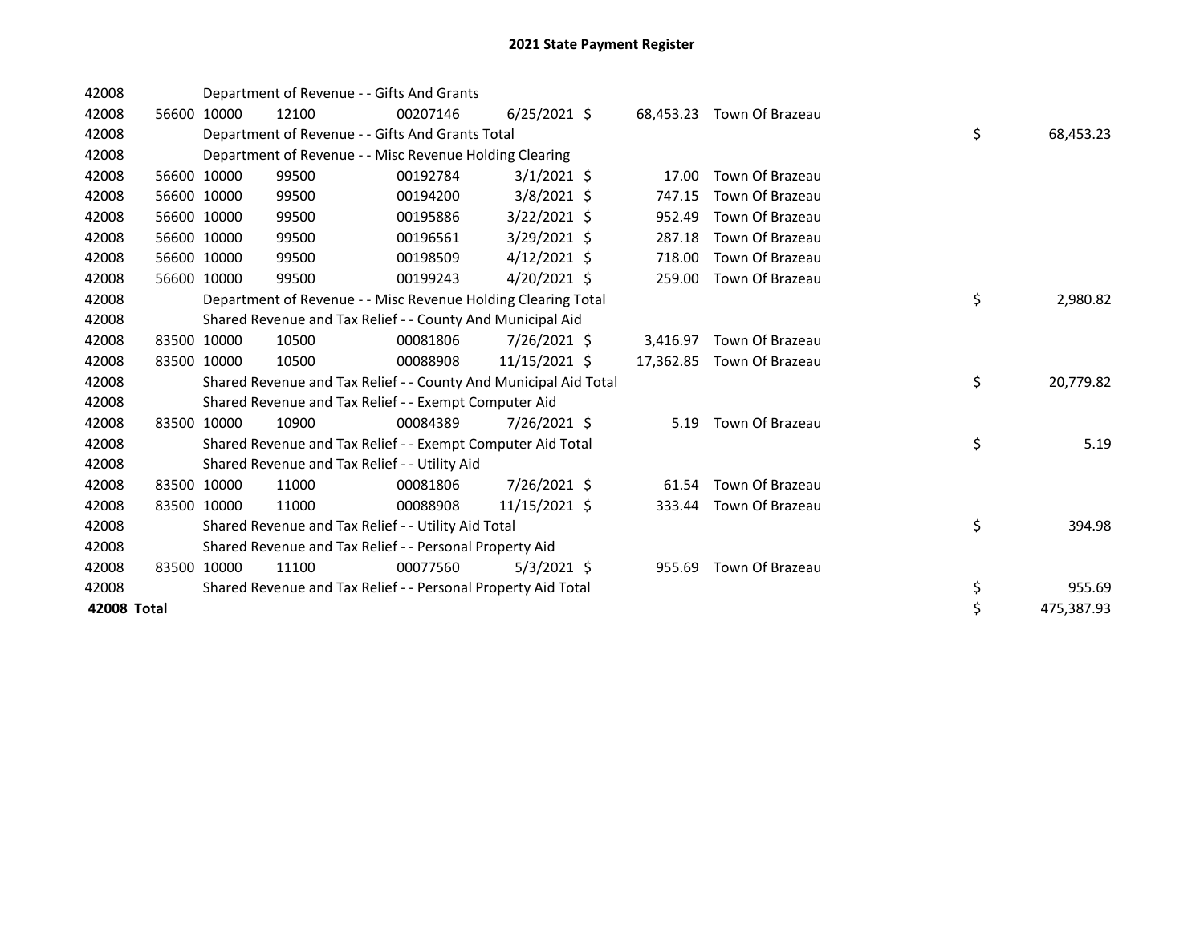# 2021 State Payment Register

| | | | | | | | | | |
|---|---|---|---|---|---|---|---|---|---|
| 42008 | | | Department of Revenue - - Gifts And Grants | | | | | | |
| 42008 | 56600 | 10000 | 12100 | 00207146 | 6/25/2021 | $ | 68,453.23 | Town Of Brazeau | |
| 42008 | | | Department of Revenue - - Gifts And Grants Total | | | | | | $ 68,453.23 |
| 42008 | | | Department of Revenue - - Misc Revenue Holding Clearing | | | | | | |
| 42008 | 56600 | 10000 | 99500 | 00192784 | 3/1/2021 | $ | 17.00 | Town Of Brazeau | |
| 42008 | 56600 | 10000 | 99500 | 00194200 | 3/8/2021 | $ | 747.15 | Town Of Brazeau | |
| 42008 | 56600 | 10000 | 99500 | 00195886 | 3/22/2021 | $ | 952.49 | Town Of Brazeau | |
| 42008 | 56600 | 10000 | 99500 | 00196561 | 3/29/2021 | $ | 287.18 | Town Of Brazeau | |
| 42008 | 56600 | 10000 | 99500 | 00198509 | 4/12/2021 | $ | 718.00 | Town Of Brazeau | |
| 42008 | 56600 | 10000 | 99500 | 00199243 | 4/20/2021 | $ | 259.00 | Town Of Brazeau | |
| 42008 | | | Department of Revenue - - Misc Revenue Holding Clearing Total | | | | | | $ 2,980.82 |
| 42008 | | | Shared Revenue and Tax Relief - - County And Municipal Aid | | | | | | |
| 42008 | 83500 | 10000 | 10500 | 00081806 | 7/26/2021 | $ | 3,416.97 | Town Of Brazeau | |
| 42008 | 83500 | 10000 | 10500 | 00088908 | 11/15/2021 | $ | 17,362.85 | Town Of Brazeau | |
| 42008 | | | Shared Revenue and Tax Relief - - County And Municipal Aid Total | | | | | | $ 20,779.82 |
| 42008 | | | Shared Revenue and Tax Relief - - Exempt Computer Aid | | | | | | |
| 42008 | 83500 | 10000 | 10900 | 00084389 | 7/26/2021 | $ | 5.19 | Town Of Brazeau | |
| 42008 | | | Shared Revenue and Tax Relief - - Exempt Computer Aid Total | | | | | | $ 5.19 |
| 42008 | | | Shared Revenue and Tax Relief - - Utility Aid | | | | | | |
| 42008 | 83500 | 10000 | 11000 | 00081806 | 7/26/2021 | $ | 61.54 | Town Of Brazeau | |
| 42008 | 83500 | 10000 | 11000 | 00088908 | 11/15/2021 | $ | 333.44 | Town Of Brazeau | |
| 42008 | | | Shared Revenue and Tax Relief - - Utility Aid Total | | | | | | $ 394.98 |
| 42008 | | | Shared Revenue and Tax Relief - - Personal Property Aid | | | | | | |
| 42008 | 83500 | 10000 | 11100 | 00077560 | 5/3/2021 | $ | 955.69 | Town Of Brazeau | |
| 42008 | | | Shared Revenue and Tax Relief - - Personal Property Aid Total | | | | | | $ 955.69 |
| **42008 Total** | | | | | | | | | $ 475,387.93 |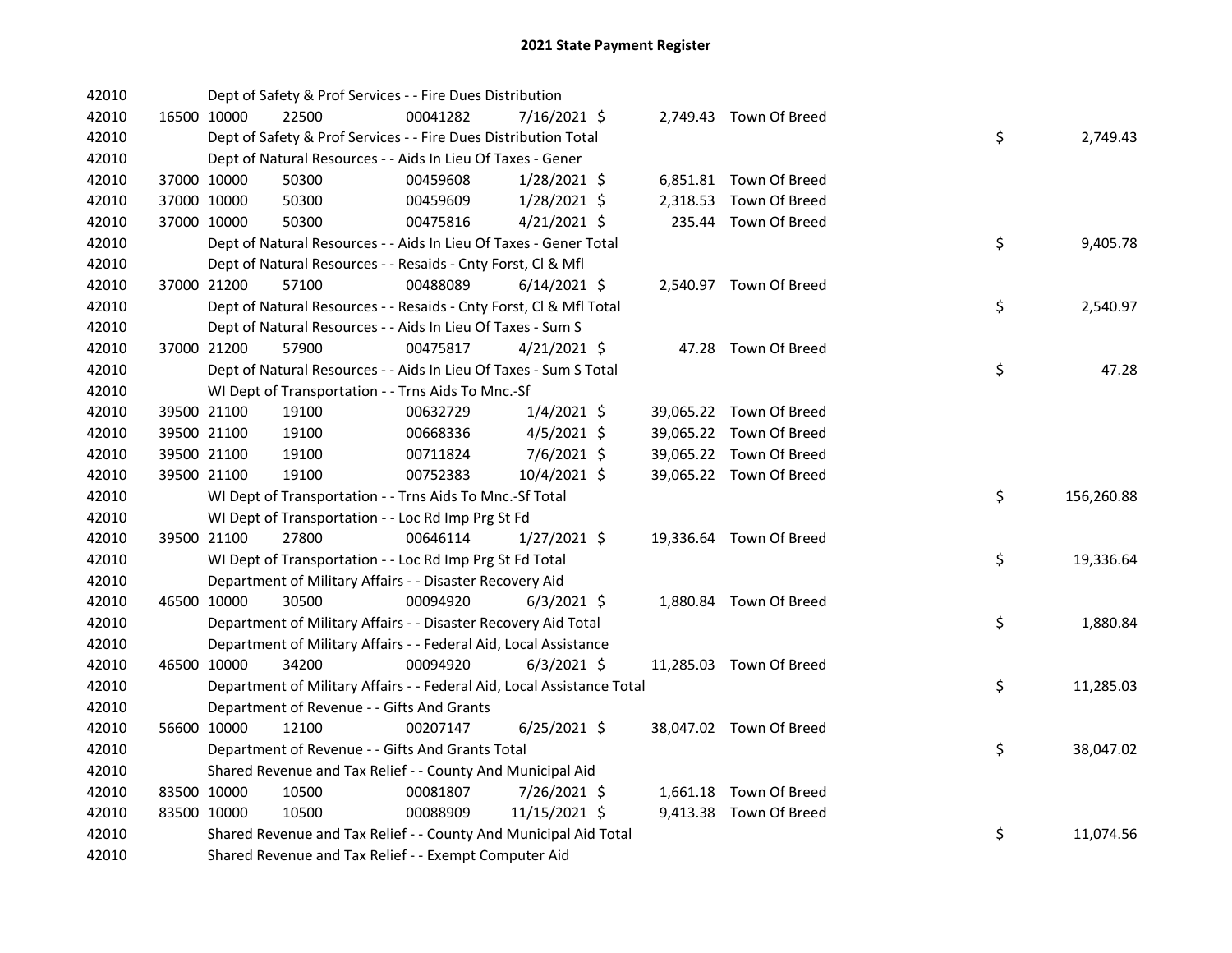# 2021 State Payment Register

| | | | | | | | | |
|---|---|---|---|---|---|---|---|---|
| 42010 | | Dept of Safety & Prof Services - - Fire Dues Distribution | | | | | | |
| 42010 | 16500 10000 | 22500 | 00041282 | 7/16/2021 $ | 2,749.43 | Town Of Breed | | |
| 42010 | | Dept of Safety & Prof Services - - Fire Dues Distribution Total | | | | | $ | 2,749.43 |
| 42010 | | Dept of Natural Resources - - Aids In Lieu Of Taxes - Gener | | | | | | |
| 42010 | 37000 10000 | 50300 | 00459608 | 1/28/2021 $ | 6,851.81 | Town Of Breed | | |
| 42010 | 37000 10000 | 50300 | 00459609 | 1/28/2021 $ | 2,318.53 | Town Of Breed | | |
| 42010 | 37000 10000 | 50300 | 00475816 | 4/21/2021 $ | 235.44 | Town Of Breed | | |
| 42010 | | Dept of Natural Resources - - Aids In Lieu Of Taxes - Gener Total | | | | | $ | 9,405.78 |
| 42010 | | Dept of Natural Resources - - Resaids - Cnty Forst, Cl & Mfl | | | | | | |
| 42010 | 37000 21200 | 57100 | 00488089 | 6/14/2021 $ | 2,540.97 | Town Of Breed | | |
| 42010 | | Dept of Natural Resources - - Resaids - Cnty Forst, Cl & Mfl Total | | | | | $ | 2,540.97 |
| 42010 | | Dept of Natural Resources - - Aids In Lieu Of Taxes - Sum S | | | | | | |
| 42010 | 37000 21200 | 57900 | 00475817 | 4/21/2021 $ | 47.28 | Town Of Breed | | |
| 42010 | | Dept of Natural Resources - - Aids In Lieu Of Taxes - Sum S Total | | | | | $ | 47.28 |
| 42010 | | WI Dept of Transportation - - Trns Aids To Mnc.-Sf | | | | | | |
| 42010 | 39500 21100 | 19100 | 00632729 | 1/4/2021 $ | 39,065.22 | Town Of Breed | | |
| 42010 | 39500 21100 | 19100 | 00668336 | 4/5/2021 $ | 39,065.22 | Town Of Breed | | |
| 42010 | 39500 21100 | 19100 | 00711824 | 7/6/2021 $ | 39,065.22 | Town Of Breed | | |
| 42010 | 39500 21100 | 19100 | 00752383 | 10/4/2021 $ | 39,065.22 | Town Of Breed | | |
| 42010 | | WI Dept of Transportation - - Trns Aids To Mnc.-Sf Total | | | | | $ | 156,260.88 |
| 42010 | | WI Dept of Transportation - - Loc Rd Imp Prg St Fd | | | | | | |
| 42010 | 39500 21100 | 27800 | 00646114 | 1/27/2021 $ | 19,336.64 | Town Of Breed | | |
| 42010 | | WI Dept of Transportation - - Loc Rd Imp Prg St Fd Total | | | | | $ | 19,336.64 |
| 42010 | | Department of Military Affairs - - Disaster Recovery Aid | | | | | | |
| 42010 | 46500 10000 | 30500 | 00094920 | 6/3/2021 $ | 1,880.84 | Town Of Breed | | |
| 42010 | | Department of Military Affairs - - Disaster Recovery Aid Total | | | | | $ | 1,880.84 |
| 42010 | | Department of Military Affairs - - Federal Aid, Local Assistance | | | | | | |
| 42010 | 46500 10000 | 34200 | 00094920 | 6/3/2021 $ | 11,285.03 | Town Of Breed | | |
| 42010 | | Department of Military Affairs - - Federal Aid, Local Assistance Total | | | | | $ | 11,285.03 |
| 42010 | | Department of Revenue - - Gifts And Grants | | | | | | |
| 42010 | 56600 10000 | 12100 | 00207147 | 6/25/2021 $ | 38,047.02 | Town Of Breed | | |
| 42010 | | Department of Revenue - - Gifts And Grants Total | | | | | $ | 38,047.02 |
| 42010 | | Shared Revenue and Tax Relief - - County And Municipal Aid | | | | | | |
| 42010 | 83500 10000 | 10500 | 00081807 | 7/26/2021 $ | 1,661.18 | Town Of Breed | | |
| 42010 | 83500 10000 | 10500 | 00088909 | 11/15/2021 $ | 9,413.38 | Town Of Breed | | |
| 42010 | | Shared Revenue and Tax Relief - - County And Municipal Aid Total | | | | | $ | 11,074.56 |
| 42010 | | Shared Revenue and Tax Relief - - Exempt Computer Aid | | | | | | |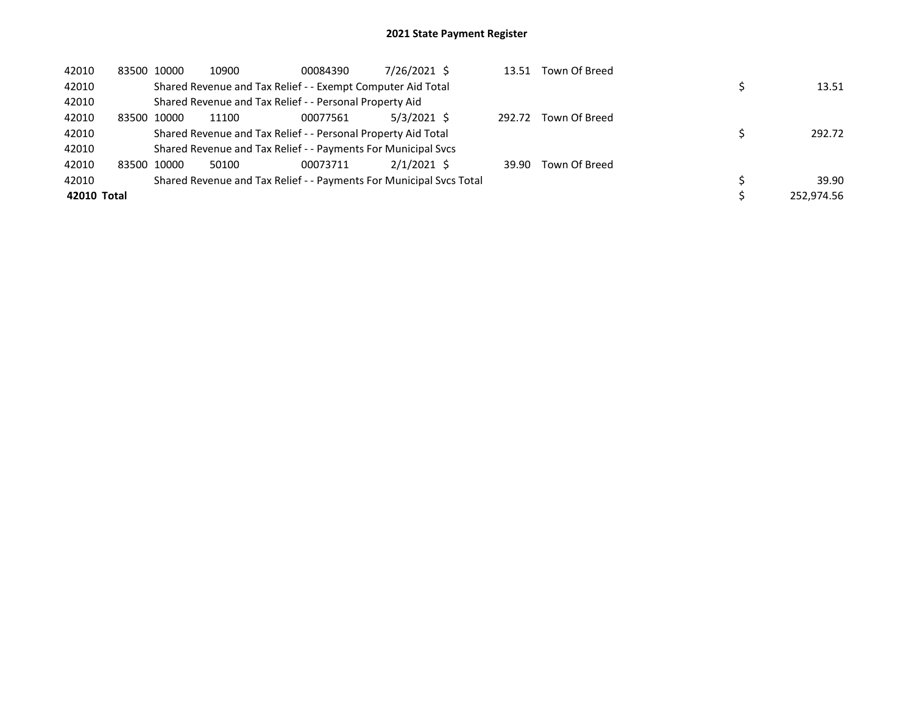## 2021 State Payment Register

| | | | | | | | | | |
|---|---|---|---|---|---|---|---|---|---|
| 42010 | 83500 | 10000 | 10900 | 00084390 | 7/26/2021 | $ | 13.51 | Town Of Breed | |
| 42010 | | Shared Revenue and Tax Relief - - Exempt Computer Aid Total | | | | | | | $ 13.51 |
| 42010 | | Shared Revenue and Tax Relief - - Personal Property Aid | | | | | | | |
| 42010 | 83500 | 10000 | 11100 | 00077561 | 5/3/2021 | $ | 292.72 | Town Of Breed | |
| 42010 | | Shared Revenue and Tax Relief - - Personal Property Aid Total | | | | | | | $ 292.72 |
| 42010 | | Shared Revenue and Tax Relief - - Payments For Municipal Svcs | | | | | | | |
| 42010 | 83500 | 10000 | 50100 | 00073711 | 2/1/2021 | $ | 39.90 | Town Of Breed | |
| 42010 | | Shared Revenue and Tax Relief - - Payments For Municipal Svcs Total | | | | | | | $ 39.90 |
| **42010 Total** | | | | | | | | | $ 252,974.56 |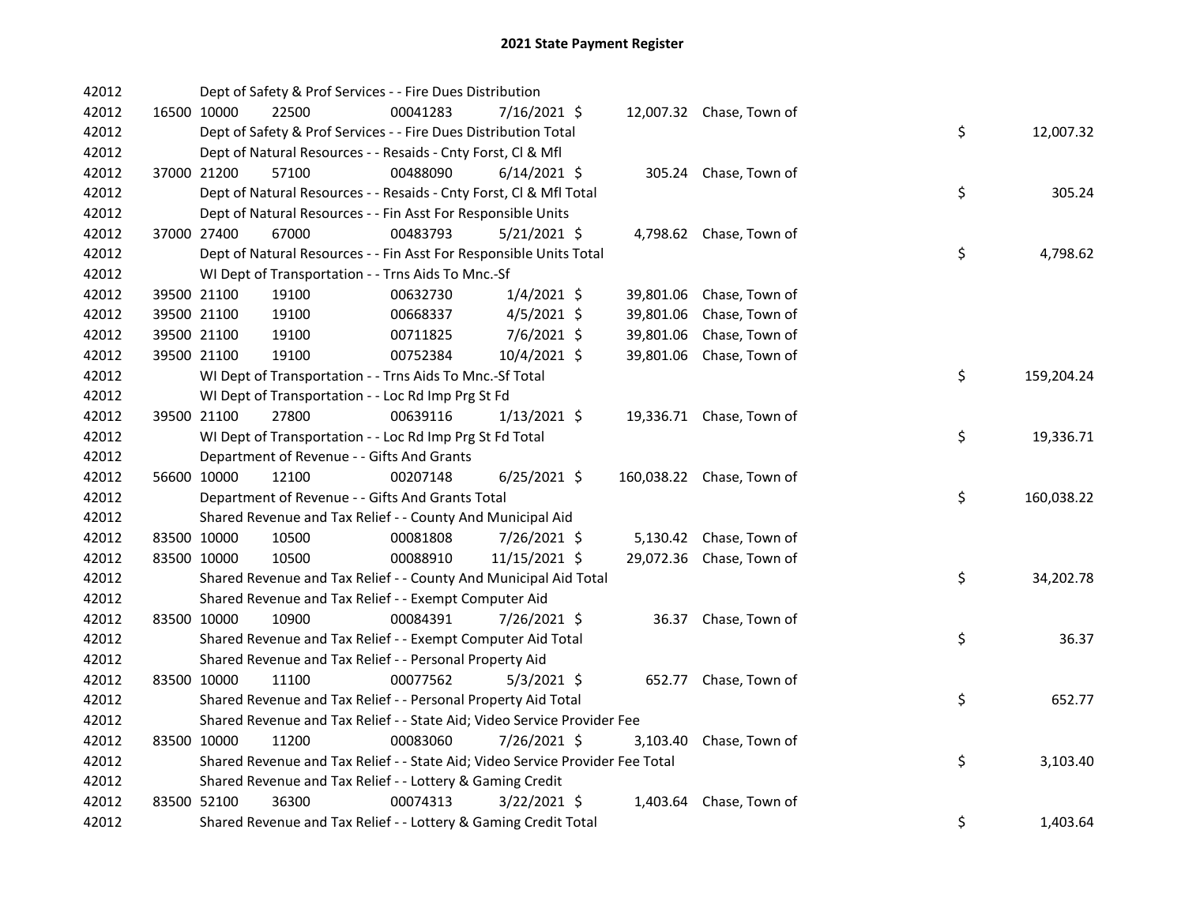# 2021 State Payment Register

| | | | | | | | | | | |
|---|---|---|---|---|---|---|---|---|---|---|
| 42012 | | Dept of Safety & Prof Services - - Fire Dues Distribution | | | | | | | | |
| 42012 | 16500 | 10000 | 22500 | 00041283 | 7/16/2021 | $ | 12,007.32 | Chase, Town of | | |
| 42012 | | Dept of Safety & Prof Services - - Fire Dues Distribution Total | | | | | | | $ | 12,007.32 |
| 42012 | | Dept of Natural Resources - - Resaids - Cnty Forst, Cl & Mfl | | | | | | | | |
| 42012 | 37000 | 21200 | 57100 | 00488090 | 6/14/2021 | $ | 305.24 | Chase, Town of | | |
| 42012 | | Dept of Natural Resources - - Resaids - Cnty Forst, Cl & Mfl Total | | | | | | | $ | 305.24 |
| 42012 | | Dept of Natural Resources - - Fin Asst For Responsible Units | | | | | | | | |
| 42012 | 37000 | 27400 | 67000 | 00483793 | 5/21/2021 | $ | 4,798.62 | Chase, Town of | | |
| 42012 | | Dept of Natural Resources - - Fin Asst For Responsible Units Total | | | | | | | $ | 4,798.62 |
| 42012 | | WI Dept of Transportation - - Trns Aids To Mnc.-Sf | | | | | | | | |
| 42012 | 39500 | 21100 | 19100 | 00632730 | 1/4/2021 | $ | 39,801.06 | Chase, Town of | | |
| 42012 | 39500 | 21100 | 19100 | 00668337 | 4/5/2021 | $ | 39,801.06 | Chase, Town of | | |
| 42012 | 39500 | 21100 | 19100 | 00711825 | 7/6/2021 | $ | 39,801.06 | Chase, Town of | | |
| 42012 | 39500 | 21100 | 19100 | 00752384 | 10/4/2021 | $ | 39,801.06 | Chase, Town of | | |
| 42012 | | WI Dept of Transportation - - Trns Aids To Mnc.-Sf Total | | | | | | | $ | 159,204.24 |
| 42012 | | WI Dept of Transportation - - Loc Rd Imp Prg St Fd | | | | | | | | |
| 42012 | 39500 | 21100 | 27800 | 00639116 | 1/13/2021 | $ | 19,336.71 | Chase, Town of | | |
| 42012 | | WI Dept of Transportation - - Loc Rd Imp Prg St Fd Total | | | | | | | $ | 19,336.71 |
| 42012 | | Department of Revenue - - Gifts And Grants | | | | | | | | |
| 42012 | 56600 | 10000 | 12100 | 00207148 | 6/25/2021 | $ | 160,038.22 | Chase, Town of | | |
| 42012 | | Department of Revenue - - Gifts And Grants Total | | | | | | | $ | 160,038.22 |
| 42012 | | Shared Revenue and Tax Relief - - County And Municipal Aid | | | | | | | | |
| 42012 | 83500 | 10000 | 10500 | 00081808 | 7/26/2021 | $ | 5,130.42 | Chase, Town of | | |
| 42012 | 83500 | 10000 | 10500 | 00088910 | 11/15/2021 | $ | 29,072.36 | Chase, Town of | | |
| 42012 | | Shared Revenue and Tax Relief - - County And Municipal Aid Total | | | | | | | $ | 34,202.78 |
| 42012 | | Shared Revenue and Tax Relief - - Exempt Computer Aid | | | | | | | | |
| 42012 | 83500 | 10000 | 10900 | 00084391 | 7/26/2021 | $ | 36.37 | Chase, Town of | | |
| 42012 | | Shared Revenue and Tax Relief - - Exempt Computer Aid Total | | | | | | | $ | 36.37 |
| 42012 | | Shared Revenue and Tax Relief - - Personal Property Aid | | | | | | | | |
| 42012 | 83500 | 10000 | 11100 | 00077562 | 5/3/2021 | $ | 652.77 | Chase, Town of | | |
| 42012 | | Shared Revenue and Tax Relief - - Personal Property Aid Total | | | | | | | $ | 652.77 |
| 42012 | | Shared Revenue and Tax Relief - - State Aid; Video Service Provider Fee | | | | | | | | |
| 42012 | 83500 | 10000 | 11200 | 00083060 | 7/26/2021 | $ | 3,103.40 | Chase, Town of | | |
| 42012 | | Shared Revenue and Tax Relief - - State Aid; Video Service Provider Fee Total | | | | | | | $ | 3,103.40 |
| 42012 | | Shared Revenue and Tax Relief - - Lottery & Gaming Credit | | | | | | | | |
| 42012 | 83500 | 52100 | 36300 | 00074313 | 3/22/2021 | $ | 1,403.64 | Chase, Town of | | |
| 42012 | | Shared Revenue and Tax Relief - - Lottery & Gaming Credit Total | | | | | | | $ | 1,403.64 |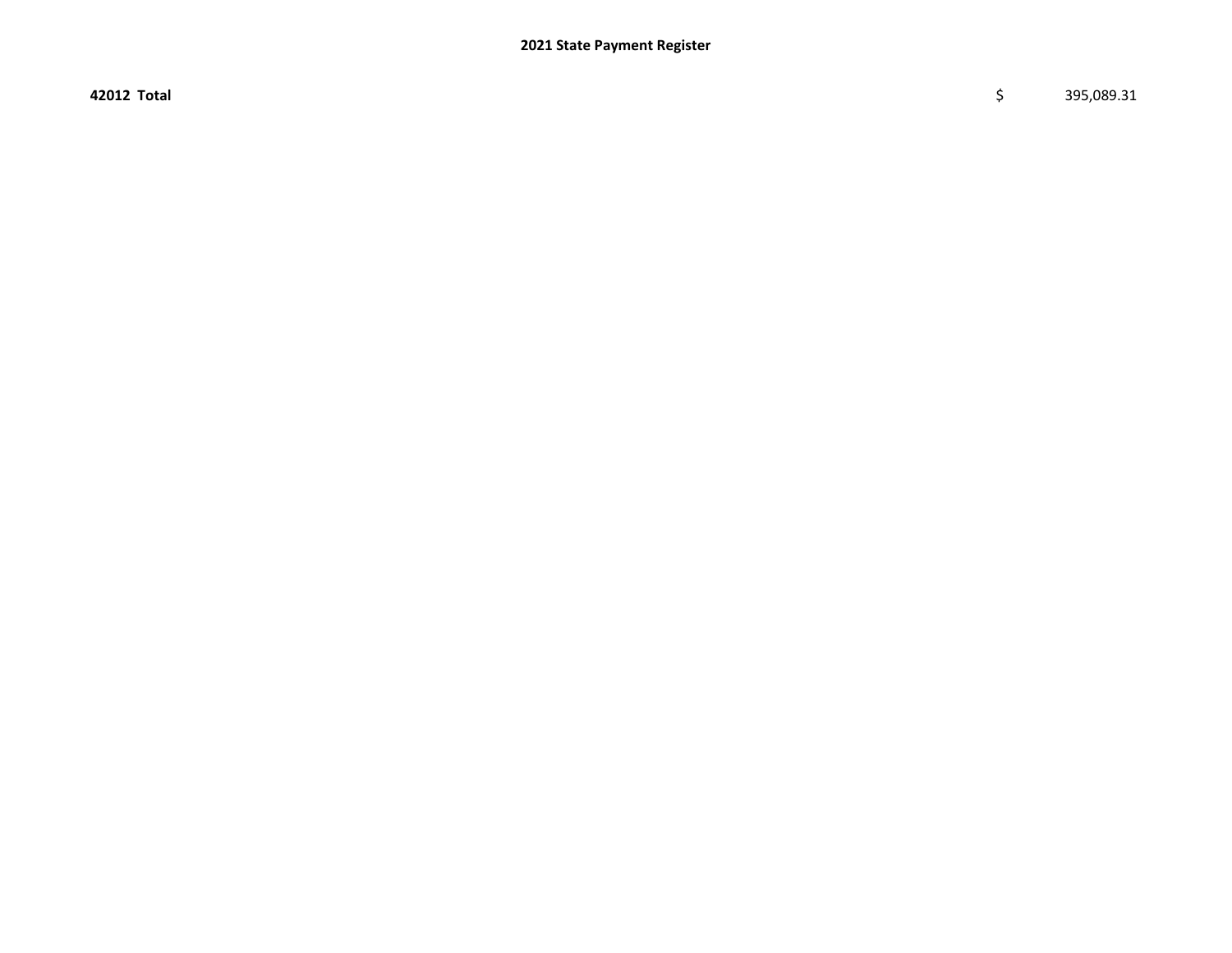| | | |
|---|---|---|
| **42012 Total** | $ | 395,089.31 |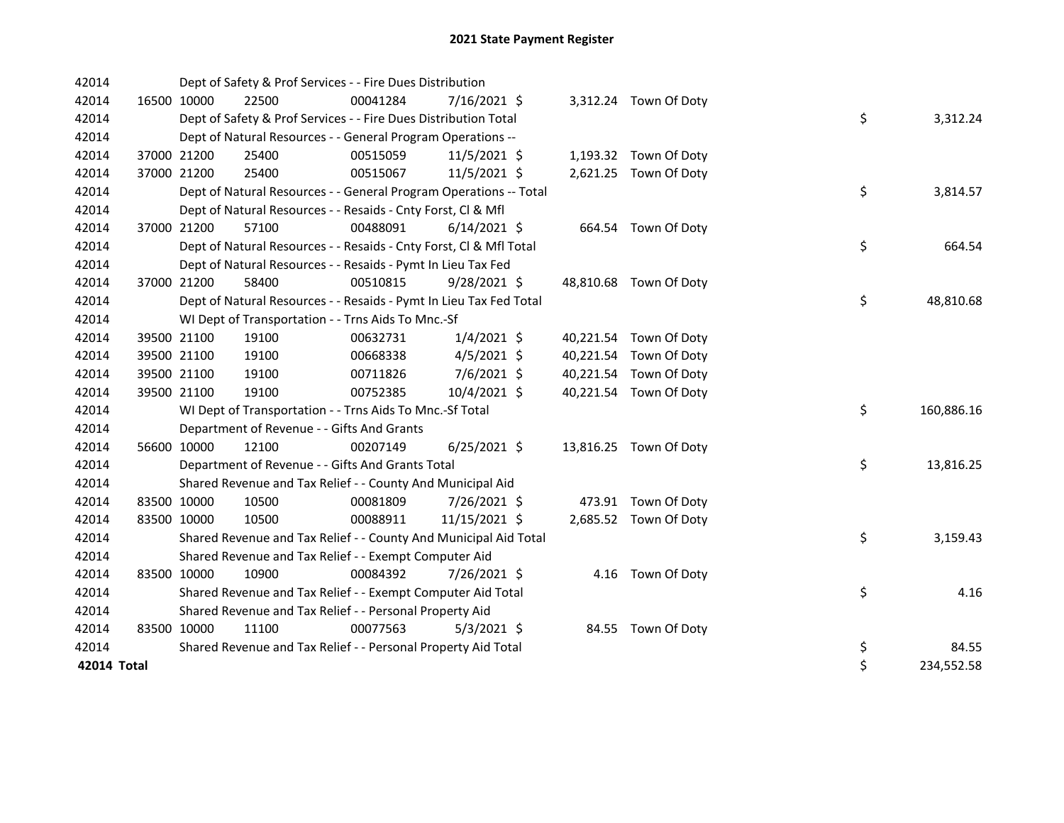# 2021 State Payment Register

| | | | | | | | | |
|---|---|---|---|---|---|---|---|---|
| 42014 | | Dept of Safety & Prof Services - - Fire Dues Distribution | | | | | | |
| 42014 | 16500 | 10000 | 22500 | 00041284 | 7/16/2021 | $ 3,312.24 | Town Of Doty | |
| 42014 | | Dept of Safety & Prof Services - - Fire Dues Distribution Total | | | | | | $ 3,312.24 |
| 42014 | | Dept of Natural Resources - - General Program Operations -- | | | | | | |
| 42014 | 37000 | 21200 | 25400 | 00515059 | 11/5/2021 | $ 1,193.32 | Town Of Doty | |
| 42014 | 37000 | 21200 | 25400 | 00515067 | 11/5/2021 | $ 2,621.25 | Town Of Doty | |
| 42014 | | Dept of Natural Resources - - General Program Operations -- Total | | | | | | $ 3,814.57 |
| 42014 | | Dept of Natural Resources - - Resaids - Cnty Forst, Cl & Mfl | | | | | | |
| 42014 | 37000 | 21200 | 57100 | 00488091 | 6/14/2021 | $ 664.54 | Town Of Doty | |
| 42014 | | Dept of Natural Resources - - Resaids - Cnty Forst, Cl & Mfl Total | | | | | | $ 664.54 |
| 42014 | | Dept of Natural Resources - - Resaids - Pymt In Lieu Tax Fed | | | | | | |
| 42014 | 37000 | 21200 | 58400 | 00510815 | 9/28/2021 | $ 48,810.68 | Town Of Doty | |
| 42014 | | Dept of Natural Resources - - Resaids - Pymt In Lieu Tax Fed Total | | | | | | $ 48,810.68 |
| 42014 | | WI Dept of Transportation - - Trns Aids To Mnc.-Sf | | | | | | |
| 42014 | 39500 | 21100 | 19100 | 00632731 | 1/4/2021 | $ 40,221.54 | Town Of Doty | |
| 42014 | 39500 | 21100 | 19100 | 00668338 | 4/5/2021 | $ 40,221.54 | Town Of Doty | |
| 42014 | 39500 | 21100 | 19100 | 00711826 | 7/6/2021 | $ 40,221.54 | Town Of Doty | |
| 42014 | 39500 | 21100 | 19100 | 00752385 | 10/4/2021 | $ 40,221.54 | Town Of Doty | |
| 42014 | | WI Dept of Transportation - - Trns Aids To Mnc.-Sf Total | | | | | | $ 160,886.16 |
| 42014 | | Department of Revenue - - Gifts And Grants | | | | | | |
| 42014 | 56600 | 10000 | 12100 | 00207149 | 6/25/2021 | $ 13,816.25 | Town Of Doty | |
| 42014 | | Department of Revenue - - Gifts And Grants Total | | | | | | $ 13,816.25 |
| 42014 | | Shared Revenue and Tax Relief - - County And Municipal Aid | | | | | | |
| 42014 | 83500 | 10000 | 10500 | 00081809 | 7/26/2021 | $ 473.91 | Town Of Doty | |
| 42014 | 83500 | 10000 | 10500 | 00088911 | 11/15/2021 | $ 2,685.52 | Town Of Doty | |
| 42014 | | Shared Revenue and Tax Relief - - County And Municipal Aid Total | | | | | | $ 3,159.43 |
| 42014 | | Shared Revenue and Tax Relief - - Exempt Computer Aid | | | | | | |
| 42014 | 83500 | 10000 | 10900 | 00084392 | 7/26/2021 | $ 4.16 | Town Of Doty | |
| 42014 | | Shared Revenue and Tax Relief - - Exempt Computer Aid Total | | | | | | $ 4.16 |
| 42014 | | Shared Revenue and Tax Relief - - Personal Property Aid | | | | | | |
| 42014 | 83500 | 10000 | 11100 | 00077563 | 5/3/2021 | $ 84.55 | Town Of Doty | |
| 42014 | | Shared Revenue and Tax Relief - - Personal Property Aid Total | | | | | | $ 84.55 |
| **42014 Total** | | | | | | | | $ 234,552.58 |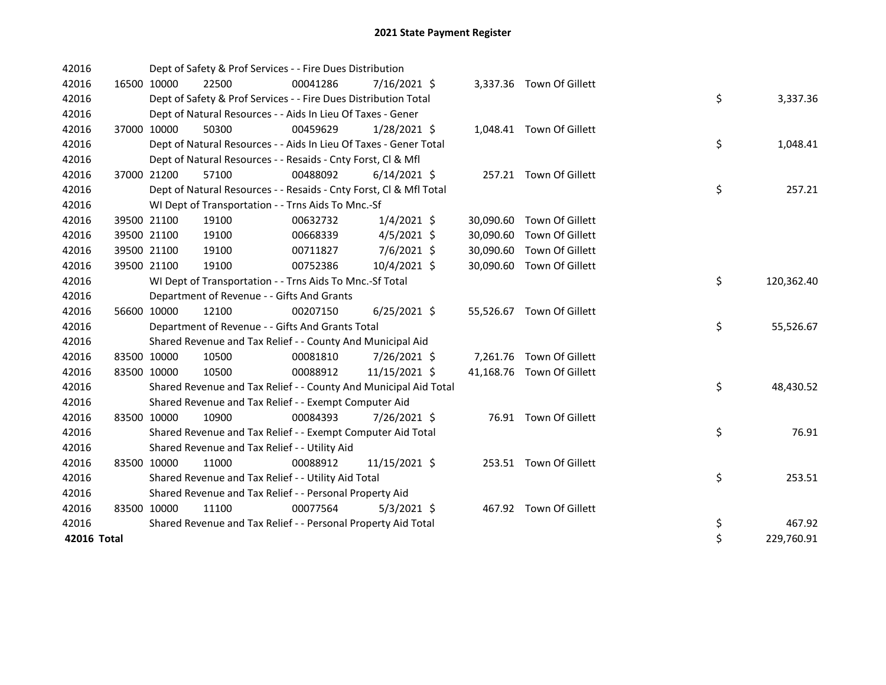# 2021 State Payment Register

| | | | | | | | | | |
|---|---|---|---|---|---|---|---|---|---|
| 42016 | | Dept of Safety & Prof Services - - Fire Dues Distribution | | | | | | | |
| 42016 | 16500 | 10000 | 22500 | 00041286 | 7/16/2021 | $ 3,337.36 | Town Of Gillett | | |
| 42016 | | Dept of Safety & Prof Services - - Fire Dues Distribution Total | | | | | | $ | 3,337.36 |
| 42016 | | Dept of Natural Resources - - Aids In Lieu Of Taxes - Gener | | | | | | | |
| 42016 | 37000 | 10000 | 50300 | 00459629 | 1/28/2021 | $ 1,048.41 | Town Of Gillett | | |
| 42016 | | Dept of Natural Resources - - Aids In Lieu Of Taxes - Gener Total | | | | | | $ | 1,048.41 |
| 42016 | | Dept of Natural Resources - - Resaids - Cnty Forst, Cl & Mfl | | | | | | | |
| 42016 | 37000 | 21200 | 57100 | 00488092 | 6/14/2021 | $ 257.21 | Town Of Gillett | | |
| 42016 | | Dept of Natural Resources - - Resaids - Cnty Forst, Cl & Mfl Total | | | | | | $ | 257.21 |
| 42016 | | WI Dept of Transportation - - Trns Aids To Mnc.-Sf | | | | | | | |
| 42016 | 39500 | 21100 | 19100 | 00632732 | 1/4/2021 | $ 30,090.60 | Town Of Gillett | | |
| 42016 | 39500 | 21100 | 19100 | 00668339 | 4/5/2021 | $ 30,090.60 | Town Of Gillett | | |
| 42016 | 39500 | 21100 | 19100 | 00711827 | 7/6/2021 | $ 30,090.60 | Town Of Gillett | | |
| 42016 | 39500 | 21100 | 19100 | 00752386 | 10/4/2021 | $ 30,090.60 | Town Of Gillett | | |
| 42016 | | WI Dept of Transportation - - Trns Aids To Mnc.-Sf Total | | | | | | $ | 120,362.40 |
| 42016 | | Department of Revenue - - Gifts And Grants | | | | | | | |
| 42016 | 56600 | 10000 | 12100 | 00207150 | 6/25/2021 | $ 55,526.67 | Town Of Gillett | | |
| 42016 | | Department of Revenue - - Gifts And Grants Total | | | | | | $ | 55,526.67 |
| 42016 | | Shared Revenue and Tax Relief - - County And Municipal Aid | | | | | | | |
| 42016 | 83500 | 10000 | 10500 | 00081810 | 7/26/2021 | $ 7,261.76 | Town Of Gillett | | |
| 42016 | 83500 | 10000 | 10500 | 00088912 | 11/15/2021 | $ 41,168.76 | Town Of Gillett | | |
| 42016 | | Shared Revenue and Tax Relief - - County And Municipal Aid Total | | | | | | $ | 48,430.52 |
| 42016 | | Shared Revenue and Tax Relief - - Exempt Computer Aid | | | | | | | |
| 42016 | 83500 | 10000 | 10900 | 00084393 | 7/26/2021 | $ 76.91 | Town Of Gillett | | |
| 42016 | | Shared Revenue and Tax Relief - - Exempt Computer Aid Total | | | | | | $ | 76.91 |
| 42016 | | Shared Revenue and Tax Relief - - Utility Aid | | | | | | | |
| 42016 | 83500 | 10000 | 11000 | 00088912 | 11/15/2021 | $ 253.51 | Town Of Gillett | | |
| 42016 | | Shared Revenue and Tax Relief - - Utility Aid Total | | | | | | $ | 253.51 |
| 42016 | | Shared Revenue and Tax Relief - - Personal Property Aid | | | | | | | |
| 42016 | 83500 | 10000 | 11100 | 00077564 | 5/3/2021 | $ 467.92 | Town Of Gillett | | |
| 42016 | | Shared Revenue and Tax Relief - - Personal Property Aid Total | | | | | | $ | 467.92 |
| **42016 Total** | | | | | | | | $ | 229,760.91 |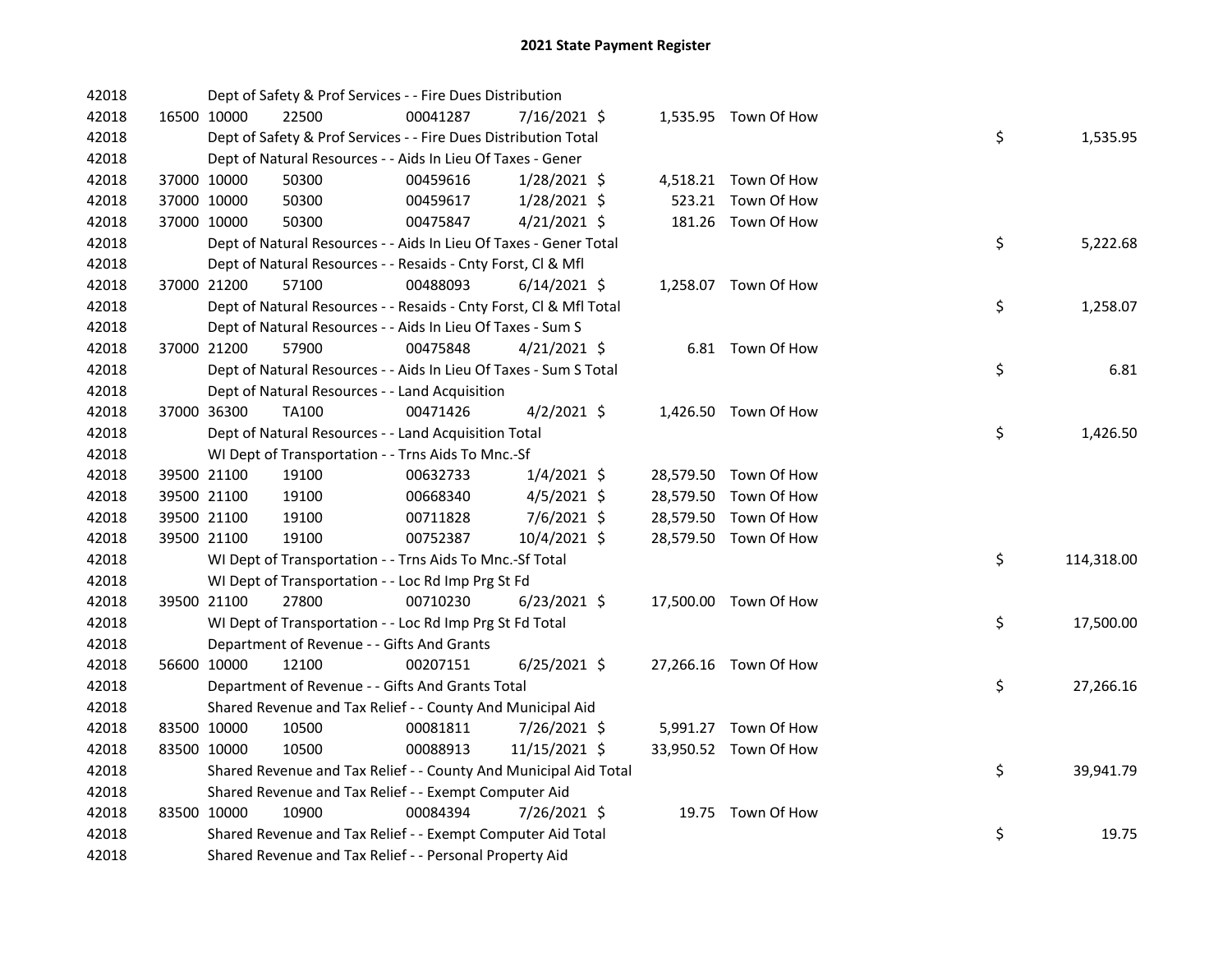# 2021 State Payment Register

| | | | | | | | | | |
|---|---|---|---|---|---|---|---|---|---|
| 42018 | | | Dept of Safety & Prof Services - - Fire Dues Distribution | | | | | | |
| 42018 | 16500 | 10000 | 22500 | 00041287 | 7/16/2021 | $ | 1,535.95 | Town Of How | |
| 42018 | | | Dept of Safety & Prof Services - - Fire Dues Distribution Total | | | | | | $ 1,535.95 |
| 42018 | | | Dept of Natural Resources - - Aids In Lieu Of Taxes - Gener | | | | | | |
| 42018 | 37000 | 10000 | 50300 | 00459616 | 1/28/2021 | $ | 4,518.21 | Town Of How | |
| 42018 | 37000 | 10000 | 50300 | 00459617 | 1/28/2021 | $ | 523.21 | Town Of How | |
| 42018 | 37000 | 10000 | 50300 | 00475847 | 4/21/2021 | $ | 181.26 | Town Of How | |
| 42018 | | | Dept of Natural Resources - - Aids In Lieu Of Taxes - Gener Total | | | | | | $ 5,222.68 |
| 42018 | | | Dept of Natural Resources - - Resaids - Cnty Forst, Cl & Mfl | | | | | | |
| 42018 | 37000 | 21200 | 57100 | 00488093 | 6/14/2021 | $ | 1,258.07 | Town Of How | |
| 42018 | | | Dept of Natural Resources - - Resaids - Cnty Forst, Cl & Mfl Total | | | | | | $ 1,258.07 |
| 42018 | | | Dept of Natural Resources - - Aids In Lieu Of Taxes - Sum S | | | | | | |
| 42018 | 37000 | 21200 | 57900 | 00475848 | 4/21/2021 | $ | 6.81 | Town Of How | |
| 42018 | | | Dept of Natural Resources - - Aids In Lieu Of Taxes - Sum S Total | | | | | | $ 6.81 |
| 42018 | | | Dept of Natural Resources - - Land Acquisition | | | | | | |
| 42018 | 37000 | 36300 | TA100 | 00471426 | 4/2/2021 | $ | 1,426.50 | Town Of How | |
| 42018 | | | Dept of Natural Resources - - Land Acquisition Total | | | | | | $ 1,426.50 |
| 42018 | | | WI Dept of Transportation - - Trns Aids To Mnc.-Sf | | | | | | |
| 42018 | 39500 | 21100 | 19100 | 00632733 | 1/4/2021 | $ | 28,579.50 | Town Of How | |
| 42018 | 39500 | 21100 | 19100 | 00668340 | 4/5/2021 | $ | 28,579.50 | Town Of How | |
| 42018 | 39500 | 21100 | 19100 | 00711828 | 7/6/2021 | $ | 28,579.50 | Town Of How | |
| 42018 | 39500 | 21100 | 19100 | 00752387 | 10/4/2021 | $ | 28,579.50 | Town Of How | |
| 42018 | | | WI Dept of Transportation - - Trns Aids To Mnc.-Sf Total | | | | | | $ 114,318.00 |
| 42018 | | | WI Dept of Transportation - - Loc Rd Imp Prg St Fd | | | | | | |
| 42018 | 39500 | 21100 | 27800 | 00710230 | 6/23/2021 | $ | 17,500.00 | Town Of How | |
| 42018 | | | WI Dept of Transportation - - Loc Rd Imp Prg St Fd Total | | | | | | $ 17,500.00 |
| 42018 | | | Department of Revenue - - Gifts And Grants | | | | | | |
| 42018 | 56600 | 10000 | 12100 | 00207151 | 6/25/2021 | $ | 27,266.16 | Town Of How | |
| 42018 | | | Department of Revenue - - Gifts And Grants Total | | | | | | $ 27,266.16 |
| 42018 | | | Shared Revenue and Tax Relief - - County And Municipal Aid | | | | | | |
| 42018 | 83500 | 10000 | 10500 | 00081811 | 7/26/2021 | $ | 5,991.27 | Town Of How | |
| 42018 | 83500 | 10000 | 10500 | 00088913 | 11/15/2021 | $ | 33,950.52 | Town Of How | |
| 42018 | | | Shared Revenue and Tax Relief - - County And Municipal Aid Total | | | | | | $ 39,941.79 |
| 42018 | | | Shared Revenue and Tax Relief - - Exempt Computer Aid | | | | | | |
| 42018 | 83500 | 10000 | 10900 | 00084394 | 7/26/2021 | $ | 19.75 | Town Of How | |
| 42018 | | | Shared Revenue and Tax Relief - - Exempt Computer Aid Total | | | | | | $ 19.75 |
| 42018 | | | Shared Revenue and Tax Relief - - Personal Property Aid | | | | | | |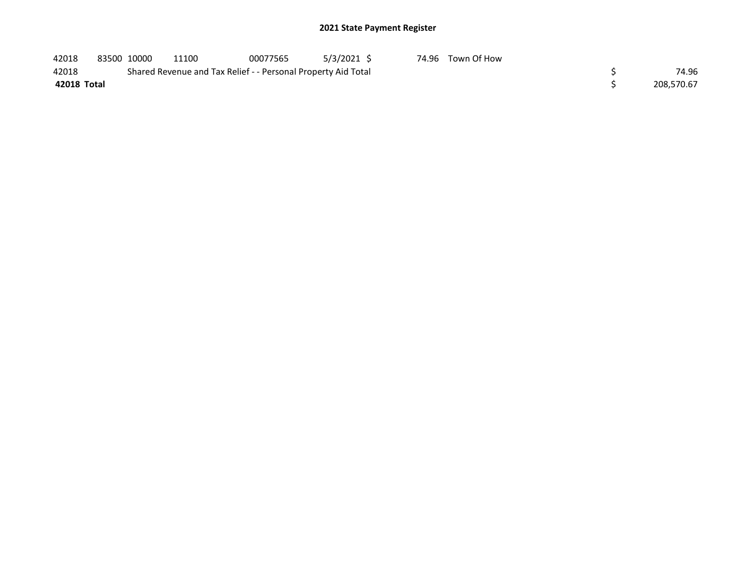# 2021 State Payment Register

| | | | | | | | | | |
|---|---|---|---|---|---|---|---|---|---|
| 42018 | 83500 | 10000 | 11100 | 00077565 | 5/3/2021 | $ 74.96 | Town Of How | | |
| 42018 | | Shared Revenue and Tax Relief - - Personal Property Aid Total | | | | | | $ | 74.96 |
| **42018 Total** | | | | | | | | $ | 208,570.67 |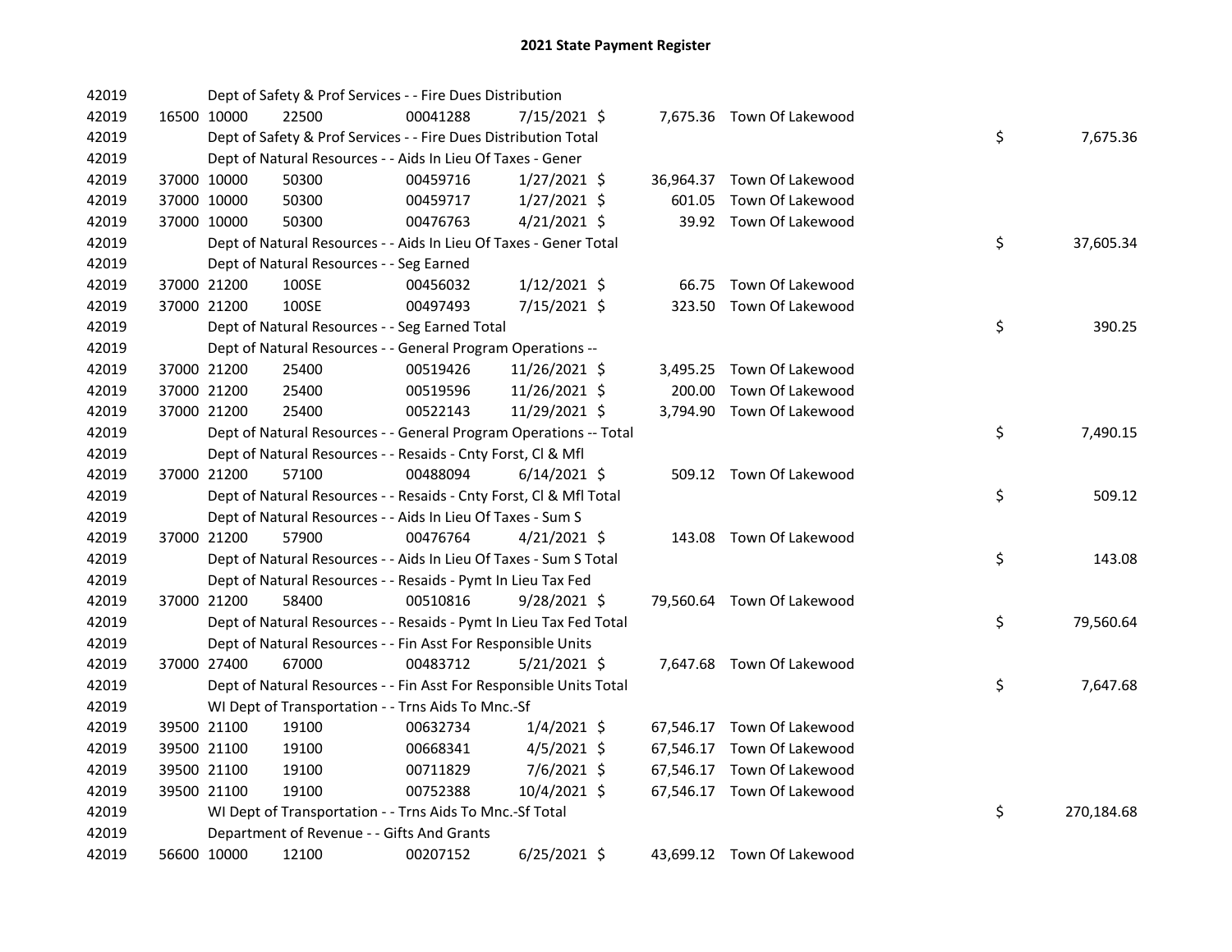# 2021 State Payment Register

| | | | | | | | | | |
|---|---|---|---|---|---|---|---|---|---|
| 42019 | | | Dept of Safety & Prof Services - - Fire Dues Distribution | | | | | | |
| 42019 | 16500 | 10000 | 22500 | 00041288 | 7/15/2021 | $ 7,675.36 | Town Of Lakewood | | |
| 42019 | | | Dept of Safety & Prof Services - - Fire Dues Distribution Total | | | | | $ | 7,675.36 |
| 42019 | | | Dept of Natural Resources - - Aids In Lieu Of Taxes - Gener | | | | | | |
| 42019 | 37000 | 10000 | 50300 | 00459716 | 1/27/2021 | $ 36,964.37 | Town Of Lakewood | | |
| 42019 | 37000 | 10000 | 50300 | 00459717 | 1/27/2021 | $ 601.05 | Town Of Lakewood | | |
| 42019 | 37000 | 10000 | 50300 | 00476763 | 4/21/2021 | $ 39.92 | Town Of Lakewood | | |
| 42019 | | | Dept of Natural Resources - - Aids In Lieu Of Taxes - Gener Total | | | | | $ | 37,605.34 |
| 42019 | | | Dept of Natural Resources - - Seg Earned | | | | | | |
| 42019 | 37000 | 21200 | 100SE | 00456032 | 1/12/2021 | $ 66.75 | Town Of Lakewood | | |
| 42019 | 37000 | 21200 | 100SE | 00497493 | 7/15/2021 | $ 323.50 | Town Of Lakewood | | |
| 42019 | | | Dept of Natural Resources - - Seg Earned Total | | | | | $ | 390.25 |
| 42019 | | | Dept of Natural Resources - - General Program Operations -- | | | | | | |
| 42019 | 37000 | 21200 | 25400 | 00519426 | 11/26/2021 | $ 3,495.25 | Town Of Lakewood | | |
| 42019 | 37000 | 21200 | 25400 | 00519596 | 11/26/2021 | $ 200.00 | Town Of Lakewood | | |
| 42019 | 37000 | 21200 | 25400 | 00522143 | 11/29/2021 | $ 3,794.90 | Town Of Lakewood | | |
| 42019 | | | Dept of Natural Resources - - General Program Operations -- Total | | | | | $ | 7,490.15 |
| 42019 | | | Dept of Natural Resources - - Resaids - Cnty Forst, Cl & Mfl | | | | | | |
| 42019 | 37000 | 21200 | 57100 | 00488094 | 6/14/2021 | $ 509.12 | Town Of Lakewood | | |
| 42019 | | | Dept of Natural Resources - - Resaids - Cnty Forst, Cl & Mfl Total | | | | | $ | 509.12 |
| 42019 | | | Dept of Natural Resources - - Aids In Lieu Of Taxes - Sum S | | | | | | |
| 42019 | 37000 | 21200 | 57900 | 00476764 | 4/21/2021 | $ 143.08 | Town Of Lakewood | | |
| 42019 | | | Dept of Natural Resources - - Aids In Lieu Of Taxes - Sum S Total | | | | | $ | 143.08 |
| 42019 | | | Dept of Natural Resources - - Resaids - Pymt In Lieu Tax Fed | | | | | | |
| 42019 | 37000 | 21200 | 58400 | 00510816 | 9/28/2021 | $ 79,560.64 | Town Of Lakewood | | |
| 42019 | | | Dept of Natural Resources - - Resaids - Pymt In Lieu Tax Fed Total | | | | | $ | 79,560.64 |
| 42019 | | | Dept of Natural Resources - - Fin Asst For Responsible Units | | | | | | |
| 42019 | 37000 | 27400 | 67000 | 00483712 | 5/21/2021 | $ 7,647.68 | Town Of Lakewood | | |
| 42019 | | | Dept of Natural Resources - - Fin Asst For Responsible Units Total | | | | | $ | 7,647.68 |
| 42019 | | | WI Dept of Transportation - - Trns Aids To Mnc.-Sf | | | | | | |
| 42019 | 39500 | 21100 | 19100 | 00632734 | 1/4/2021 | $ 67,546.17 | Town Of Lakewood | | |
| 42019 | 39500 | 21100 | 19100 | 00668341 | 4/5/2021 | $ 67,546.17 | Town Of Lakewood | | |
| 42019 | 39500 | 21100 | 19100 | 00711829 | 7/6/2021 | $ 67,546.17 | Town Of Lakewood | | |
| 42019 | 39500 | 21100 | 19100 | 00752388 | 10/4/2021 | $ 67,546.17 | Town Of Lakewood | | |
| 42019 | | | WI Dept of Transportation - - Trns Aids To Mnc.-Sf Total | | | | | $ | 270,184.68 |
| 42019 | | | Department of Revenue - - Gifts And Grants | | | | | | |
| 42019 | 56600 | 10000 | 12100 | 00207152 | 6/25/2021 | $ 43,699.12 | Town Of Lakewood | | |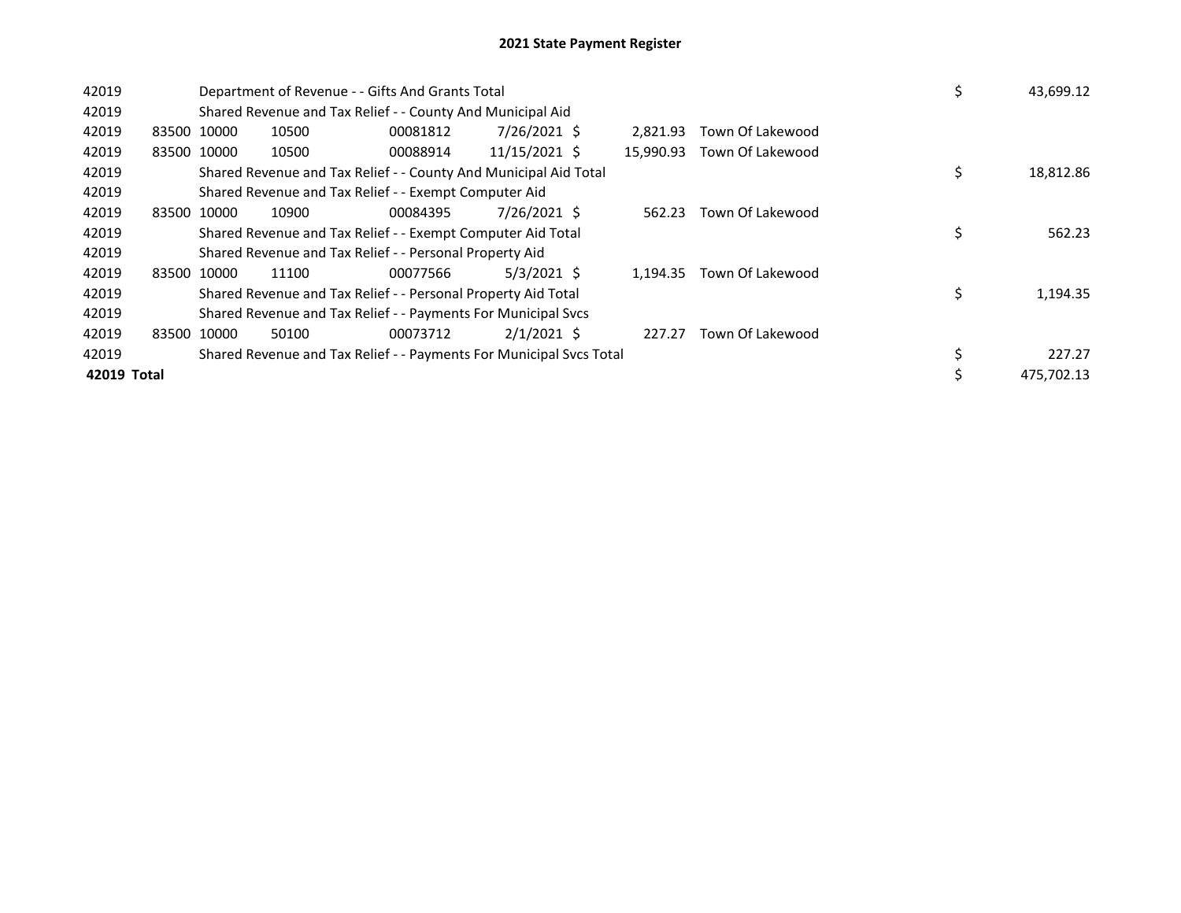## 2021 State Payment Register

| | | | | | | | | | |
|---|---|---|---|---|---|---|---|---|---|
| 42019 | | Department of Revenue - - Gifts And Grants Total | | | | | | $ | 43,699.12 |
| 42019 | | Shared Revenue and Tax Relief - - County And Municipal Aid | | | | | | | |
| 42019 | 83500 | 10000 | 10500 | 00081812 | 7/26/2021 | $ 2,821.93 | Town Of Lakewood | | |
| 42019 | 83500 | 10000 | 10500 | 00088914 | 11/15/2021 | $ 15,990.93 | Town Of Lakewood | | |
| 42019 | | Shared Revenue and Tax Relief - - County And Municipal Aid Total | | | | | | $ | 18,812.86 |
| 42019 | | Shared Revenue and Tax Relief - - Exempt Computer Aid | | | | | | | |
| 42019 | 83500 | 10000 | 10900 | 00084395 | 7/26/2021 | $ 562.23 | Town Of Lakewood | | |
| 42019 | | Shared Revenue and Tax Relief - - Exempt Computer Aid Total | | | | | | $ | 562.23 |
| 42019 | | Shared Revenue and Tax Relief - - Personal Property Aid | | | | | | | |
| 42019 | 83500 | 10000 | 11100 | 00077566 | 5/3/2021 | $ 1,194.35 | Town Of Lakewood | | |
| 42019 | | Shared Revenue and Tax Relief - - Personal Property Aid Total | | | | | | $ | 1,194.35 |
| 42019 | | Shared Revenue and Tax Relief - - Payments For Municipal Svcs | | | | | | | |
| 42019 | 83500 | 10000 | 50100 | 00073712 | 2/1/2021 | $ 227.27 | Town Of Lakewood | | |
| 42019 | | Shared Revenue and Tax Relief - - Payments For Municipal Svcs Total | | | | | | $ | 227.27 |
| **42019 Total** | | | | | | | | $ | 475,702.13 |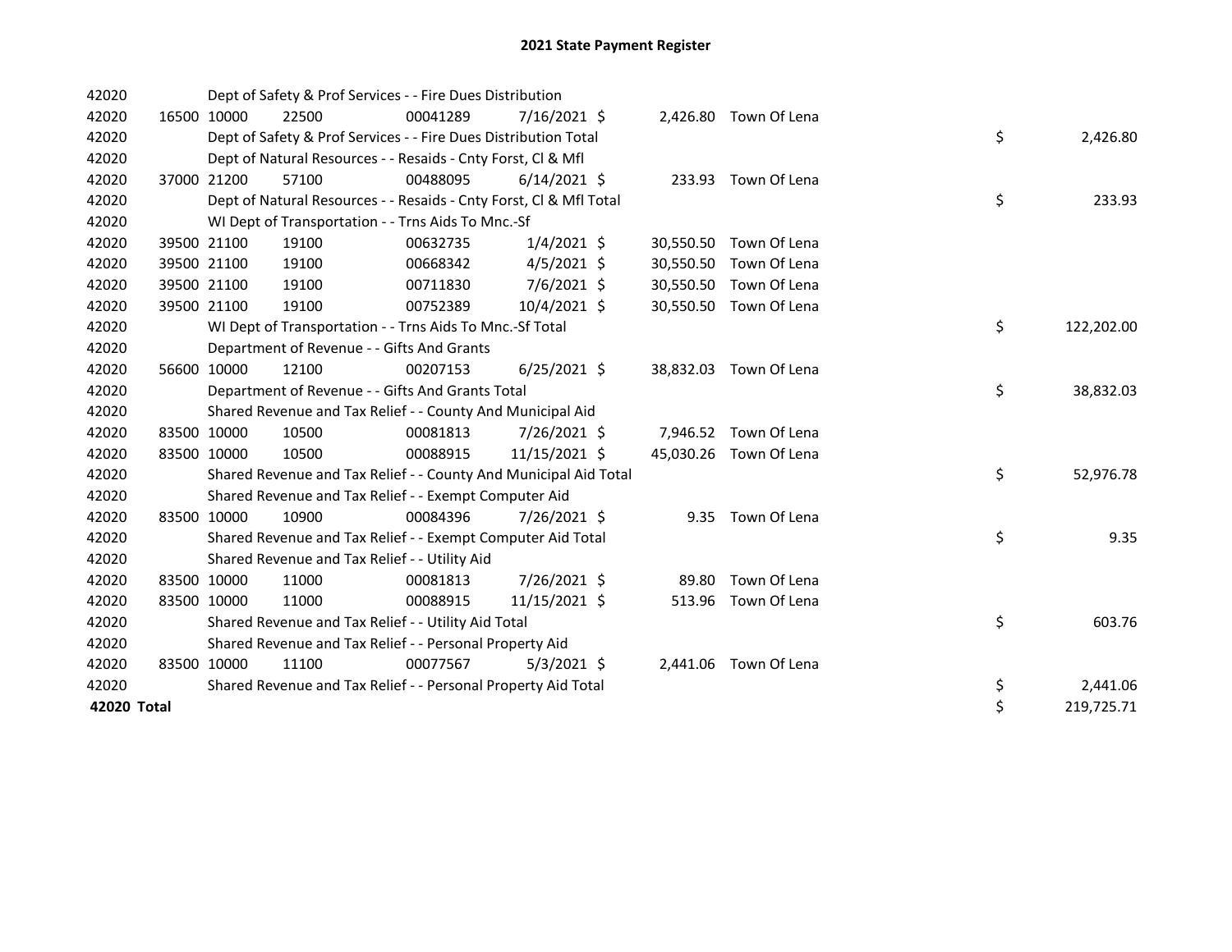# 2021 State Payment Register

| | | | | | | | | | |
|---|---|---|---|---|---|---|---|---|---|
| 42020 | | Dept of Safety & Prof Services - - Fire Dues Distribution | | | | | | | |
| 42020 | 16500 | 10000 | 22500 | 00041289 | 7/16/2021 | $ 2,426.80 | Town Of Lena | | |
| 42020 | | Dept of Safety & Prof Services - - Fire Dues Distribution Total | | | | | | $ | 2,426.80 |
| 42020 | | Dept of Natural Resources - - Resaids - Cnty Forst, Cl & Mfl | | | | | | | |
| 42020 | 37000 | 21200 | 57100 | 00488095 | 6/14/2021 | $ 233.93 | Town Of Lena | | |
| 42020 | | Dept of Natural Resources - - Resaids - Cnty Forst, Cl & Mfl Total | | | | | | $ | 233.93 |
| 42020 | | WI Dept of Transportation - - Trns Aids To Mnc.-Sf | | | | | | | |
| 42020 | 39500 | 21100 | 19100 | 00632735 | 1/4/2021 | $ 30,550.50 | Town Of Lena | | |
| 42020 | 39500 | 21100 | 19100 | 00668342 | 4/5/2021 | $ 30,550.50 | Town Of Lena | | |
| 42020 | 39500 | 21100 | 19100 | 00711830 | 7/6/2021 | $ 30,550.50 | Town Of Lena | | |
| 42020 | 39500 | 21100 | 19100 | 00752389 | 10/4/2021 | $ 30,550.50 | Town Of Lena | | |
| 42020 | | WI Dept of Transportation - - Trns Aids To Mnc.-Sf Total | | | | | | $ | 122,202.00 |
| 42020 | | Department of Revenue - - Gifts And Grants | | | | | | | |
| 42020 | 56600 | 10000 | 12100 | 00207153 | 6/25/2021 | $ 38,832.03 | Town Of Lena | | |
| 42020 | | Department of Revenue - - Gifts And Grants Total | | | | | | $ | 38,832.03 |
| 42020 | | Shared Revenue and Tax Relief - - County And Municipal Aid | | | | | | | |
| 42020 | 83500 | 10000 | 10500 | 00081813 | 7/26/2021 | $ 7,946.52 | Town Of Lena | | |
| 42020 | 83500 | 10000 | 10500 | 00088915 | 11/15/2021 | $ 45,030.26 | Town Of Lena | | |
| 42020 | | Shared Revenue and Tax Relief - - County And Municipal Aid Total | | | | | | $ | 52,976.78 |
| 42020 | | Shared Revenue and Tax Relief - - Exempt Computer Aid | | | | | | | |
| 42020 | 83500 | 10000 | 10900 | 00084396 | 7/26/2021 | $ 9.35 | Town Of Lena | | |
| 42020 | | Shared Revenue and Tax Relief - - Exempt Computer Aid Total | | | | | | $ | 9.35 |
| 42020 | | Shared Revenue and Tax Relief - - Utility Aid | | | | | | | |
| 42020 | 83500 | 10000 | 11000 | 00081813 | 7/26/2021 | $ 89.80 | Town Of Lena | | |
| 42020 | 83500 | 10000 | 11000 | 00088915 | 11/15/2021 | $ 513.96 | Town Of Lena | | |
| 42020 | | Shared Revenue and Tax Relief - - Utility Aid Total | | | | | | $ | 603.76 |
| 42020 | | Shared Revenue and Tax Relief - - Personal Property Aid | | | | | | | |
| 42020 | 83500 | 10000 | 11100 | 00077567 | 5/3/2021 | $ 2,441.06 | Town Of Lena | | |
| 42020 | | Shared Revenue and Tax Relief - - Personal Property Aid Total | | | | | | $ | 2,441.06 |
| **42020 Total** | | | | | | | | $ | 219,725.71 |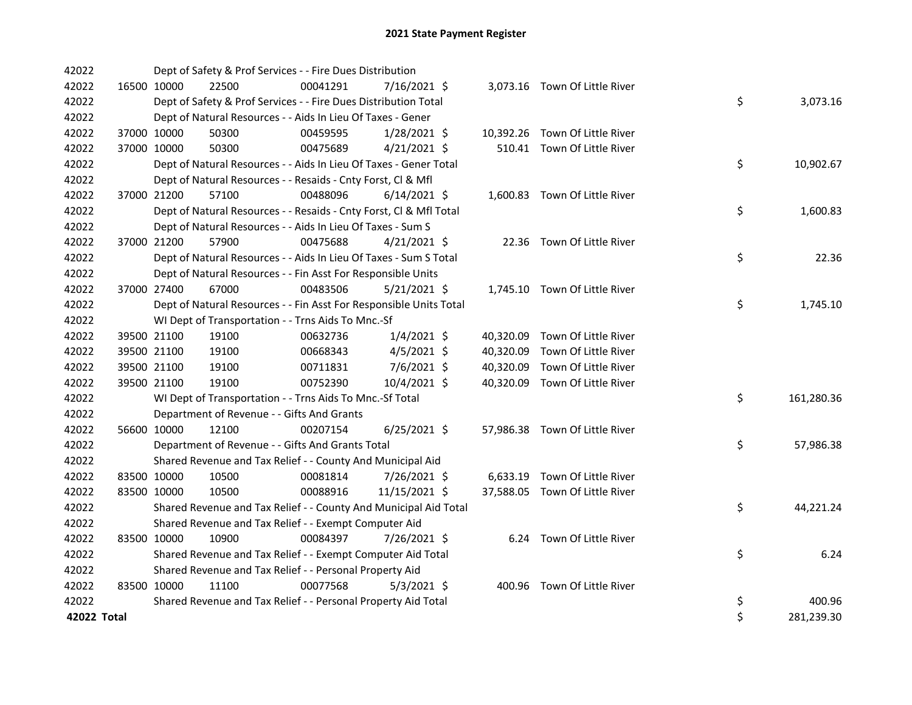# 2021 State Payment Register

| | | | | | | | | | |
|---|---|---|---|---|---|---|---|---|---|
| 42022 | | Dept of Safety & Prof Services - - Fire Dues Distribution | | | | | | | |
| 42022 | 16500 | 10000 | 22500 | 00041291 | 7/16/2021 | $ 3,073.16 | Town Of Little River | | |
| 42022 | | Dept of Safety & Prof Services - - Fire Dues Distribution Total | | | | | | $ | 3,073.16 |
| 42022 | | Dept of Natural Resources - - Aids In Lieu Of Taxes - Gener | | | | | | | |
| 42022 | 37000 | 10000 | 50300 | 00459595 | 1/28/2021 | $ 10,392.26 | Town Of Little River | | |
| 42022 | 37000 | 10000 | 50300 | 00475689 | 4/21/2021 | $ 510.41 | Town Of Little River | | |
| 42022 | | Dept of Natural Resources - - Aids In Lieu Of Taxes - Gener Total | | | | | | $ | 10,902.67 |
| 42022 | | Dept of Natural Resources - - Resaids - Cnty Forst, Cl & Mfl | | | | | | | |
| 42022 | 37000 | 21200 | 57100 | 00488096 | 6/14/2021 | $ 1,600.83 | Town Of Little River | | |
| 42022 | | Dept of Natural Resources - - Resaids - Cnty Forst, Cl & Mfl Total | | | | | | $ | 1,600.83 |
| 42022 | | Dept of Natural Resources - - Aids In Lieu Of Taxes - Sum S | | | | | | | |
| 42022 | 37000 | 21200 | 57900 | 00475688 | 4/21/2021 | $ 22.36 | Town Of Little River | | |
| 42022 | | Dept of Natural Resources - - Aids In Lieu Of Taxes - Sum S Total | | | | | | $ | 22.36 |
| 42022 | | Dept of Natural Resources - - Fin Asst For Responsible Units | | | | | | | |
| 42022 | 37000 | 27400 | 67000 | 00483506 | 5/21/2021 | $ 1,745.10 | Town Of Little River | | |
| 42022 | | Dept of Natural Resources - - Fin Asst For Responsible Units Total | | | | | | $ | 1,745.10 |
| 42022 | | WI Dept of Transportation - - Trns Aids To Mnc.-Sf | | | | | | | |
| 42022 | 39500 | 21100 | 19100 | 00632736 | 1/4/2021 | $ 40,320.09 | Town Of Little River | | |
| 42022 | 39500 | 21100 | 19100 | 00668343 | 4/5/2021 | $ 40,320.09 | Town Of Little River | | |
| 42022 | 39500 | 21100 | 19100 | 00711831 | 7/6/2021 | $ 40,320.09 | Town Of Little River | | |
| 42022 | 39500 | 21100 | 19100 | 00752390 | 10/4/2021 | $ 40,320.09 | Town Of Little River | | |
| 42022 | | WI Dept of Transportation - - Trns Aids To Mnc.-Sf Total | | | | | | $ | 161,280.36 |
| 42022 | | Department of Revenue - - Gifts And Grants | | | | | | | |
| 42022 | 56600 | 10000 | 12100 | 00207154 | 6/25/2021 | $ 57,986.38 | Town Of Little River | | |
| 42022 | | Department of Revenue - - Gifts And Grants Total | | | | | | $ | 57,986.38 |
| 42022 | | Shared Revenue and Tax Relief - - County And Municipal Aid | | | | | | | |
| 42022 | 83500 | 10000 | 10500 | 00081814 | 7/26/2021 | $ 6,633.19 | Town Of Little River | | |
| 42022 | 83500 | 10000 | 10500 | 00088916 | 11/15/2021 | $ 37,588.05 | Town Of Little River | | |
| 42022 | | Shared Revenue and Tax Relief - - County And Municipal Aid Total | | | | | | $ | 44,221.24 |
| 42022 | | Shared Revenue and Tax Relief - - Exempt Computer Aid | | | | | | | |
| 42022 | 83500 | 10000 | 10900 | 00084397 | 7/26/2021 | $ 6.24 | Town Of Little River | | |
| 42022 | | Shared Revenue and Tax Relief - - Exempt Computer Aid Total | | | | | | $ | 6.24 |
| 42022 | | Shared Revenue and Tax Relief - - Personal Property Aid | | | | | | | |
| 42022 | 83500 | 10000 | 11100 | 00077568 | 5/3/2021 | $ 400.96 | Town Of Little River | | |
| 42022 | | Shared Revenue and Tax Relief - - Personal Property Aid Total | | | | | | $ | 400.96 |
| **42022 Total** | | | | | | | | $ | 281,239.30 |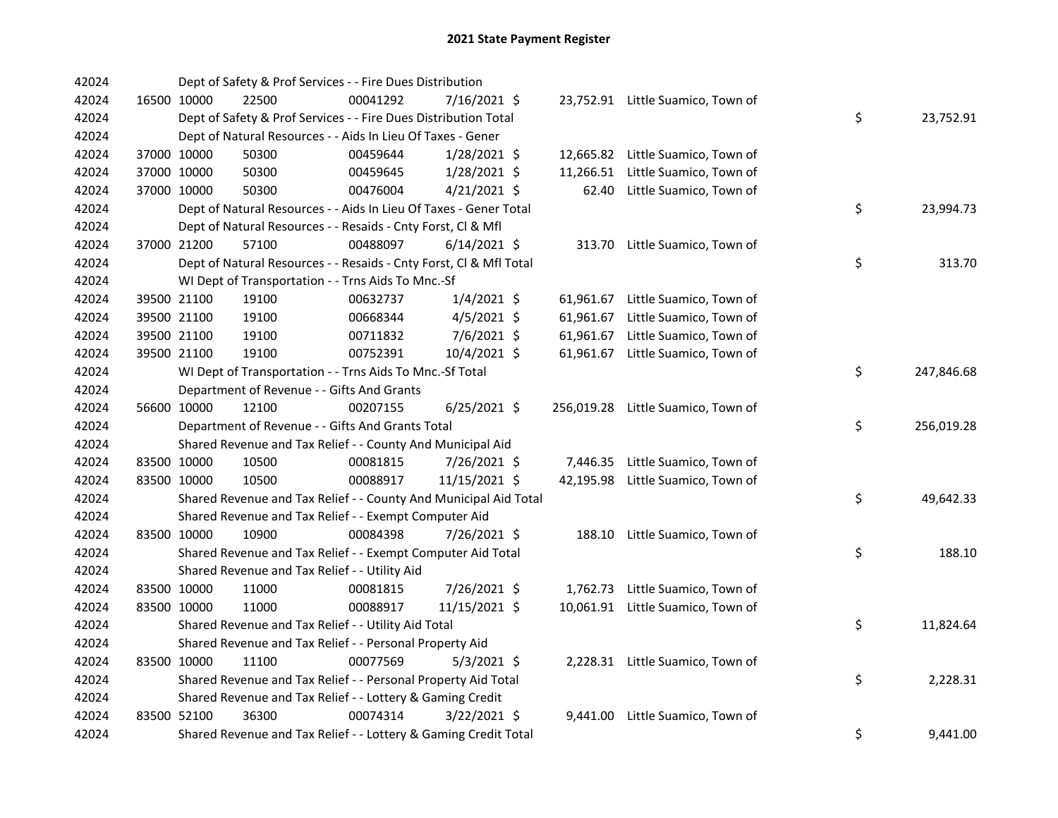# 2021 State Payment Register

| | | | | | | | | | |
|---|---|---|---|---|---|---|---|---|---|
| 42024 | | | Dept of Safety & Prof Services - - Fire Dues Distribution | | | | | | |
| 42024 | 16500 | 10000 | 22500 | 00041292 | 7/16/2021 | $ 23,752.91 | Little Suamico, Town of | | |
| 42024 | | | Dept of Safety & Prof Services - - Fire Dues Distribution Total | | | | | $ | 23,752.91 |
| 42024 | | | Dept of Natural Resources - - Aids In Lieu Of Taxes - Gener | | | | | | |
| 42024 | 37000 | 10000 | 50300 | 00459644 | 1/28/2021 | $ 12,665.82 | Little Suamico, Town of | | |
| 42024 | 37000 | 10000 | 50300 | 00459645 | 1/28/2021 | $ 11,266.51 | Little Suamico, Town of | | |
| 42024 | 37000 | 10000 | 50300 | 00476004 | 4/21/2021 | $ 62.40 | Little Suamico, Town of | | |
| 42024 | | | Dept of Natural Resources - - Aids In Lieu Of Taxes - Gener Total | | | | | $ | 23,994.73 |
| 42024 | | | Dept of Natural Resources - - Resaids - Cnty Forst, Cl & Mfl | | | | | | |
| 42024 | 37000 | 21200 | 57100 | 00488097 | 6/14/2021 | $ 313.70 | Little Suamico, Town of | | |
| 42024 | | | Dept of Natural Resources - - Resaids - Cnty Forst, Cl & Mfl Total | | | | | $ | 313.70 |
| 42024 | | | WI Dept of Transportation - - Trns Aids To Mnc.-Sf | | | | | | |
| 42024 | 39500 | 21100 | 19100 | 00632737 | 1/4/2021 | $ 61,961.67 | Little Suamico, Town of | | |
| 42024 | 39500 | 21100 | 19100 | 00668344 | 4/5/2021 | $ 61,961.67 | Little Suamico, Town of | | |
| 42024 | 39500 | 21100 | 19100 | 00711832 | 7/6/2021 | $ 61,961.67 | Little Suamico, Town of | | |
| 42024 | 39500 | 21100 | 19100 | 00752391 | 10/4/2021 | $ 61,961.67 | Little Suamico, Town of | | |
| 42024 | | | WI Dept of Transportation - - Trns Aids To Mnc.-Sf Total | | | | | $ | 247,846.68 |
| 42024 | | | Department of Revenue - - Gifts And Grants | | | | | | |
| 42024 | 56600 | 10000 | 12100 | 00207155 | 6/25/2021 | $ 256,019.28 | Little Suamico, Town of | | |
| 42024 | | | Department of Revenue - - Gifts And Grants Total | | | | | $ | 256,019.28 |
| 42024 | | | Shared Revenue and Tax Relief - - County And Municipal Aid | | | | | | |
| 42024 | 83500 | 10000 | 10500 | 00081815 | 7/26/2021 | $ 7,446.35 | Little Suamico, Town of | | |
| 42024 | 83500 | 10000 | 10500 | 00088917 | 11/15/2021 | $ 42,195.98 | Little Suamico, Town of | | |
| 42024 | | | Shared Revenue and Tax Relief - - County And Municipal Aid Total | | | | | $ | 49,642.33 |
| 42024 | | | Shared Revenue and Tax Relief - - Exempt Computer Aid | | | | | | |
| 42024 | 83500 | 10000 | 10900 | 00084398 | 7/26/2021 | $ 188.10 | Little Suamico, Town of | | |
| 42024 | | | Shared Revenue and Tax Relief - - Exempt Computer Aid Total | | | | | $ | 188.10 |
| 42024 | | | Shared Revenue and Tax Relief - - Utility Aid | | | | | | |
| 42024 | 83500 | 10000 | 11000 | 00081815 | 7/26/2021 | $ 1,762.73 | Little Suamico, Town of | | |
| 42024 | 83500 | 10000 | 11000 | 00088917 | 11/15/2021 | $ 10,061.91 | Little Suamico, Town of | | |
| 42024 | | | Shared Revenue and Tax Relief - - Utility Aid Total | | | | | $ | 11,824.64 |
| 42024 | | | Shared Revenue and Tax Relief - - Personal Property Aid | | | | | | |
| 42024 | 83500 | 10000 | 11100 | 00077569 | 5/3/2021 | $ 2,228.31 | Little Suamico, Town of | | |
| 42024 | | | Shared Revenue and Tax Relief - - Personal Property Aid Total | | | | | $ | 2,228.31 |
| 42024 | | | Shared Revenue and Tax Relief - - Lottery & Gaming Credit | | | | | | |
| 42024 | 83500 | 52100 | 36300 | 00074314 | 3/22/2021 | $ 9,441.00 | Little Suamico, Town of | | |
| 42024 | | | Shared Revenue and Tax Relief - - Lottery & Gaming Credit Total | | | | | $ | 9,441.00 |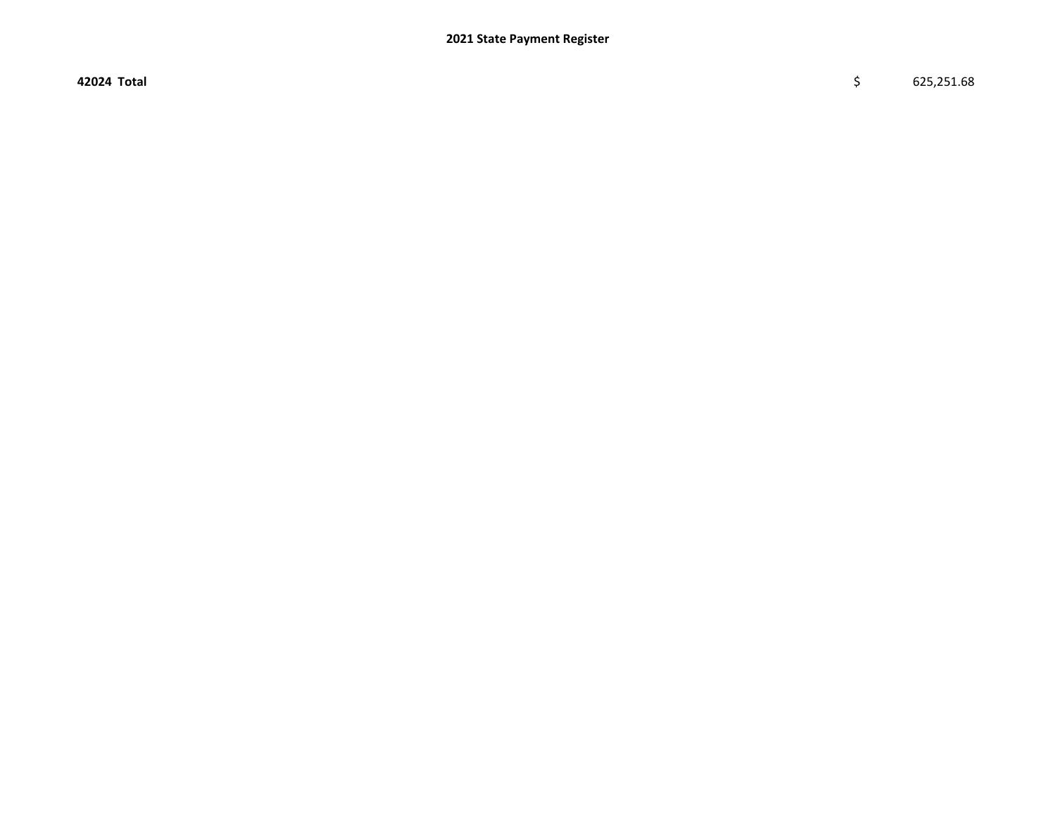**2021 State Payment Register**

| | | |
|---|---|---|
| **42024 Total** | $ | 625,251.68 |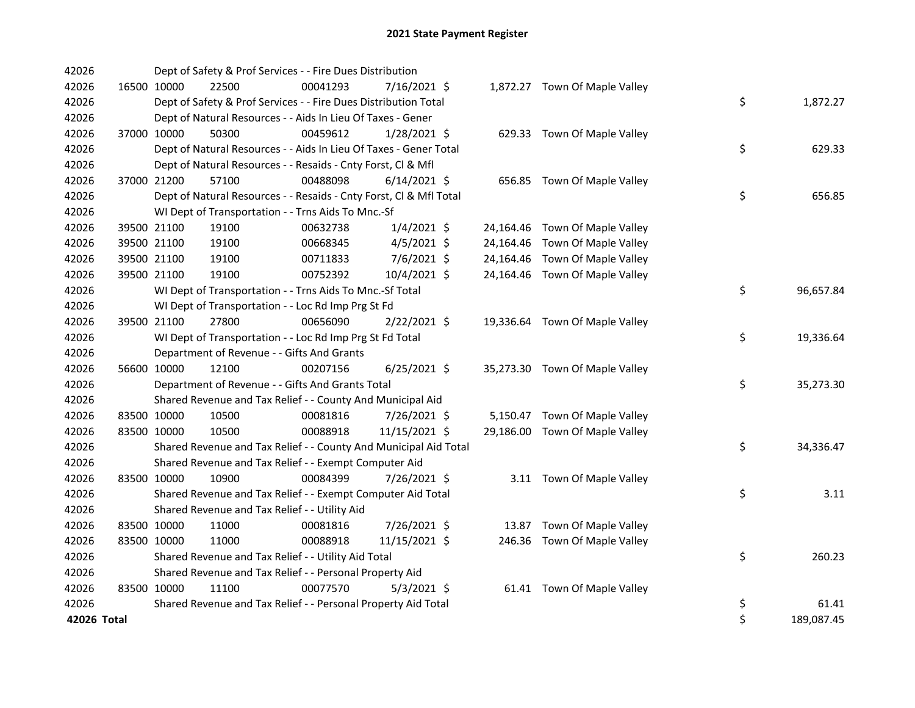# 2021 State Payment Register

| | | | | | | | | | |
|---|---|---|---|---|---|---|---|---|---|
| 42026 | | | Dept of Safety & Prof Services - - Fire Dues Distribution | | | | | | |
| 42026 | 16500 | 10000 | 22500 | 00041293 | 7/16/2021 | $ 1,872.27 | Town Of Maple Valley | | |
| 42026 | | | Dept of Safety & Prof Services - - Fire Dues Distribution Total | | | | | $ | 1,872.27 |
| 42026 | | | Dept of Natural Resources - - Aids In Lieu Of Taxes - Gener | | | | | | |
| 42026 | 37000 | 10000 | 50300 | 00459612 | 1/28/2021 | $ 629.33 | Town Of Maple Valley | | |
| 42026 | | | Dept of Natural Resources - - Aids In Lieu Of Taxes - Gener Total | | | | | $ | 629.33 |
| 42026 | | | Dept of Natural Resources - - Resaids - Cnty Forst, Cl & Mfl | | | | | | |
| 42026 | 37000 | 21200 | 57100 | 00488098 | 6/14/2021 | $ 656.85 | Town Of Maple Valley | | |
| 42026 | | | Dept of Natural Resources - - Resaids - Cnty Forst, Cl & Mfl Total | | | | | $ | 656.85 |
| 42026 | | | WI Dept of Transportation - - Trns Aids To Mnc.-Sf | | | | | | |
| 42026 | 39500 | 21100 | 19100 | 00632738 | 1/4/2021 | $ 24,164.46 | Town Of Maple Valley | | |
| 42026 | 39500 | 21100 | 19100 | 00668345 | 4/5/2021 | $ 24,164.46 | Town Of Maple Valley | | |
| 42026 | 39500 | 21100 | 19100 | 00711833 | 7/6/2021 | $ 24,164.46 | Town Of Maple Valley | | |
| 42026 | 39500 | 21100 | 19100 | 00752392 | 10/4/2021 | $ 24,164.46 | Town Of Maple Valley | | |
| 42026 | | | WI Dept of Transportation - - Trns Aids To Mnc.-Sf Total | | | | | $ | 96,657.84 |
| 42026 | | | WI Dept of Transportation - - Loc Rd Imp Prg St Fd | | | | | | |
| 42026 | 39500 | 21100 | 27800 | 00656090 | 2/22/2021 | $ 19,336.64 | Town Of Maple Valley | | |
| 42026 | | | WI Dept of Transportation - - Loc Rd Imp Prg St Fd Total | | | | | $ | 19,336.64 |
| 42026 | | | Department of Revenue - - Gifts And Grants | | | | | | |
| 42026 | 56600 | 10000 | 12100 | 00207156 | 6/25/2021 | $ 35,273.30 | Town Of Maple Valley | | |
| 42026 | | | Department of Revenue - - Gifts And Grants Total | | | | | $ | 35,273.30 |
| 42026 | | | Shared Revenue and Tax Relief - - County And Municipal Aid | | | | | | |
| 42026 | 83500 | 10000 | 10500 | 00081816 | 7/26/2021 | $ 5,150.47 | Town Of Maple Valley | | |
| 42026 | 83500 | 10000 | 10500 | 00088918 | 11/15/2021 | $ 29,186.00 | Town Of Maple Valley | | |
| 42026 | | | Shared Revenue and Tax Relief - - County And Municipal Aid Total | | | | | $ | 34,336.47 |
| 42026 | | | Shared Revenue and Tax Relief - - Exempt Computer Aid | | | | | | |
| 42026 | 83500 | 10000 | 10900 | 00084399 | 7/26/2021 | $ 3.11 | Town Of Maple Valley | | |
| 42026 | | | Shared Revenue and Tax Relief - - Exempt Computer Aid Total | | | | | $ | 3.11 |
| 42026 | | | Shared Revenue and Tax Relief - - Utility Aid | | | | | | |
| 42026 | 83500 | 10000 | 11000 | 00081816 | 7/26/2021 | $ 13.87 | Town Of Maple Valley | | |
| 42026 | 83500 | 10000 | 11000 | 00088918 | 11/15/2021 | $ 246.36 | Town Of Maple Valley | | |
| 42026 | | | Shared Revenue and Tax Relief - - Utility Aid Total | | | | | $ | 260.23 |
| 42026 | | | Shared Revenue and Tax Relief - - Personal Property Aid | | | | | | |
| 42026 | 83500 | 10000 | 11100 | 00077570 | 5/3/2021 | $ 61.41 | Town Of Maple Valley | | |
| 42026 | | | Shared Revenue and Tax Relief - - Personal Property Aid Total | | | | | $ | 61.41 |
| **42026 Total** | | | | | | | | $ | 189,087.45 |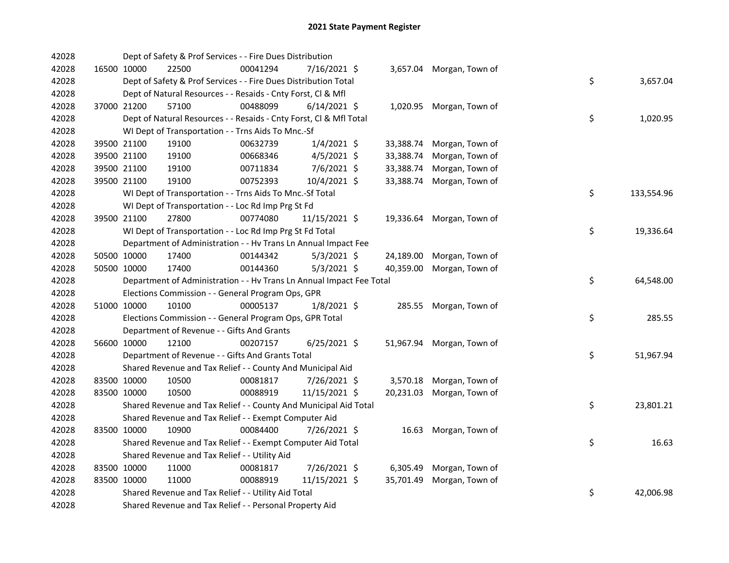# 2021 State Payment Register

| | | | | | | | | | |
|---|---|---|---|---|---|---|---|---|---|
| 42028 | | | Dept of Safety & Prof Services - - Fire Dues Distribution | | | | | | |
| 42028 | 16500 | 10000 | 22500 | 00041294 | 7/16/2021 | $ 3,657.04 | Morgan, Town of | | |
| 42028 | | | Dept of Safety & Prof Services - - Fire Dues Distribution Total | | | | | $ | 3,657.04 |
| 42028 | | | Dept of Natural Resources - - Resaids - Cnty Forst, Cl & Mfl | | | | | | |
| 42028 | 37000 | 21200 | 57100 | 00488099 | 6/14/2021 | $ 1,020.95 | Morgan, Town of | | |
| 42028 | | | Dept of Natural Resources - - Resaids - Cnty Forst, Cl & Mfl Total | | | | | $ | 1,020.95 |
| 42028 | | | WI Dept of Transportation - - Trns Aids To Mnc.-Sf | | | | | | |
| 42028 | 39500 | 21100 | 19100 | 00632739 | 1/4/2021 | $ 33,388.74 | Morgan, Town of | | |
| 42028 | 39500 | 21100 | 19100 | 00668346 | 4/5/2021 | $ 33,388.74 | Morgan, Town of | | |
| 42028 | 39500 | 21100 | 19100 | 00711834 | 7/6/2021 | $ 33,388.74 | Morgan, Town of | | |
| 42028 | 39500 | 21100 | 19100 | 00752393 | 10/4/2021 | $ 33,388.74 | Morgan, Town of | | |
| 42028 | | | WI Dept of Transportation - - Trns Aids To Mnc.-Sf Total | | | | | $ | 133,554.96 |
| 42028 | | | WI Dept of Transportation - - Loc Rd Imp Prg St Fd | | | | | | |
| 42028 | 39500 | 21100 | 27800 | 00774080 | 11/15/2021 | $ 19,336.64 | Morgan, Town of | | |
| 42028 | | | WI Dept of Transportation - - Loc Rd Imp Prg St Fd Total | | | | | $ | 19,336.64 |
| 42028 | | | Department of Administration - - Hv Trans Ln Annual Impact Fee | | | | | | |
| 42028 | 50500 | 10000 | 17400 | 00144342 | 5/3/2021 | $ 24,189.00 | Morgan, Town of | | |
| 42028 | 50500 | 10000 | 17400 | 00144360 | 5/3/2021 | $ 40,359.00 | Morgan, Town of | | |
| 42028 | | | Department of Administration - - Hv Trans Ln Annual Impact Fee Total | | | | | $ | 64,548.00 |
| 42028 | | | Elections Commission - - General Program Ops, GPR | | | | | | |
| 42028 | 51000 | 10000 | 10100 | 00005137 | 1/8/2021 | $ 285.55 | Morgan, Town of | | |
| 42028 | | | Elections Commission - - General Program Ops, GPR Total | | | | | $ | 285.55 |
| 42028 | | | Department of Revenue - - Gifts And Grants | | | | | | |
| 42028 | 56600 | 10000 | 12100 | 00207157 | 6/25/2021 | $ 51,967.94 | Morgan, Town of | | |
| 42028 | | | Department of Revenue - - Gifts And Grants Total | | | | | $ | 51,967.94 |
| 42028 | | | Shared Revenue and Tax Relief - - County And Municipal Aid | | | | | | |
| 42028 | 83500 | 10000 | 10500 | 00081817 | 7/26/2021 | $ 3,570.18 | Morgan, Town of | | |
| 42028 | 83500 | 10000 | 10500 | 00088919 | 11/15/2021 | $ 20,231.03 | Morgan, Town of | | |
| 42028 | | | Shared Revenue and Tax Relief - - County And Municipal Aid Total | | | | | $ | 23,801.21 |
| 42028 | | | Shared Revenue and Tax Relief - - Exempt Computer Aid | | | | | | |
| 42028 | 83500 | 10000 | 10900 | 00084400 | 7/26/2021 | $ 16.63 | Morgan, Town of | | |
| 42028 | | | Shared Revenue and Tax Relief - - Exempt Computer Aid Total | | | | | $ | 16.63 |
| 42028 | | | Shared Revenue and Tax Relief - - Utility Aid | | | | | | |
| 42028 | 83500 | 10000 | 11000 | 00081817 | 7/26/2021 | $ 6,305.49 | Morgan, Town of | | |
| 42028 | 83500 | 10000 | 11000 | 00088919 | 11/15/2021 | $ 35,701.49 | Morgan, Town of | | |
| 42028 | | | Shared Revenue and Tax Relief - - Utility Aid Total | | | | | $ | 42,006.98 |
| 42028 | | | Shared Revenue and Tax Relief - - Personal Property Aid | | | | | | |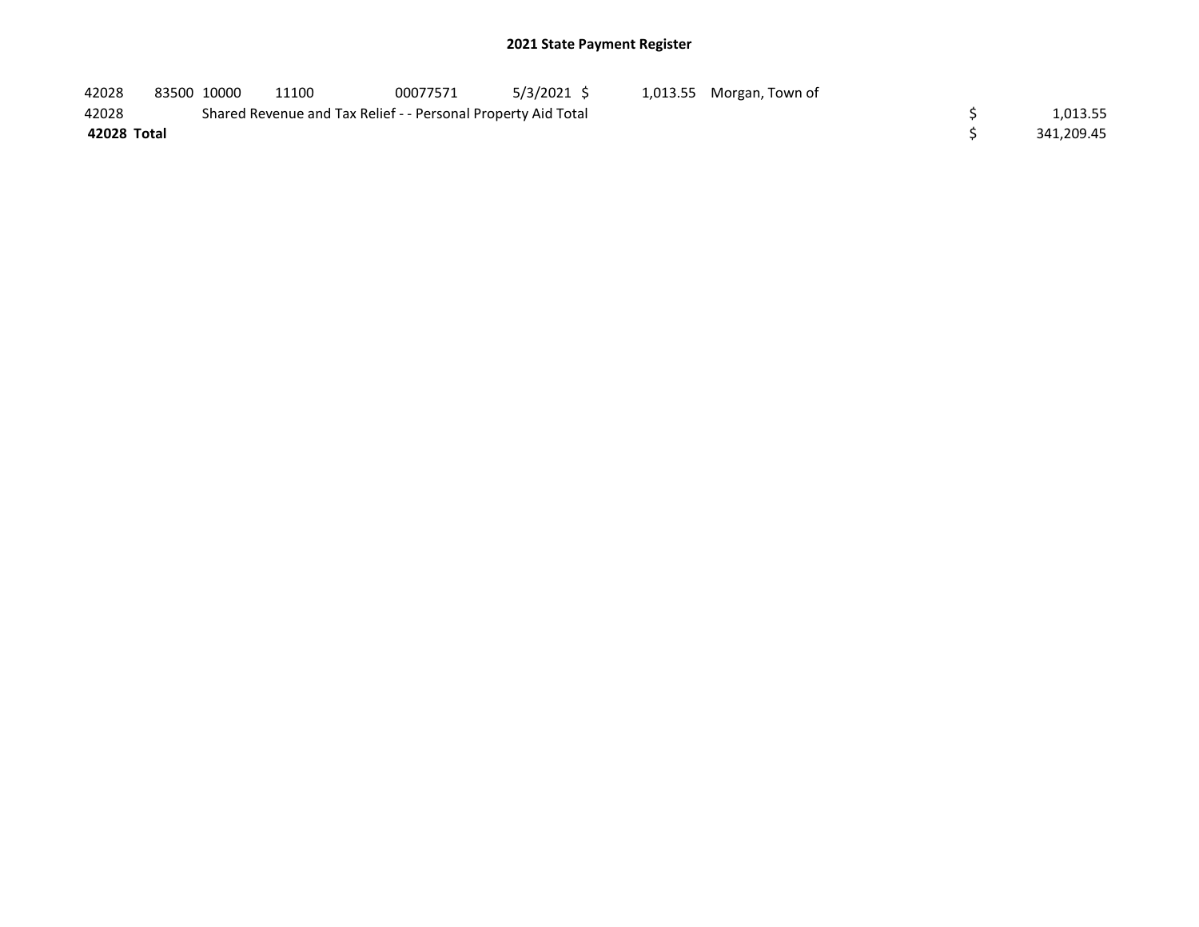## 2021 State Payment Register

| | | | | | | | | | |
|---|---|---|---|---|---|---|---|---|---|
| 42028 | 83500 | 10000 | 11100 | 00077571 | 5/3/2021 | $ 1,013.55 | Morgan, Town of | | |
| 42028 | | Shared Revenue and Tax Relief - - Personal Property Aid Total | | | | | | $ | 1,013.55 |
| **42028 Total** | | | | | | | | $ | 341,209.45 |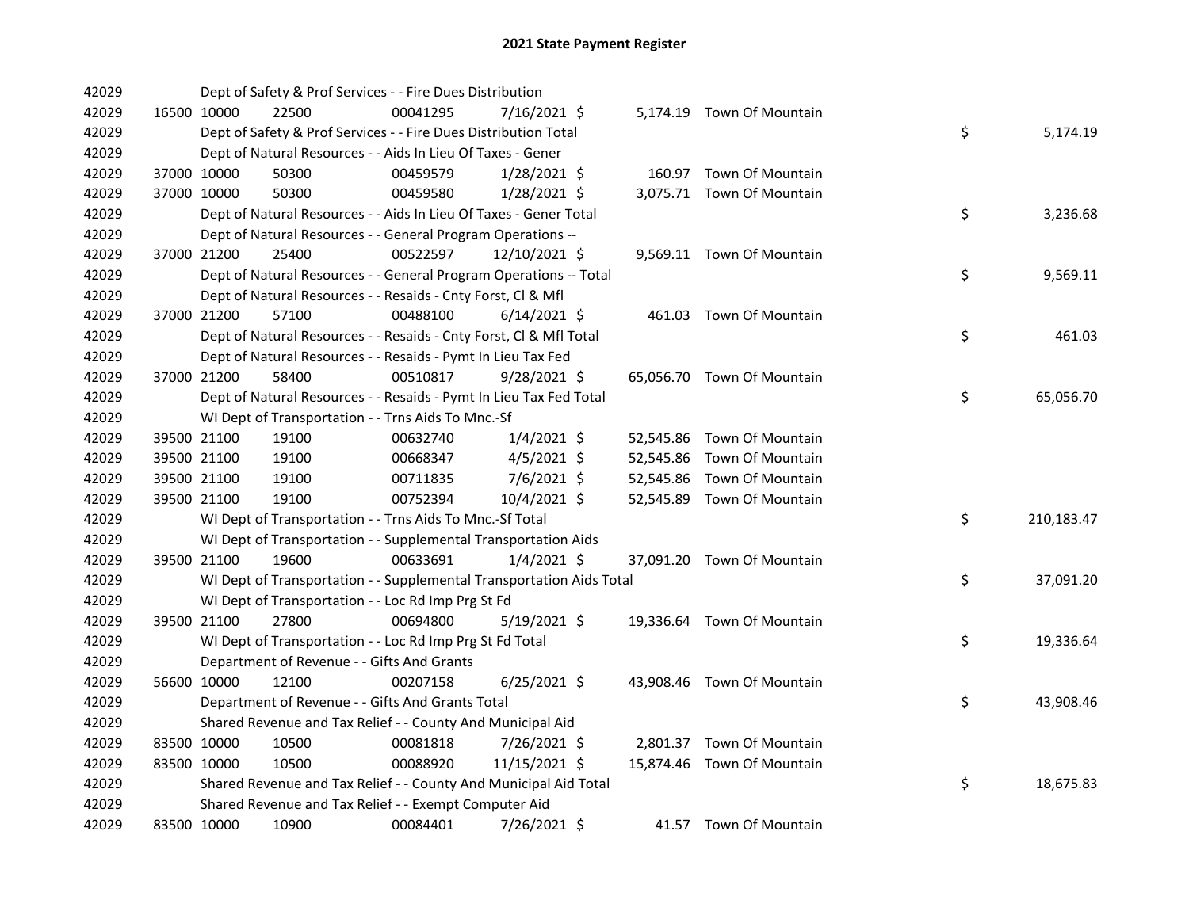# 2021 State Payment Register

| | | | | | | | | | |
|---|---|---|---|---|---|---|---|---|---|
| 42029 | | | Dept of Safety & Prof Services - - Fire Dues Distribution | | | | | | |
| 42029 | 16500 | 10000 | 22500 | 00041295 | 7/16/2021 | $ | 5,174.19 | Town Of Mountain | |
| 42029 | | | Dept of Safety & Prof Services - - Fire Dues Distribution Total | | | | | | $ 5,174.19 |
| 42029 | | | Dept of Natural Resources - - Aids In Lieu Of Taxes - Gener | | | | | | |
| 42029 | 37000 | 10000 | 50300 | 00459579 | 1/28/2021 | $ | 160.97 | Town Of Mountain | |
| 42029 | 37000 | 10000 | 50300 | 00459580 | 1/28/2021 | $ | 3,075.71 | Town Of Mountain | |
| 42029 | | | Dept of Natural Resources - - Aids In Lieu Of Taxes - Gener Total | | | | | | $ 3,236.68 |
| 42029 | | | Dept of Natural Resources - - General Program Operations -- | | | | | | |
| 42029 | 37000 | 21200 | 25400 | 00522597 | 12/10/2021 | $ | 9,569.11 | Town Of Mountain | |
| 42029 | | | Dept of Natural Resources - - General Program Operations -- Total | | | | | | $ 9,569.11 |
| 42029 | | | Dept of Natural Resources - - Resaids - Cnty Forst, Cl & Mfl | | | | | | |
| 42029 | 37000 | 21200 | 57100 | 00488100 | 6/14/2021 | $ | 461.03 | Town Of Mountain | |
| 42029 | | | Dept of Natural Resources - - Resaids - Cnty Forst, Cl & Mfl Total | | | | | | $ 461.03 |
| 42029 | | | Dept of Natural Resources - - Resaids - Pymt In Lieu Tax Fed | | | | | | |
| 42029 | 37000 | 21200 | 58400 | 00510817 | 9/28/2021 | $ | 65,056.70 | Town Of Mountain | |
| 42029 | | | Dept of Natural Resources - - Resaids - Pymt In Lieu Tax Fed Total | | | | | | $ 65,056.70 |
| 42029 | | | WI Dept of Transportation - - Trns Aids To Mnc.-Sf | | | | | | |
| 42029 | 39500 | 21100 | 19100 | 00632740 | 1/4/2021 | $ | 52,545.86 | Town Of Mountain | |
| 42029 | 39500 | 21100 | 19100 | 00668347 | 4/5/2021 | $ | 52,545.86 | Town Of Mountain | |
| 42029 | 39500 | 21100 | 19100 | 00711835 | 7/6/2021 | $ | 52,545.86 | Town Of Mountain | |
| 42029 | 39500 | 21100 | 19100 | 00752394 | 10/4/2021 | $ | 52,545.89 | Town Of Mountain | |
| 42029 | | | WI Dept of Transportation - - Trns Aids To Mnc.-Sf Total | | | | | | $ 210,183.47 |
| 42029 | | | WI Dept of Transportation - - Supplemental Transportation Aids | | | | | | |
| 42029 | 39500 | 21100 | 19600 | 00633691 | 1/4/2021 | $ | 37,091.20 | Town Of Mountain | |
| 42029 | | | WI Dept of Transportation - - Supplemental Transportation Aids Total | | | | | | $ 37,091.20 |
| 42029 | | | WI Dept of Transportation - - Loc Rd Imp Prg St Fd | | | | | | |
| 42029 | 39500 | 21100 | 27800 | 00694800 | 5/19/2021 | $ | 19,336.64 | Town Of Mountain | |
| 42029 | | | WI Dept of Transportation - - Loc Rd Imp Prg St Fd Total | | | | | | $ 19,336.64 |
| 42029 | | | Department of Revenue - - Gifts And Grants | | | | | | |
| 42029 | 56600 | 10000 | 12100 | 00207158 | 6/25/2021 | $ | 43,908.46 | Town Of Mountain | |
| 42029 | | | Department of Revenue - - Gifts And Grants Total | | | | | | $ 43,908.46 |
| 42029 | | | Shared Revenue and Tax Relief - - County And Municipal Aid | | | | | | |
| 42029 | 83500 | 10000 | 10500 | 00081818 | 7/26/2021 | $ | 2,801.37 | Town Of Mountain | |
| 42029 | 83500 | 10000 | 10500 | 00088920 | 11/15/2021 | $ | 15,874.46 | Town Of Mountain | |
| 42029 | | | Shared Revenue and Tax Relief - - County And Municipal Aid Total | | | | | | $ 18,675.83 |
| 42029 | | | Shared Revenue and Tax Relief - - Exempt Computer Aid | | | | | | |
| 42029 | 83500 | 10000 | 10900 | 00084401 | 7/26/2021 | $ | 41.57 | Town Of Mountain | |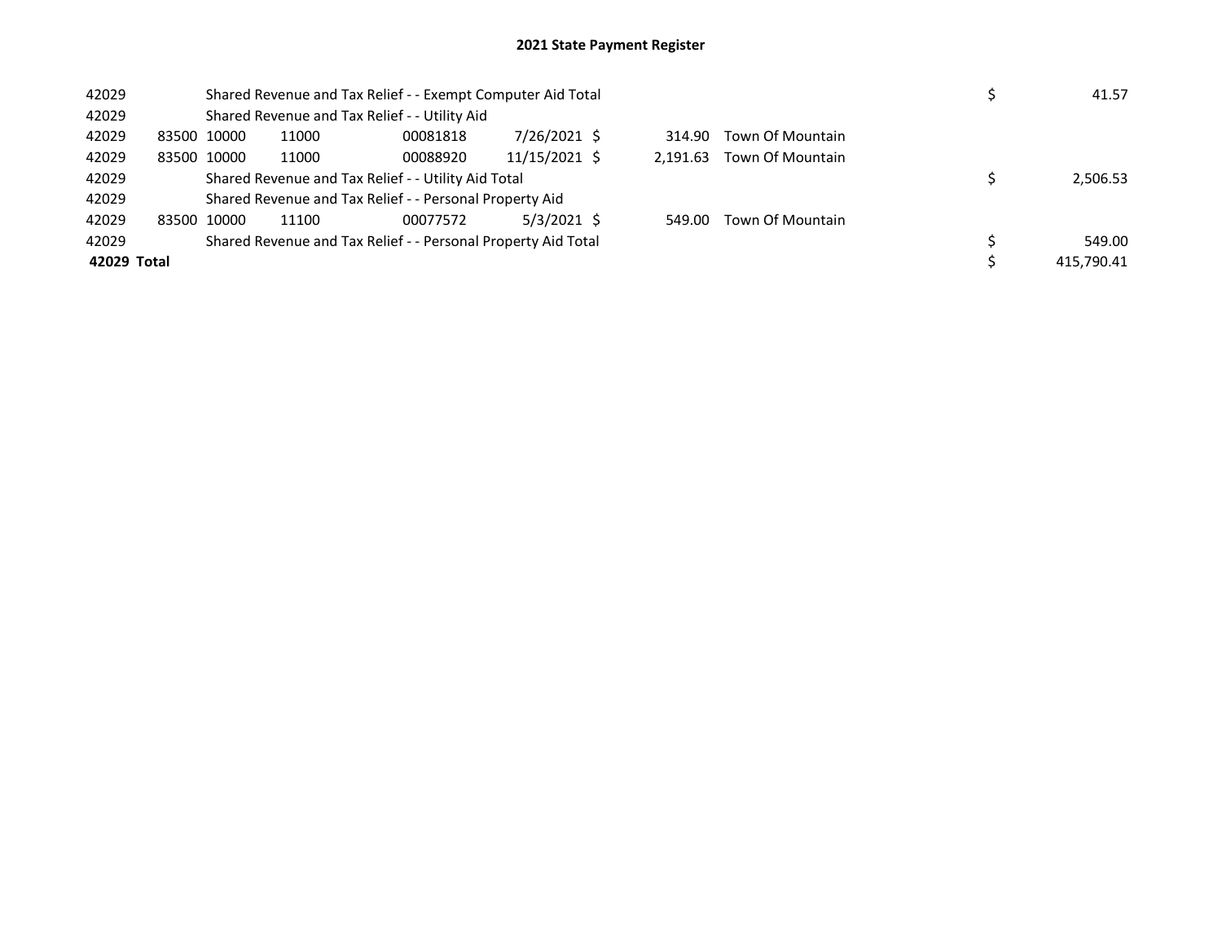# 2021 State Payment Register

| | | | | | | | | | |
|---|---|---|---|---|---|---|---|---|---|
| 42029 | | Shared Revenue and Tax Relief - - Exempt Computer Aid Total | | | | | | $ | 41.57 |
| 42029 | | Shared Revenue and Tax Relief - - Utility Aid | | | | | | | |
| 42029 | 83500 | 10000 | 11000 | 00081818 | 7/26/2021 | $ 314.90 | Town Of Mountain | | |
| 42029 | 83500 | 10000 | 11000 | 00088920 | 11/15/2021 | $ 2,191.63 | Town Of Mountain | | |
| 42029 | | Shared Revenue and Tax Relief - - Utility Aid Total | | | | | | $ | 2,506.53 |
| 42029 | | Shared Revenue and Tax Relief - - Personal Property Aid | | | | | | | |
| 42029 | 83500 | 10000 | 11100 | 00077572 | 5/3/2021 | $ 549.00 | Town Of Mountain | | |
| 42029 | | Shared Revenue and Tax Relief - - Personal Property Aid Total | | | | | | $ | 549.00 |
| **42029 Total** | | | | | | | | $ | 415,790.41 |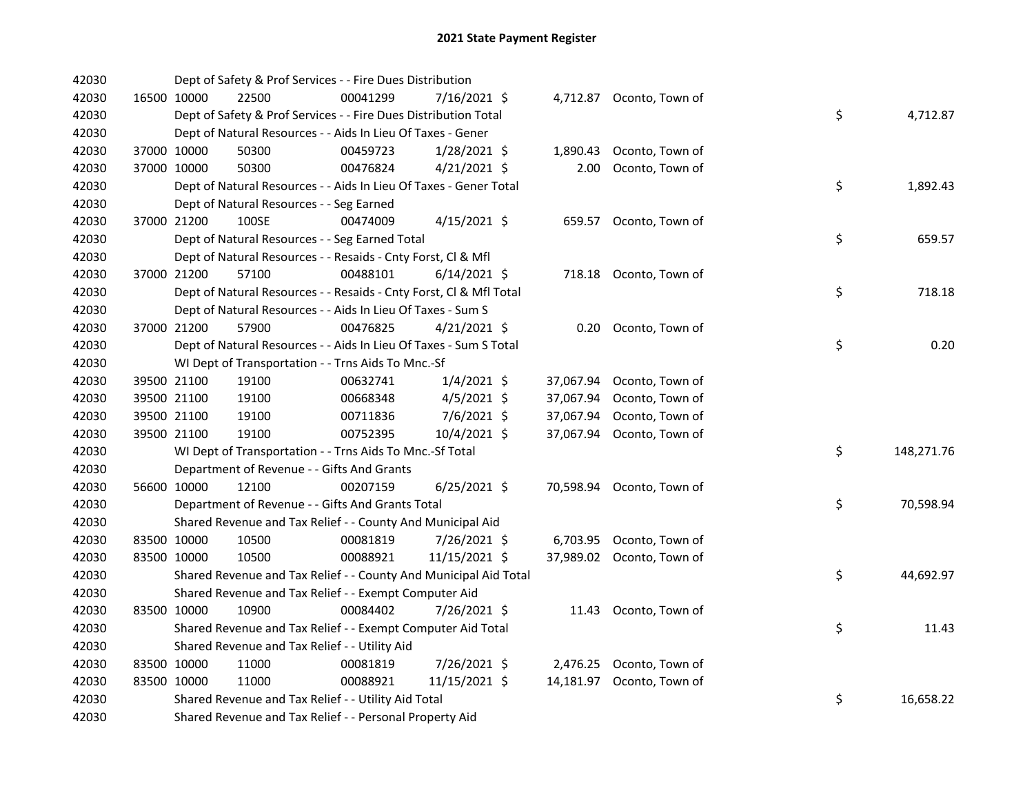## 2021 State Payment Register

| | | | | | | | | | |
|---|---|---|---|---|---|---|---|---|---|
| 42030 | | Dept of Safety & Prof Services - - Fire Dues Distribution | | | | | | | |
| 42030 | 16500 | 10000 | 22500 | 00041299 | 7/16/2021 | $ 4,712.87 | Oconto, Town of | | |
| 42030 | | Dept of Safety & Prof Services - - Fire Dues Distribution Total | | | | | | $ | 4,712.87 |
| 42030 | | Dept of Natural Resources - - Aids In Lieu Of Taxes - Gener | | | | | | | |
| 42030 | 37000 | 10000 | 50300 | 00459723 | 1/28/2021 | $ 1,890.43 | Oconto, Town of | | |
| 42030 | 37000 | 10000 | 50300 | 00476824 | 4/21/2021 | $ 2.00 | Oconto, Town of | | |
| 42030 | | Dept of Natural Resources - - Aids In Lieu Of Taxes - Gener Total | | | | | | $ | 1,892.43 |
| 42030 | | Dept of Natural Resources - - Seg Earned | | | | | | | |
| 42030 | 37000 | 21200 | 100SE | 00474009 | 4/15/2021 | $ 659.57 | Oconto, Town of | | |
| 42030 | | Dept of Natural Resources - - Seg Earned Total | | | | | | $ | 659.57 |
| 42030 | | Dept of Natural Resources - - Resaids - Cnty Forst, Cl & Mfl | | | | | | | |
| 42030 | 37000 | 21200 | 57100 | 00488101 | 6/14/2021 | $ 718.18 | Oconto, Town of | | |
| 42030 | | Dept of Natural Resources - - Resaids - Cnty Forst, Cl & Mfl Total | | | | | | $ | 718.18 |
| 42030 | | Dept of Natural Resources - - Aids In Lieu Of Taxes - Sum S | | | | | | | |
| 42030 | 37000 | 21200 | 57900 | 00476825 | 4/21/2021 | $ 0.20 | Oconto, Town of | | |
| 42030 | | Dept of Natural Resources - - Aids In Lieu Of Taxes - Sum S Total | | | | | | $ | 0.20 |
| 42030 | | WI Dept of Transportation - - Trns Aids To Mnc.-Sf | | | | | | | |
| 42030 | 39500 | 21100 | 19100 | 00632741 | 1/4/2021 | $ 37,067.94 | Oconto, Town of | | |
| 42030 | 39500 | 21100 | 19100 | 00668348 | 4/5/2021 | $ 37,067.94 | Oconto, Town of | | |
| 42030 | 39500 | 21100 | 19100 | 00711836 | 7/6/2021 | $ 37,067.94 | Oconto, Town of | | |
| 42030 | 39500 | 21100 | 19100 | 00752395 | 10/4/2021 | $ 37,067.94 | Oconto, Town of | | |
| 42030 | | WI Dept of Transportation - - Trns Aids To Mnc.-Sf Total | | | | | | $ | 148,271.76 |
| 42030 | | Department of Revenue - - Gifts And Grants | | | | | | | |
| 42030 | 56600 | 10000 | 12100 | 00207159 | 6/25/2021 | $ 70,598.94 | Oconto, Town of | | |
| 42030 | | Department of Revenue - - Gifts And Grants Total | | | | | | $ | 70,598.94 |
| 42030 | | Shared Revenue and Tax Relief - - County And Municipal Aid | | | | | | | |
| 42030 | 83500 | 10000 | 10500 | 00081819 | 7/26/2021 | $ 6,703.95 | Oconto, Town of | | |
| 42030 | 83500 | 10000 | 10500 | 00088921 | 11/15/2021 | $ 37,989.02 | Oconto, Town of | | |
| 42030 | | Shared Revenue and Tax Relief - - County And Municipal Aid Total | | | | | | $ | 44,692.97 |
| 42030 | | Shared Revenue and Tax Relief - - Exempt Computer Aid | | | | | | | |
| 42030 | 83500 | 10000 | 10900 | 00084402 | 7/26/2021 | $ 11.43 | Oconto, Town of | | |
| 42030 | | Shared Revenue and Tax Relief - - Exempt Computer Aid Total | | | | | | $ | 11.43 |
| 42030 | | Shared Revenue and Tax Relief - - Utility Aid | | | | | | | |
| 42030 | 83500 | 10000 | 11000 | 00081819 | 7/26/2021 | $ 2,476.25 | Oconto, Town of | | |
| 42030 | 83500 | 10000 | 11000 | 00088921 | 11/15/2021 | $ 14,181.97 | Oconto, Town of | | |
| 42030 | | Shared Revenue and Tax Relief - - Utility Aid Total | | | | | | $ | 16,658.22 |
| 42030 | | Shared Revenue and Tax Relief - - Personal Property Aid | | | | | | | |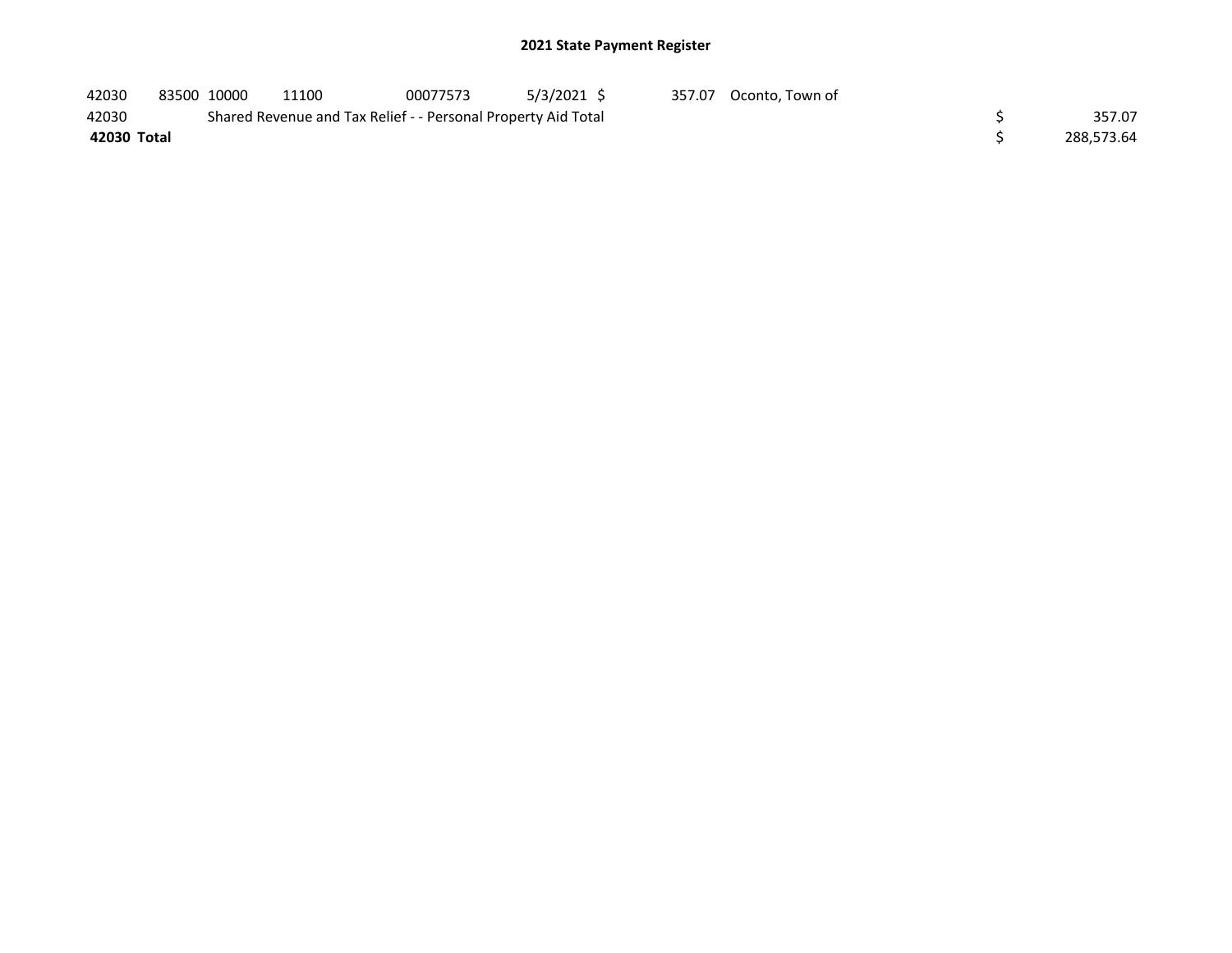## 2021 State Payment Register

| | | | | | | | | | |
|---|---|---|---|---|---|---|---|---|---|
| 42030 | 83500 | 10000 | 11100 | 00077573 | 5/3/2021 | $ 357.07 | Oconto, Town of | | |
| 42030 | | Shared Revenue and Tax Relief - - Personal Property Aid Total | | | | | | $ | 357.07 |
| **42030 Total** | | | | | | | | $ | 288,573.64 |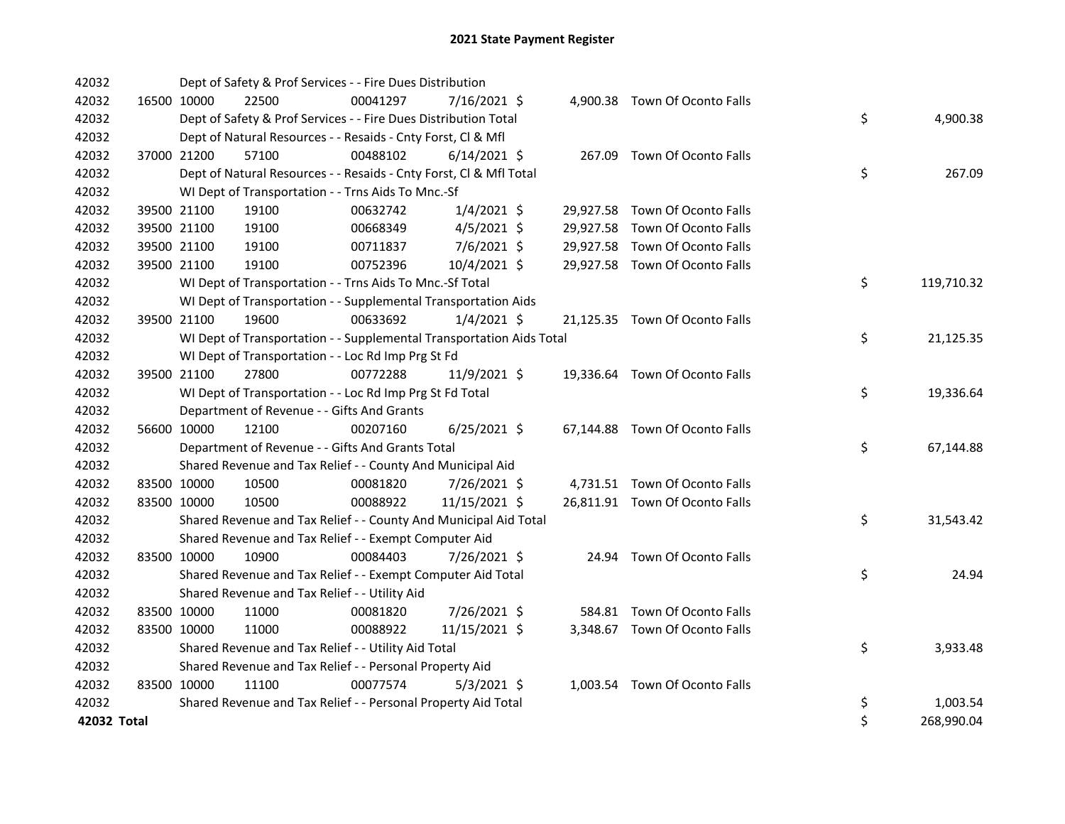# 2021 State Payment Register

| | | | | | | | | | |
|---|---|---|---|---|---|---|---|---|---|
| 42032 | | Dept of Safety & Prof Services - - Fire Dues Distribution | | | | | | | |
| 42032 | 16500 | 10000 | 22500 | 00041297 | 7/16/2021 | $ 4,900.38 | Town Of Oconto Falls | | |
| 42032 | | Dept of Safety & Prof Services - - Fire Dues Distribution Total | | | | | | $ | 4,900.38 |
| 42032 | | Dept of Natural Resources - - Resaids - Cnty Forst, Cl & Mfl | | | | | | | |
| 42032 | 37000 | 21200 | 57100 | 00488102 | 6/14/2021 | $ 267.09 | Town Of Oconto Falls | | |
| 42032 | | Dept of Natural Resources - - Resaids - Cnty Forst, Cl & Mfl Total | | | | | | $ | 267.09 |
| 42032 | | WI Dept of Transportation - - Trns Aids To Mnc.-Sf | | | | | | | |
| 42032 | 39500 | 21100 | 19100 | 00632742 | 1/4/2021 | $ 29,927.58 | Town Of Oconto Falls | | |
| 42032 | 39500 | 21100 | 19100 | 00668349 | 4/5/2021 | $ 29,927.58 | Town Of Oconto Falls | | |
| 42032 | 39500 | 21100 | 19100 | 00711837 | 7/6/2021 | $ 29,927.58 | Town Of Oconto Falls | | |
| 42032 | 39500 | 21100 | 19100 | 00752396 | 10/4/2021 | $ 29,927.58 | Town Of Oconto Falls | | |
| 42032 | | WI Dept of Transportation - - Trns Aids To Mnc.-Sf Total | | | | | | $ | 119,710.32 |
| 42032 | | WI Dept of Transportation - - Supplemental Transportation Aids | | | | | | | |
| 42032 | 39500 | 21100 | 19600 | 00633692 | 1/4/2021 | $ 21,125.35 | Town Of Oconto Falls | | |
| 42032 | | WI Dept of Transportation - - Supplemental Transportation Aids Total | | | | | | $ | 21,125.35 |
| 42032 | | WI Dept of Transportation - - Loc Rd Imp Prg St Fd | | | | | | | |
| 42032 | 39500 | 21100 | 27800 | 00772288 | 11/9/2021 | $ 19,336.64 | Town Of Oconto Falls | | |
| 42032 | | WI Dept of Transportation - - Loc Rd Imp Prg St Fd Total | | | | | | $ | 19,336.64 |
| 42032 | | Department of Revenue - - Gifts And Grants | | | | | | | |
| 42032 | 56600 | 10000 | 12100 | 00207160 | 6/25/2021 | $ 67,144.88 | Town Of Oconto Falls | | |
| 42032 | | Department of Revenue - - Gifts And Grants Total | | | | | | $ | 67,144.88 |
| 42032 | | Shared Revenue and Tax Relief - - County And Municipal Aid | | | | | | | |
| 42032 | 83500 | 10000 | 10500 | 00081820 | 7/26/2021 | $ 4,731.51 | Town Of Oconto Falls | | |
| 42032 | 83500 | 10000 | 10500 | 00088922 | 11/15/2021 | $ 26,811.91 | Town Of Oconto Falls | | |
| 42032 | | Shared Revenue and Tax Relief - - County And Municipal Aid Total | | | | | | $ | 31,543.42 |
| 42032 | | Shared Revenue and Tax Relief - - Exempt Computer Aid | | | | | | | |
| 42032 | 83500 | 10000 | 10900 | 00084403 | 7/26/2021 | $ 24.94 | Town Of Oconto Falls | | |
| 42032 | | Shared Revenue and Tax Relief - - Exempt Computer Aid Total | | | | | | $ | 24.94 |
| 42032 | | Shared Revenue and Tax Relief - - Utility Aid | | | | | | | |
| 42032 | 83500 | 10000 | 11000 | 00081820 | 7/26/2021 | $ 584.81 | Town Of Oconto Falls | | |
| 42032 | 83500 | 10000 | 11000 | 00088922 | 11/15/2021 | $ 3,348.67 | Town Of Oconto Falls | | |
| 42032 | | Shared Revenue and Tax Relief - - Utility Aid Total | | | | | | $ | 3,933.48 |
| 42032 | | Shared Revenue and Tax Relief - - Personal Property Aid | | | | | | | |
| 42032 | 83500 | 10000 | 11100 | 00077574 | 5/3/2021 | $ 1,003.54 | Town Of Oconto Falls | | |
| 42032 | | Shared Revenue and Tax Relief - - Personal Property Aid Total | | | | | | $ | 1,003.54 |
| **42032 Total** | | | | | | | | $ | 268,990.04 |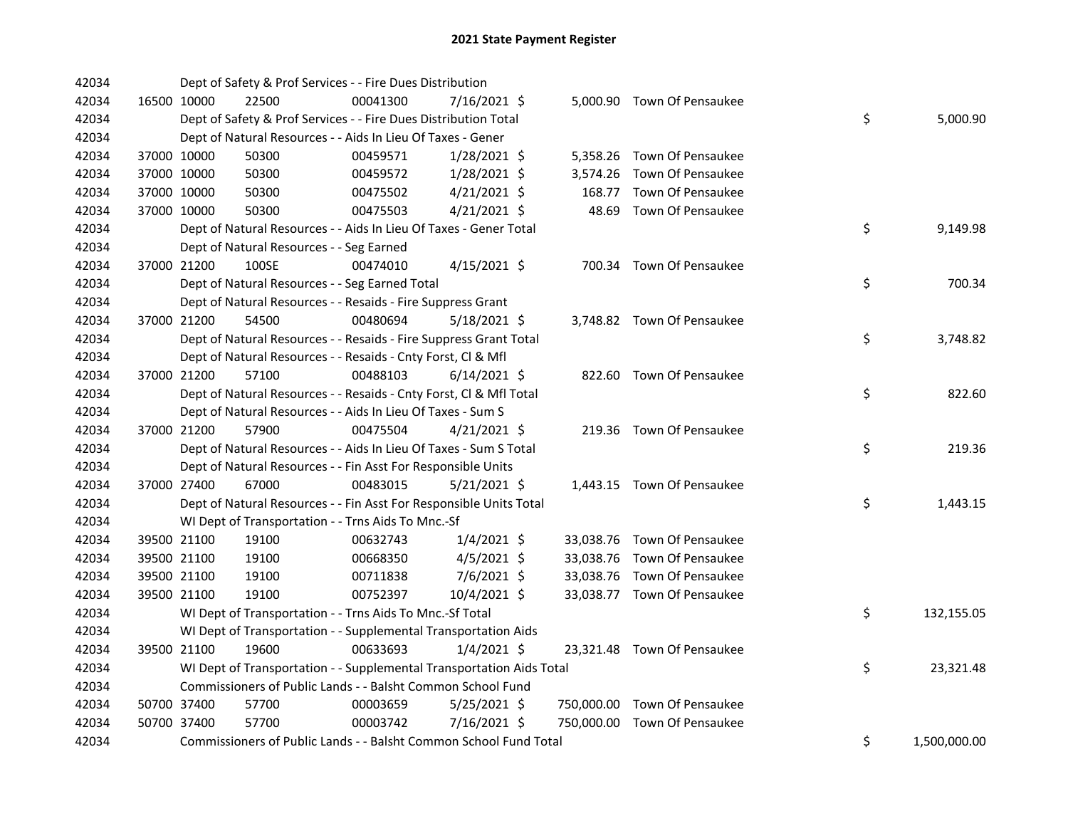# 2021 State Payment Register

| | | | | | | | | |
|---|---|---|---|---|---|---|---|---|
| 42034 | | Dept of Safety & Prof Services - - Fire Dues Distribution | | | | | | |
| 42034 | 16500 10000 | 22500 | 00041300 | 7/16/2021 | $ | 5,000.90 | Town Of Pensaukee | |
| 42034 | | Dept of Safety & Prof Services - - Fire Dues Distribution Total | | | | | | $ 5,000.90 |
| 42034 | | Dept of Natural Resources - - Aids In Lieu Of Taxes - Gener | | | | | | |
| 42034 | 37000 10000 | 50300 | 00459571 | 1/28/2021 | $ | 5,358.26 | Town Of Pensaukee | |
| 42034 | 37000 10000 | 50300 | 00459572 | 1/28/2021 | $ | 3,574.26 | Town Of Pensaukee | |
| 42034 | 37000 10000 | 50300 | 00475502 | 4/21/2021 | $ | 168.77 | Town Of Pensaukee | |
| 42034 | 37000 10000 | 50300 | 00475503 | 4/21/2021 | $ | 48.69 | Town Of Pensaukee | |
| 42034 | | Dept of Natural Resources - - Aids In Lieu Of Taxes - Gener Total | | | | | | $ 9,149.98 |
| 42034 | | Dept of Natural Resources - - Seg Earned | | | | | | |
| 42034 | 37000 21200 | 100SE | 00474010 | 4/15/2021 | $ | 700.34 | Town Of Pensaukee | |
| 42034 | | Dept of Natural Resources - - Seg Earned Total | | | | | | $ 700.34 |
| 42034 | | Dept of Natural Resources - - Resaids - Fire Suppress Grant | | | | | | |
| 42034 | 37000 21200 | 54500 | 00480694 | 5/18/2021 | $ | 3,748.82 | Town Of Pensaukee | |
| 42034 | | Dept of Natural Resources - - Resaids - Fire Suppress Grant Total | | | | | | $ 3,748.82 |
| 42034 | | Dept of Natural Resources - - Resaids - Cnty Forst, Cl & Mfl | | | | | | |
| 42034 | 37000 21200 | 57100 | 00488103 | 6/14/2021 | $ | 822.60 | Town Of Pensaukee | |
| 42034 | | Dept of Natural Resources - - Resaids - Cnty Forst, Cl & Mfl Total | | | | | | $ 822.60 |
| 42034 | | Dept of Natural Resources - - Aids In Lieu Of Taxes - Sum S | | | | | | |
| 42034 | 37000 21200 | 57900 | 00475504 | 4/21/2021 | $ | 219.36 | Town Of Pensaukee | |
| 42034 | | Dept of Natural Resources - - Aids In Lieu Of Taxes - Sum S Total | | | | | | $ 219.36 |
| 42034 | | Dept of Natural Resources - - Fin Asst For Responsible Units | | | | | | |
| 42034 | 37000 27400 | 67000 | 00483015 | 5/21/2021 | $ | 1,443.15 | Town Of Pensaukee | |
| 42034 | | Dept of Natural Resources - - Fin Asst For Responsible Units Total | | | | | | $ 1,443.15 |
| 42034 | | WI Dept of Transportation - - Trns Aids To Mnc.-Sf | | | | | | |
| 42034 | 39500 21100 | 19100 | 00632743 | 1/4/2021 | $ | 33,038.76 | Town Of Pensaukee | |
| 42034 | 39500 21100 | 19100 | 00668350 | 4/5/2021 | $ | 33,038.76 | Town Of Pensaukee | |
| 42034 | 39500 21100 | 19100 | 00711838 | 7/6/2021 | $ | 33,038.76 | Town Of Pensaukee | |
| 42034 | 39500 21100 | 19100 | 00752397 | 10/4/2021 | $ | 33,038.77 | Town Of Pensaukee | |
| 42034 | | WI Dept of Transportation - - Trns Aids To Mnc.-Sf Total | | | | | | $ 132,155.05 |
| 42034 | | WI Dept of Transportation - - Supplemental Transportation Aids | | | | | | |
| 42034 | 39500 21100 | 19600 | 00633693 | 1/4/2021 | $ | 23,321.48 | Town Of Pensaukee | |
| 42034 | | WI Dept of Transportation - - Supplemental Transportation Aids Total | | | | | | $ 23,321.48 |
| 42034 | | Commissioners of Public Lands - - Balsht Common School Fund | | | | | | |
| 42034 | 50700 37400 | 57700 | 00003659 | 5/25/2021 | $ | 750,000.00 | Town Of Pensaukee | |
| 42034 | 50700 37400 | 57700 | 00003742 | 7/16/2021 | $ | 750,000.00 | Town Of Pensaukee | |
| 42034 | | Commissioners of Public Lands - - Balsht Common School Fund Total | | | | | | $ 1,500,000.00 |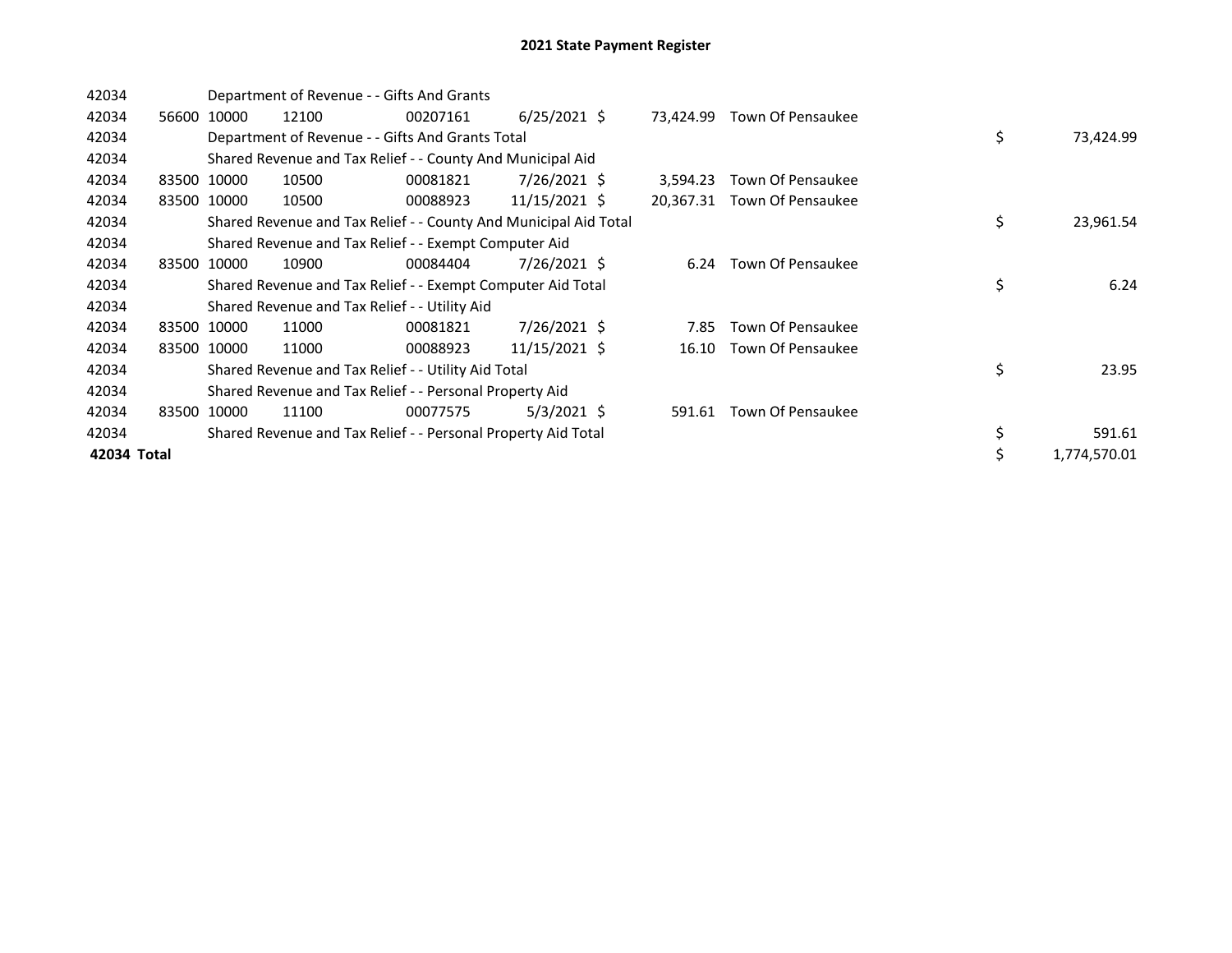# 2021 State Payment Register

| | | | | | | | | | |
|---|---|---|---|---|---|---|---|---|---|
| 42034 | | Department of Revenue - - Gifts And Grants | | | | | | | |
| 42034 | 56600 | 10000 | 12100 | 00207161 | 6/25/2021 | $ 73,424.99 | Town Of Pensaukee | | |
| 42034 | | Department of Revenue - - Gifts And Grants Total | | | | | | $ | 73,424.99 |
| 42034 | | Shared Revenue and Tax Relief - - County And Municipal Aid | | | | | | | |
| 42034 | 83500 | 10000 | 10500 | 00081821 | 7/26/2021 | $ 3,594.23 | Town Of Pensaukee | | |
| 42034 | 83500 | 10000 | 10500 | 00088923 | 11/15/2021 | $ 20,367.31 | Town Of Pensaukee | | |
| 42034 | | Shared Revenue and Tax Relief - - County And Municipal Aid Total | | | | | | $ | 23,961.54 |
| 42034 | | Shared Revenue and Tax Relief - - Exempt Computer Aid | | | | | | | |
| 42034 | 83500 | 10000 | 10900 | 00084404 | 7/26/2021 | $ 6.24 | Town Of Pensaukee | | |
| 42034 | | Shared Revenue and Tax Relief - - Exempt Computer Aid Total | | | | | | $ | 6.24 |
| 42034 | | Shared Revenue and Tax Relief - - Utility Aid | | | | | | | |
| 42034 | 83500 | 10000 | 11000 | 00081821 | 7/26/2021 | $ 7.85 | Town Of Pensaukee | | |
| 42034 | 83500 | 10000 | 11000 | 00088923 | 11/15/2021 | $ 16.10 | Town Of Pensaukee | | |
| 42034 | | Shared Revenue and Tax Relief - - Utility Aid Total | | | | | | $ | 23.95 |
| 42034 | | Shared Revenue and Tax Relief - - Personal Property Aid | | | | | | | |
| 42034 | 83500 | 10000 | 11100 | 00077575 | 5/3/2021 | $ 591.61 | Town Of Pensaukee | | |
| 42034 | | Shared Revenue and Tax Relief - - Personal Property Aid Total | | | | | | $ | 591.61 |
| **42034 Total** | | | | | | | | $ | 1,774,570.01 |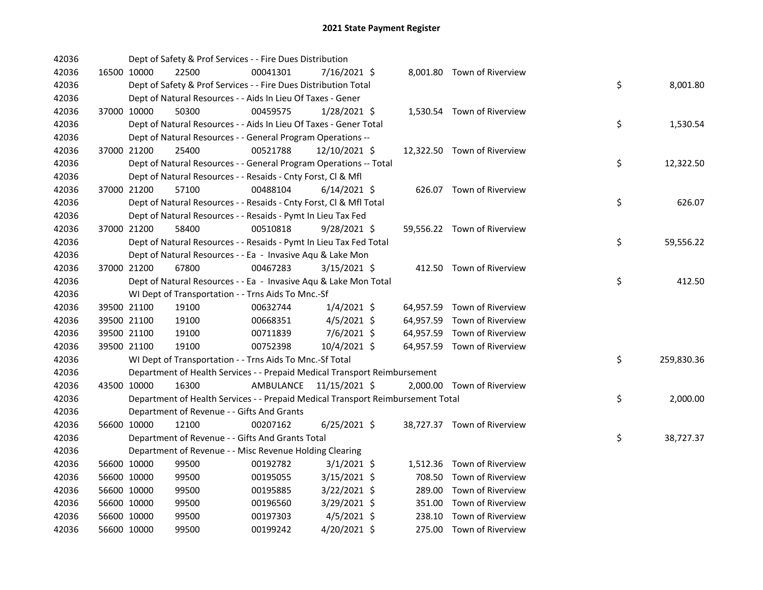# 2021 State Payment Register

| | | | | | | | | | |
|---|---|---|---|---|---|---|---|---|---|
| 42036 | | | Dept of Safety & Prof Services - - Fire Dues Distribution | | | | | | |
| 42036 | 16500 | 10000 | 22500 | 00041301 | 7/16/2021 | $ 8,001.80 | Town of Riverview | | |
| 42036 | | | Dept of Safety & Prof Services - - Fire Dues Distribution Total | | | | | $ | 8,001.80 |
| 42036 | | | Dept of Natural Resources - - Aids In Lieu Of Taxes - Gener | | | | | | |
| 42036 | 37000 | 10000 | 50300 | 00459575 | 1/28/2021 | $ 1,530.54 | Town of Riverview | | |
| 42036 | | | Dept of Natural Resources - - Aids In Lieu Of Taxes - Gener Total | | | | | $ | 1,530.54 |
| 42036 | | | Dept of Natural Resources - - General Program Operations -- | | | | | | |
| 42036 | 37000 | 21200 | 25400 | 00521788 | 12/10/2021 | $ 12,322.50 | Town of Riverview | | |
| 42036 | | | Dept of Natural Resources - - General Program Operations -- Total | | | | | $ | 12,322.50 |
| 42036 | | | Dept of Natural Resources - - Resaids - Cnty Forst, Cl & Mfl | | | | | | |
| 42036 | 37000 | 21200 | 57100 | 00488104 | 6/14/2021 | $ 626.07 | Town of Riverview | | |
| 42036 | | | Dept of Natural Resources - - Resaids - Cnty Forst, Cl & Mfl Total | | | | | $ | 626.07 |
| 42036 | | | Dept of Natural Resources - - Resaids - Pymt In Lieu Tax Fed | | | | | | |
| 42036 | 37000 | 21200 | 58400 | 00510818 | 9/28/2021 | $ 59,556.22 | Town of Riverview | | |
| 42036 | | | Dept of Natural Resources - - Resaids - Pymt In Lieu Tax Fed Total | | | | | $ | 59,556.22 |
| 42036 | | | Dept of Natural Resources - - Ea - Invasive Aqu & Lake Mon | | | | | | |
| 42036 | 37000 | 21200 | 67800 | 00467283 | 3/15/2021 | $ 412.50 | Town of Riverview | | |
| 42036 | | | Dept of Natural Resources - - Ea - Invasive Aqu & Lake Mon Total | | | | | $ | 412.50 |
| 42036 | | | WI Dept of Transportation - - Trns Aids To Mnc.-Sf | | | | | | |
| 42036 | 39500 | 21100 | 19100 | 00632744 | 1/4/2021 | $ 64,957.59 | Town of Riverview | | |
| 42036 | 39500 | 21100 | 19100 | 00668351 | 4/5/2021 | $ 64,957.59 | Town of Riverview | | |
| 42036 | 39500 | 21100 | 19100 | 00711839 | 7/6/2021 | $ 64,957.59 | Town of Riverview | | |
| 42036 | 39500 | 21100 | 19100 | 00752398 | 10/4/2021 | $ 64,957.59 | Town of Riverview | | |
| 42036 | | | WI Dept of Transportation - - Trns Aids To Mnc.-Sf Total | | | | | $ | 259,830.36 |
| 42036 | | | Department of Health Services - - Prepaid Medical Transport Reimbursement | | | | | | |
| 42036 | 43500 | 10000 | 16300 | AMBULANCE | 11/15/2021 | $ 2,000.00 | Town of Riverview | | |
| 42036 | | | Department of Health Services - - Prepaid Medical Transport Reimbursement Total | | | | | $ | 2,000.00 |
| 42036 | | | Department of Revenue - - Gifts And Grants | | | | | | |
| 42036 | 56600 | 10000 | 12100 | 00207162 | 6/25/2021 | $ 38,727.37 | Town of Riverview | | |
| 42036 | | | Department of Revenue - - Gifts And Grants Total | | | | | $ | 38,727.37 |
| 42036 | | | Department of Revenue - - Misc Revenue Holding Clearing | | | | | | |
| 42036 | 56600 | 10000 | 99500 | 00192782 | 3/1/2021 | $ 1,512.36 | Town of Riverview | | |
| 42036 | 56600 | 10000 | 99500 | 00195055 | 3/15/2021 | $ 708.50 | Town of Riverview | | |
| 42036 | 56600 | 10000 | 99500 | 00195885 | 3/22/2021 | $ 289.00 | Town of Riverview | | |
| 42036 | 56600 | 10000 | 99500 | 00196560 | 3/29/2021 | $ 351.00 | Town of Riverview | | |
| 42036 | 56600 | 10000 | 99500 | 00197303 | 4/5/2021 | $ 238.10 | Town of Riverview | | |
| 42036 | 56600 | 10000 | 99500 | 00199242 | 4/20/2021 | $ 275.00 | Town of Riverview | | |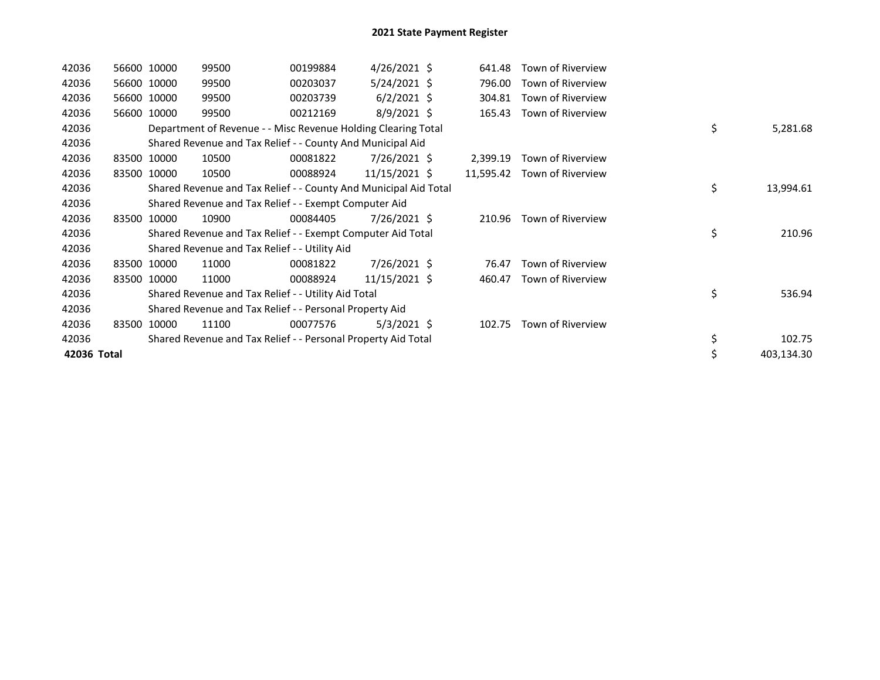# 2021 State Payment Register

| | | | | | | | | | |
|---|---|---|---|---|---|---|---|---|---|
| 42036 | 56600 | 10000 | 99500 | 00199884 | 4/26/2021 | $ 641.48 | Town of Riverview | | |
| 42036 | 56600 | 10000 | 99500 | 00203037 | 5/24/2021 | $ 796.00 | Town of Riverview | | |
| 42036 | 56600 | 10000 | 99500 | 00203739 | 6/2/2021 | $ 304.81 | Town of Riverview | | |
| 42036 | 56600 | 10000 | 99500 | 00212169 | 8/9/2021 | $ 165.43 | Town of Riverview | | |
| 42036 | Department of Revenue - - Misc Revenue Holding Clearing Total | | | | | | | $ | 5,281.68 |
| 42036 | Shared Revenue and Tax Relief - - County And Municipal Aid | | | | | | | | |
| 42036 | 83500 | 10000 | 10500 | 00081822 | 7/26/2021 | $ 2,399.19 | Town of Riverview | | |
| 42036 | 83500 | 10000 | 10500 | 00088924 | 11/15/2021 | $ 11,595.42 | Town of Riverview | | |
| 42036 | Shared Revenue and Tax Relief - - County And Municipal Aid Total | | | | | | | $ | 13,994.61 |
| 42036 | Shared Revenue and Tax Relief - - Exempt Computer Aid | | | | | | | | |
| 42036 | 83500 | 10000 | 10900 | 00084405 | 7/26/2021 | $ 210.96 | Town of Riverview | | |
| 42036 | Shared Revenue and Tax Relief - - Exempt Computer Aid Total | | | | | | | $ | 210.96 |
| 42036 | Shared Revenue and Tax Relief - - Utility Aid | | | | | | | | |
| 42036 | 83500 | 10000 | 11000 | 00081822 | 7/26/2021 | $ 76.47 | Town of Riverview | | |
| 42036 | 83500 | 10000 | 11000 | 00088924 | 11/15/2021 | $ 460.47 | Town of Riverview | | |
| 42036 | Shared Revenue and Tax Relief - - Utility Aid Total | | | | | | | $ | 536.94 |
| 42036 | Shared Revenue and Tax Relief - - Personal Property Aid | | | | | | | | |
| 42036 | 83500 | 10000 | 11100 | 00077576 | 5/3/2021 | $ 102.75 | Town of Riverview | | |
| 42036 | Shared Revenue and Tax Relief - - Personal Property Aid Total | | | | | | | $ | 102.75 |
| **42036 Total** | | | | | | | | $ | 403,134.30 |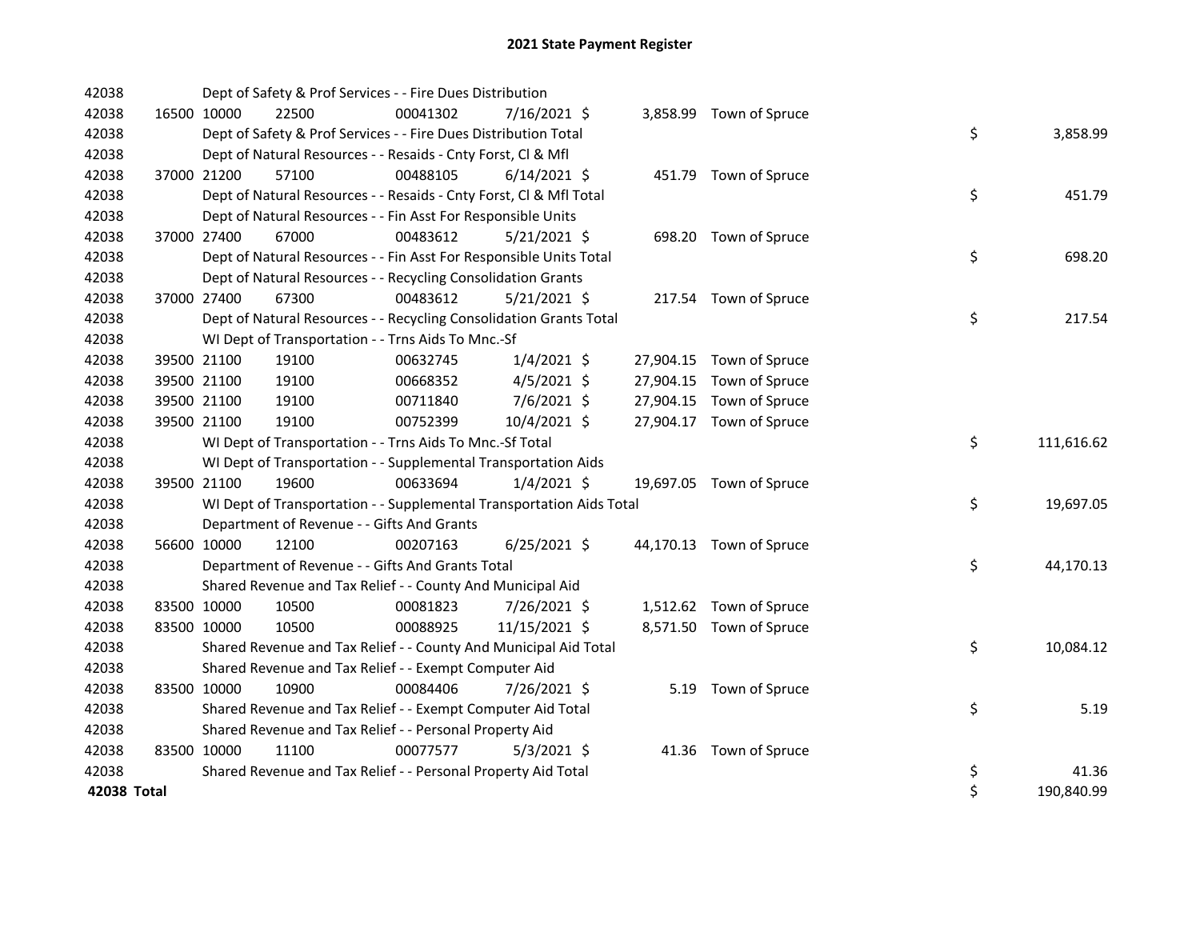# 2021 State Payment Register

| | | | | | | | | | |
|---|---|---|---|---|---|---|---|---|---|
| 42038 | | | Dept of Safety & Prof Services - - Fire Dues Distribution | | | | | | |
| 42038 | 16500 | 10000 | 22500 | 00041302 | 7/16/2021 | $ 3,858.99 | Town of Spruce | | |
| 42038 | | | Dept of Safety & Prof Services - - Fire Dues Distribution Total | | | | | $ | 3,858.99 |
| 42038 | | | Dept of Natural Resources - - Resaids - Cnty Forst, Cl & Mfl | | | | | | |
| 42038 | 37000 | 21200 | 57100 | 00488105 | 6/14/2021 | $ 451.79 | Town of Spruce | | |
| 42038 | | | Dept of Natural Resources - - Resaids - Cnty Forst, Cl & Mfl Total | | | | | $ | 451.79 |
| 42038 | | | Dept of Natural Resources - - Fin Asst For Responsible Units | | | | | | |
| 42038 | 37000 | 27400 | 67000 | 00483612 | 5/21/2021 | $ 698.20 | Town of Spruce | | |
| 42038 | | | Dept of Natural Resources - - Fin Asst For Responsible Units Total | | | | | $ | 698.20 |
| 42038 | | | Dept of Natural Resources - - Recycling Consolidation Grants | | | | | | |
| 42038 | 37000 | 27400 | 67300 | 00483612 | 5/21/2021 | $ 217.54 | Town of Spruce | | |
| 42038 | | | Dept of Natural Resources - - Recycling Consolidation Grants Total | | | | | $ | 217.54 |
| 42038 | | | WI Dept of Transportation - - Trns Aids To Mnc.-Sf | | | | | | |
| 42038 | 39500 | 21100 | 19100 | 00632745 | 1/4/2021 | $ 27,904.15 | Town of Spruce | | |
| 42038 | 39500 | 21100 | 19100 | 00668352 | 4/5/2021 | $ 27,904.15 | Town of Spruce | | |
| 42038 | 39500 | 21100 | 19100 | 00711840 | 7/6/2021 | $ 27,904.15 | Town of Spruce | | |
| 42038 | 39500 | 21100 | 19100 | 00752399 | 10/4/2021 | $ 27,904.17 | Town of Spruce | | |
| 42038 | | | WI Dept of Transportation - - Trns Aids To Mnc.-Sf Total | | | | | $ | 111,616.62 |
| 42038 | | | WI Dept of Transportation - - Supplemental Transportation Aids | | | | | | |
| 42038 | 39500 | 21100 | 19600 | 00633694 | 1/4/2021 | $ 19,697.05 | Town of Spruce | | |
| 42038 | | | WI Dept of Transportation - - Supplemental Transportation Aids Total | | | | | $ | 19,697.05 |
| 42038 | | | Department of Revenue - - Gifts And Grants | | | | | | |
| 42038 | 56600 | 10000 | 12100 | 00207163 | 6/25/2021 | $ 44,170.13 | Town of Spruce | | |
| 42038 | | | Department of Revenue - - Gifts And Grants Total | | | | | $ | 44,170.13 |
| 42038 | | | Shared Revenue and Tax Relief - - County And Municipal Aid | | | | | | |
| 42038 | 83500 | 10000 | 10500 | 00081823 | 7/26/2021 | $ 1,512.62 | Town of Spruce | | |
| 42038 | 83500 | 10000 | 10500 | 00088925 | 11/15/2021 | $ 8,571.50 | Town of Spruce | | |
| 42038 | | | Shared Revenue and Tax Relief - - County And Municipal Aid Total | | | | | $ | 10,084.12 |
| 42038 | | | Shared Revenue and Tax Relief - - Exempt Computer Aid | | | | | | |
| 42038 | 83500 | 10000 | 10900 | 00084406 | 7/26/2021 | $ 5.19 | Town of Spruce | | |
| 42038 | | | Shared Revenue and Tax Relief - - Exempt Computer Aid Total | | | | | $ | 5.19 |
| 42038 | | | Shared Revenue and Tax Relief - - Personal Property Aid | | | | | | |
| 42038 | 83500 | 10000 | 11100 | 00077577 | 5/3/2021 | $ 41.36 | Town of Spruce | | |
| 42038 | | | Shared Revenue and Tax Relief - - Personal Property Aid Total | | | | | $ | 41.36 |
| **42038 Total** | | | | | | | | $ | 190,840.99 |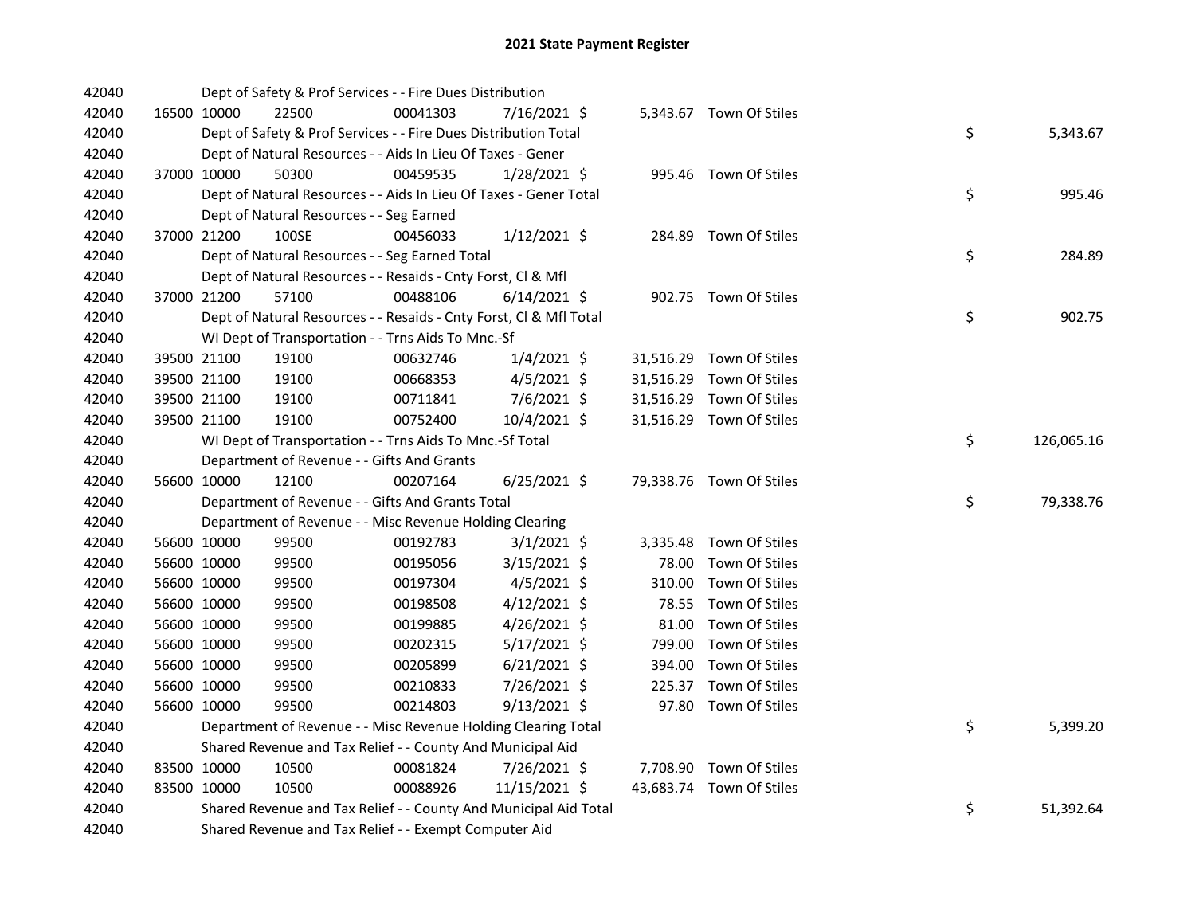# 2021 State Payment Register

| | | | | | | | | | |
|---|---|---|---|---|---|---|---|---|---|
| 42040 | | | Dept of Safety & Prof Services - - Fire Dues Distribution | | | | | | |
| 42040 | 16500 | 10000 | 22500 | 00041303 | 7/16/2021 | $ | 5,343.67 | Town Of Stiles | |
| 42040 | | | Dept of Safety & Prof Services - - Fire Dues Distribution Total | | | | | | $ 5,343.67 |
| 42040 | | | Dept of Natural Resources - - Aids In Lieu Of Taxes - Gener | | | | | | |
| 42040 | 37000 | 10000 | 50300 | 00459535 | 1/28/2021 | $ | 995.46 | Town Of Stiles | |
| 42040 | | | Dept of Natural Resources - - Aids In Lieu Of Taxes - Gener Total | | | | | | $ 995.46 |
| 42040 | | | Dept of Natural Resources - - Seg Earned | | | | | | |
| 42040 | 37000 | 21200 | 100SE | 00456033 | 1/12/2021 | $ | 284.89 | Town Of Stiles | |
| 42040 | | | Dept of Natural Resources - - Seg Earned Total | | | | | | $ 284.89 |
| 42040 | | | Dept of Natural Resources - - Resaids - Cnty Forst, Cl & Mfl | | | | | | |
| 42040 | 37000 | 21200 | 57100 | 00488106 | 6/14/2021 | $ | 902.75 | Town Of Stiles | |
| 42040 | | | Dept of Natural Resources - - Resaids - Cnty Forst, Cl & Mfl Total | | | | | | $ 902.75 |
| 42040 | | | WI Dept of Transportation - - Trns Aids To Mnc.-Sf | | | | | | |
| 42040 | 39500 | 21100 | 19100 | 00632746 | 1/4/2021 | $ | 31,516.29 | Town Of Stiles | |
| 42040 | 39500 | 21100 | 19100 | 00668353 | 4/5/2021 | $ | 31,516.29 | Town Of Stiles | |
| 42040 | 39500 | 21100 | 19100 | 00711841 | 7/6/2021 | $ | 31,516.29 | Town Of Stiles | |
| 42040 | 39500 | 21100 | 19100 | 00752400 | 10/4/2021 | $ | 31,516.29 | Town Of Stiles | |
| 42040 | | | WI Dept of Transportation - - Trns Aids To Mnc.-Sf Total | | | | | | $ 126,065.16 |
| 42040 | | | Department of Revenue - - Gifts And Grants | | | | | | |
| 42040 | 56600 | 10000 | 12100 | 00207164 | 6/25/2021 | $ | 79,338.76 | Town Of Stiles | |
| 42040 | | | Department of Revenue - - Gifts And Grants Total | | | | | | $ 79,338.76 |
| 42040 | | | Department of Revenue - - Misc Revenue Holding Clearing | | | | | | |
| 42040 | 56600 | 10000 | 99500 | 00192783 | 3/1/2021 | $ | 3,335.48 | Town Of Stiles | |
| 42040 | 56600 | 10000 | 99500 | 00195056 | 3/15/2021 | $ | 78.00 | Town Of Stiles | |
| 42040 | 56600 | 10000 | 99500 | 00197304 | 4/5/2021 | $ | 310.00 | Town Of Stiles | |
| 42040 | 56600 | 10000 | 99500 | 00198508 | 4/12/2021 | $ | 78.55 | Town Of Stiles | |
| 42040 | 56600 | 10000 | 99500 | 00199885 | 4/26/2021 | $ | 81.00 | Town Of Stiles | |
| 42040 | 56600 | 10000 | 99500 | 00202315 | 5/17/2021 | $ | 799.00 | Town Of Stiles | |
| 42040 | 56600 | 10000 | 99500 | 00205899 | 6/21/2021 | $ | 394.00 | Town Of Stiles | |
| 42040 | 56600 | 10000 | 99500 | 00210833 | 7/26/2021 | $ | 225.37 | Town Of Stiles | |
| 42040 | 56600 | 10000 | 99500 | 00214803 | 9/13/2021 | $ | 97.80 | Town Of Stiles | |
| 42040 | | | Department of Revenue - - Misc Revenue Holding Clearing Total | | | | | | $ 5,399.20 |
| 42040 | | | Shared Revenue and Tax Relief - - County And Municipal Aid | | | | | | |
| 42040 | 83500 | 10000 | 10500 | 00081824 | 7/26/2021 | $ | 7,708.90 | Town Of Stiles | |
| 42040 | 83500 | 10000 | 10500 | 00088926 | 11/15/2021 | $ | 43,683.74 | Town Of Stiles | |
| 42040 | | | Shared Revenue and Tax Relief - - County And Municipal Aid Total | | | | | | $ 51,392.64 |
| 42040 | | | Shared Revenue and Tax Relief - - Exempt Computer Aid | | | | | | |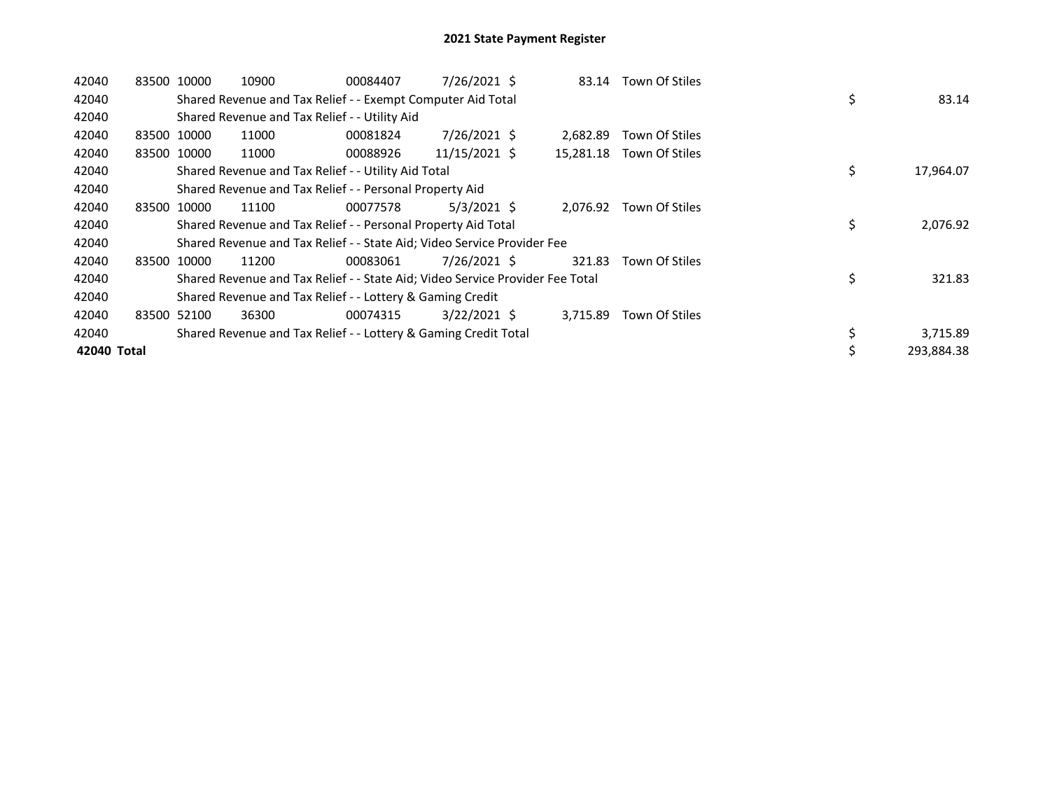# 2021 State Payment Register

| | | | | | | | | | |
|---|---|---|---|---|---|---|---|---|---|
| 42040 | 83500 | 10000 | 10900 | 00084407 | 7/26/2021 | $ | 83.14 | Town Of Stiles | |
| 42040 | | Shared Revenue and Tax Relief - - Exempt Computer Aid Total | | | | | | | $ 83.14 |
| 42040 | | Shared Revenue and Tax Relief - - Utility Aid | | | | | | | |
| 42040 | 83500 | 10000 | 11000 | 00081824 | 7/26/2021 | $ | 2,682.89 | Town Of Stiles | |
| 42040 | 83500 | 10000 | 11000 | 00088926 | 11/15/2021 | $ | 15,281.18 | Town Of Stiles | |
| 42040 | | Shared Revenue and Tax Relief - - Utility Aid Total | | | | | | | $ 17,964.07 |
| 42040 | | Shared Revenue and Tax Relief - - Personal Property Aid | | | | | | | |
| 42040 | 83500 | 10000 | 11100 | 00077578 | 5/3/2021 | $ | 2,076.92 | Town Of Stiles | |
| 42040 | | Shared Revenue and Tax Relief - - Personal Property Aid Total | | | | | | | $ 2,076.92 |
| 42040 | | Shared Revenue and Tax Relief - - State Aid; Video Service Provider Fee | | | | | | | |
| 42040 | 83500 | 10000 | 11200 | 00083061 | 7/26/2021 | $ | 321.83 | Town Of Stiles | |
| 42040 | | Shared Revenue and Tax Relief - - State Aid; Video Service Provider Fee Total | | | | | | | $ 321.83 |
| 42040 | | Shared Revenue and Tax Relief - - Lottery & Gaming Credit | | | | | | | |
| 42040 | 83500 | 52100 | 36300 | 00074315 | 3/22/2021 | $ | 3,715.89 | Town Of Stiles | |
| 42040 | | Shared Revenue and Tax Relief - - Lottery & Gaming Credit Total | | | | | | | $ 3,715.89 |
| **42040 Total** | | | | | | | | | $ 293,884.38 |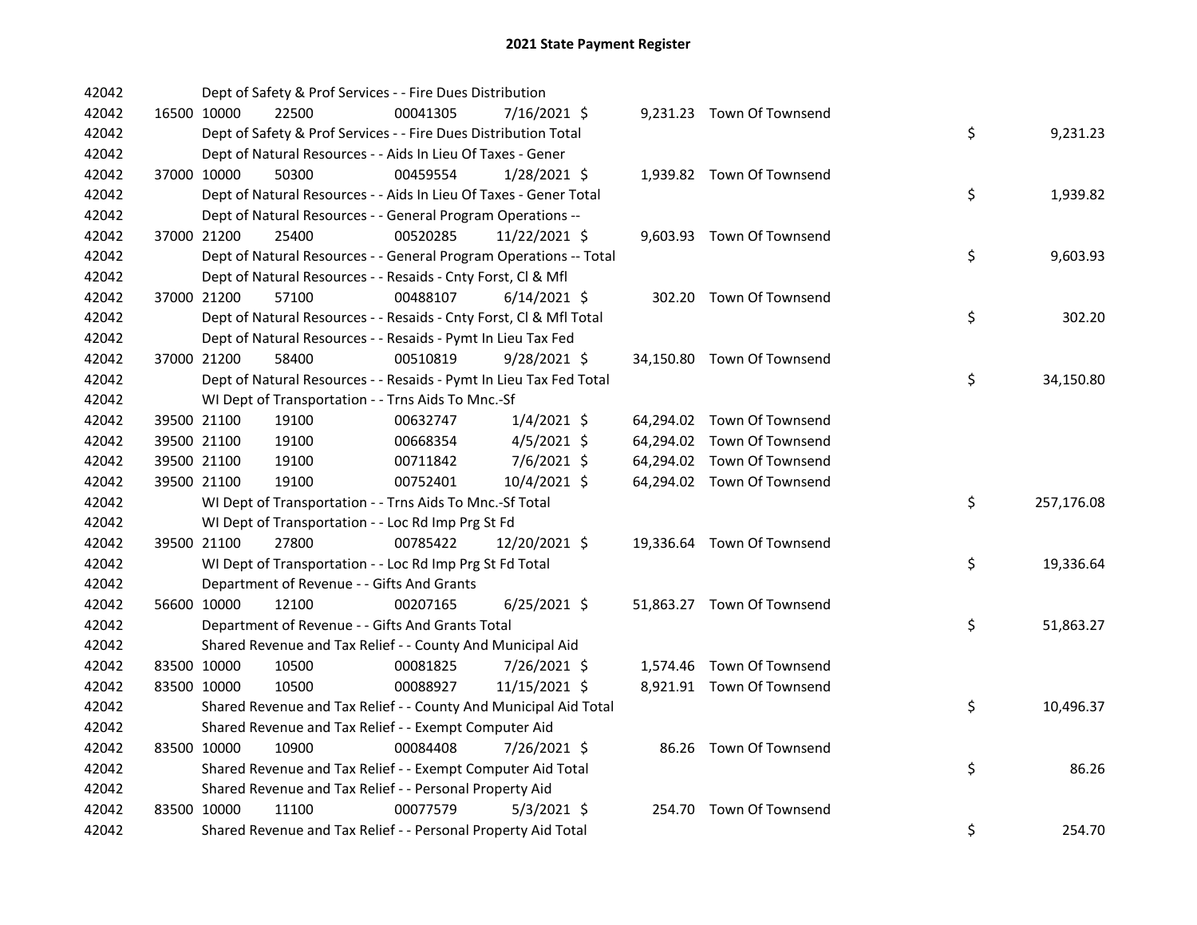# 2021 State Payment Register

| | | | | | | | | |
|---|---|---|---|---|---|---|---|---|
| 42042 | | Dept of Safety & Prof Services - - Fire Dues Distribution | | | | | | |
| 42042 | 16500 10000 | 22500 | 00041305 | 7/16/2021 | $ | 9,231.23 | Town Of Townsend | |
| 42042 | | Dept of Safety & Prof Services - - Fire Dues Distribution Total | | | | | | $ 9,231.23 |
| 42042 | | Dept of Natural Resources - - Aids In Lieu Of Taxes - Gener | | | | | | |
| 42042 | 37000 10000 | 50300 | 00459554 | 1/28/2021 | $ | 1,939.82 | Town Of Townsend | |
| 42042 | | Dept of Natural Resources - - Aids In Lieu Of Taxes - Gener Total | | | | | | $ 1,939.82 |
| 42042 | | Dept of Natural Resources - - General Program Operations -- | | | | | | |
| 42042 | 37000 21200 | 25400 | 00520285 | 11/22/2021 | $ | 9,603.93 | Town Of Townsend | |
| 42042 | | Dept of Natural Resources - - General Program Operations -- Total | | | | | | $ 9,603.93 |
| 42042 | | Dept of Natural Resources - - Resaids - Cnty Forst, Cl & Mfl | | | | | | |
| 42042 | 37000 21200 | 57100 | 00488107 | 6/14/2021 | $ | 302.20 | Town Of Townsend | |
| 42042 | | Dept of Natural Resources - - Resaids - Cnty Forst, Cl & Mfl Total | | | | | | $ 302.20 |
| 42042 | | Dept of Natural Resources - - Resaids - Pymt In Lieu Tax Fed | | | | | | |
| 42042 | 37000 21200 | 58400 | 00510819 | 9/28/2021 | $ | 34,150.80 | Town Of Townsend | |
| 42042 | | Dept of Natural Resources - - Resaids - Pymt In Lieu Tax Fed Total | | | | | | $ 34,150.80 |
| 42042 | | WI Dept of Transportation - - Trns Aids To Mnc.-Sf | | | | | | |
| 42042 | 39500 21100 | 19100 | 00632747 | 1/4/2021 | $ | 64,294.02 | Town Of Townsend | |
| 42042 | 39500 21100 | 19100 | 00668354 | 4/5/2021 | $ | 64,294.02 | Town Of Townsend | |
| 42042 | 39500 21100 | 19100 | 00711842 | 7/6/2021 | $ | 64,294.02 | Town Of Townsend | |
| 42042 | 39500 21100 | 19100 | 00752401 | 10/4/2021 | $ | 64,294.02 | Town Of Townsend | |
| 42042 | | WI Dept of Transportation - - Trns Aids To Mnc.-Sf Total | | | | | | $ 257,176.08 |
| 42042 | | WI Dept of Transportation - - Loc Rd Imp Prg St Fd | | | | | | |
| 42042 | 39500 21100 | 27800 | 00785422 | 12/20/2021 | $ | 19,336.64 | Town Of Townsend | |
| 42042 | | WI Dept of Transportation - - Loc Rd Imp Prg St Fd Total | | | | | | $ 19,336.64 |
| 42042 | | Department of Revenue - - Gifts And Grants | | | | | | |
| 42042 | 56600 10000 | 12100 | 00207165 | 6/25/2021 | $ | 51,863.27 | Town Of Townsend | |
| 42042 | | Department of Revenue - - Gifts And Grants Total | | | | | | $ 51,863.27 |
| 42042 | | Shared Revenue and Tax Relief - - County And Municipal Aid | | | | | | |
| 42042 | 83500 10000 | 10500 | 00081825 | 7/26/2021 | $ | 1,574.46 | Town Of Townsend | |
| 42042 | 83500 10000 | 10500 | 00088927 | 11/15/2021 | $ | 8,921.91 | Town Of Townsend | |
| 42042 | | Shared Revenue and Tax Relief - - County And Municipal Aid Total | | | | | | $ 10,496.37 |
| 42042 | | Shared Revenue and Tax Relief - - Exempt Computer Aid | | | | | | |
| 42042 | 83500 10000 | 10900 | 00084408 | 7/26/2021 | $ | 86.26 | Town Of Townsend | |
| 42042 | | Shared Revenue and Tax Relief - - Exempt Computer Aid Total | | | | | | $ 86.26 |
| 42042 | | Shared Revenue and Tax Relief - - Personal Property Aid | | | | | | |
| 42042 | 83500 10000 | 11100 | 00077579 | 5/3/2021 | $ | 254.70 | Town Of Townsend | |
| 42042 | | Shared Revenue and Tax Relief - - Personal Property Aid Total | | | | | | $ 254.70 |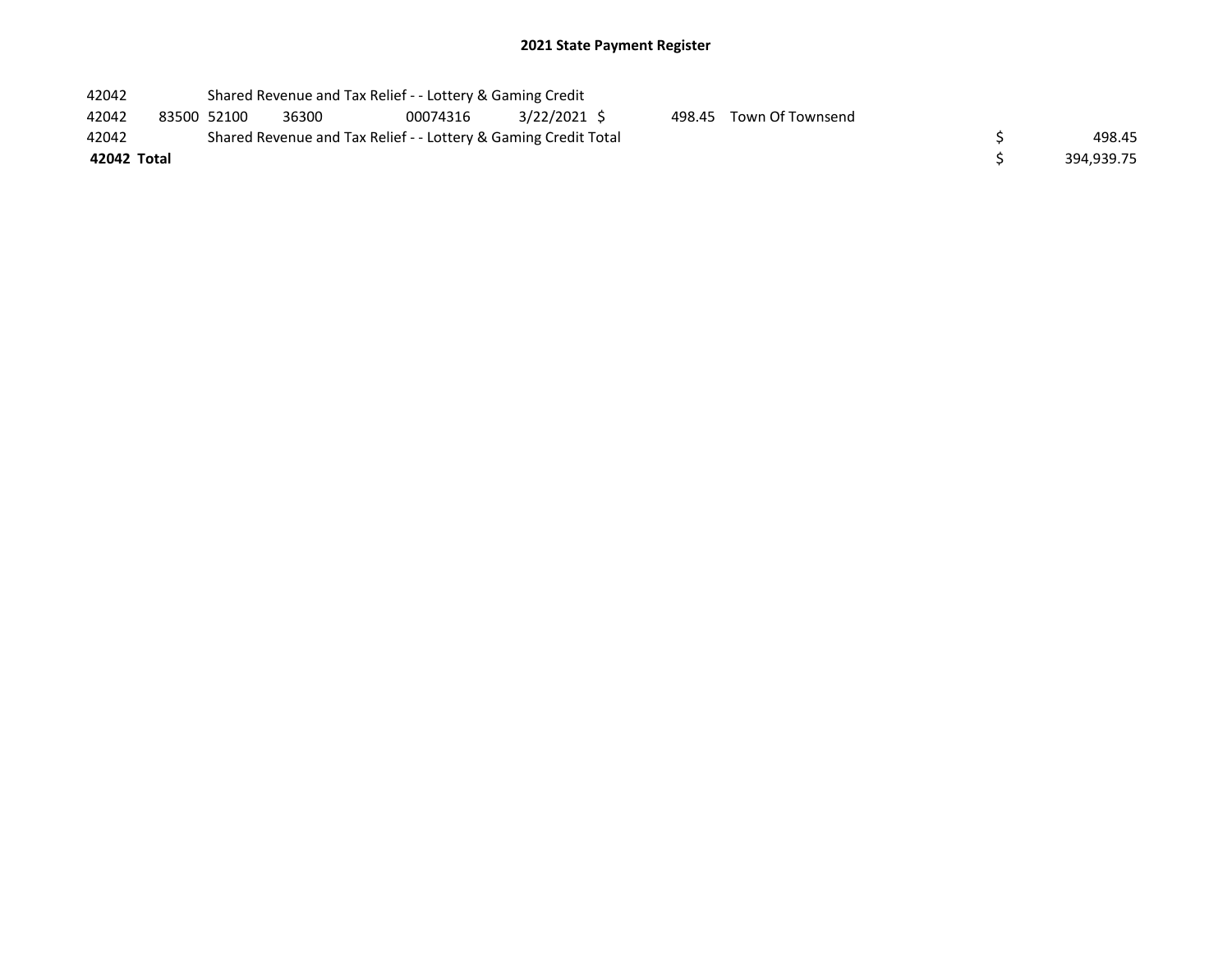# 2021 State Payment Register

| | | | | | | | | | |
|---|---|---|---|---|---|---|---|---|---|
| 42042 | | Shared Revenue and Tax Relief - - Lottery & Gaming Credit | | | | | | | |
| 42042 | 83500 | 52100 | 36300 | 00074316 | 3/22/2021 | $ 498.45 | Town Of Townsend | | |
| 42042 | | Shared Revenue and Tax Relief - - Lottery & Gaming Credit Total | | | | | | $ | 498.45 |
| **42042 Total** | | | | | | | | $ | 394,939.75 |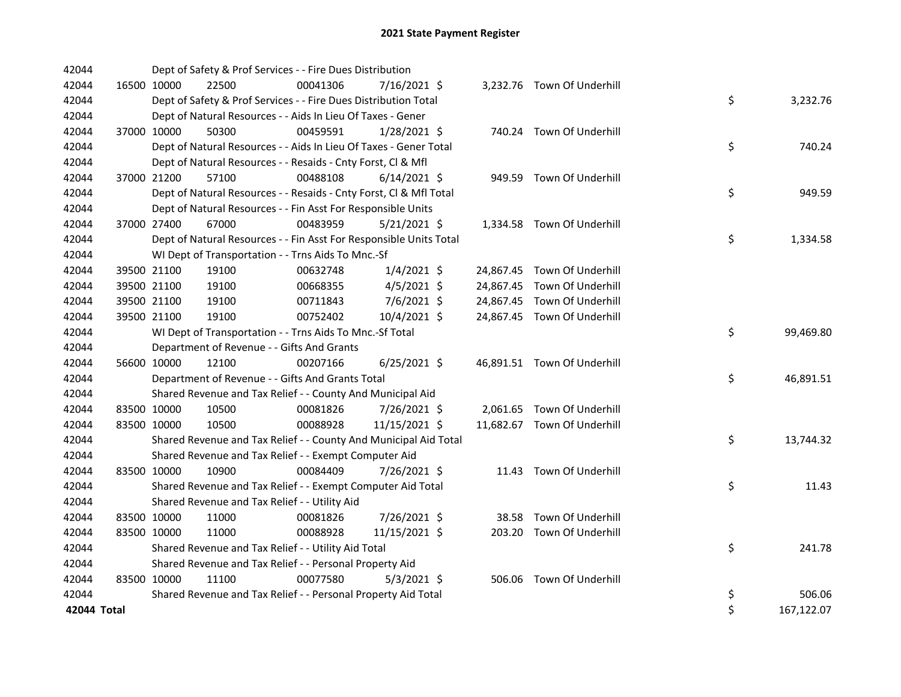# 2021 State Payment Register

| | | | | | | | | | |
|---|---|---|---|---|---|---|---|---|---|
| 42044 | | | Dept of Safety & Prof Services - - Fire Dues Distribution | | | | | | |
| 42044 | 16500 | 10000 | 22500 | 00041306 | 7/16/2021 | $ | 3,232.76 | Town Of Underhill | |
| 42044 | | | Dept of Safety & Prof Services - - Fire Dues Distribution Total | | | | | | $ 3,232.76 |
| 42044 | | | Dept of Natural Resources - - Aids In Lieu Of Taxes - Gener | | | | | | |
| 42044 | 37000 | 10000 | 50300 | 00459591 | 1/28/2021 | $ | 740.24 | Town Of Underhill | |
| 42044 | | | Dept of Natural Resources - - Aids In Lieu Of Taxes - Gener Total | | | | | | $ 740.24 |
| 42044 | | | Dept of Natural Resources - - Resaids - Cnty Forst, Cl & Mfl | | | | | | |
| 42044 | 37000 | 21200 | 57100 | 00488108 | 6/14/2021 | $ | 949.59 | Town Of Underhill | |
| 42044 | | | Dept of Natural Resources - - Resaids - Cnty Forst, Cl & Mfl Total | | | | | | $ 949.59 |
| 42044 | | | Dept of Natural Resources - - Fin Asst For Responsible Units | | | | | | |
| 42044 | 37000 | 27400 | 67000 | 00483959 | 5/21/2021 | $ | 1,334.58 | Town Of Underhill | |
| 42044 | | | Dept of Natural Resources - - Fin Asst For Responsible Units Total | | | | | | $ 1,334.58 |
| 42044 | | | WI Dept of Transportation - - Trns Aids To Mnc.-Sf | | | | | | |
| 42044 | 39500 | 21100 | 19100 | 00632748 | 1/4/2021 | $ | 24,867.45 | Town Of Underhill | |
| 42044 | 39500 | 21100 | 19100 | 00668355 | 4/5/2021 | $ | 24,867.45 | Town Of Underhill | |
| 42044 | 39500 | 21100 | 19100 | 00711843 | 7/6/2021 | $ | 24,867.45 | Town Of Underhill | |
| 42044 | 39500 | 21100 | 19100 | 00752402 | 10/4/2021 | $ | 24,867.45 | Town Of Underhill | |
| 42044 | | | WI Dept of Transportation - - Trns Aids To Mnc.-Sf Total | | | | | | $ 99,469.80 |
| 42044 | | | Department of Revenue - - Gifts And Grants | | | | | | |
| 42044 | 56600 | 10000 | 12100 | 00207166 | 6/25/2021 | $ | 46,891.51 | Town Of Underhill | |
| 42044 | | | Department of Revenue - - Gifts And Grants Total | | | | | | $ 46,891.51 |
| 42044 | | | Shared Revenue and Tax Relief - - County And Municipal Aid | | | | | | |
| 42044 | 83500 | 10000 | 10500 | 00081826 | 7/26/2021 | $ | 2,061.65 | Town Of Underhill | |
| 42044 | 83500 | 10000 | 10500 | 00088928 | 11/15/2021 | $ | 11,682.67 | Town Of Underhill | |
| 42044 | | | Shared Revenue and Tax Relief - - County And Municipal Aid Total | | | | | | $ 13,744.32 |
| 42044 | | | Shared Revenue and Tax Relief - - Exempt Computer Aid | | | | | | |
| 42044 | 83500 | 10000 | 10900 | 00084409 | 7/26/2021 | $ | 11.43 | Town Of Underhill | |
| 42044 | | | Shared Revenue and Tax Relief - - Exempt Computer Aid Total | | | | | | $ 11.43 |
| 42044 | | | Shared Revenue and Tax Relief - - Utility Aid | | | | | | |
| 42044 | 83500 | 10000 | 11000 | 00081826 | 7/26/2021 | $ | 38.58 | Town Of Underhill | |
| 42044 | 83500 | 10000 | 11000 | 00088928 | 11/15/2021 | $ | 203.20 | Town Of Underhill | |
| 42044 | | | Shared Revenue and Tax Relief - - Utility Aid Total | | | | | | $ 241.78 |
| 42044 | | | Shared Revenue and Tax Relief - - Personal Property Aid | | | | | | |
| 42044 | 83500 | 10000 | 11100 | 00077580 | 5/3/2021 | $ | 506.06 | Town Of Underhill | |
| 42044 | | | Shared Revenue and Tax Relief - - Personal Property Aid Total | | | | | | $ 506.06 |
| **42044 Total** | | | | | | | | | $ 167,122.07 |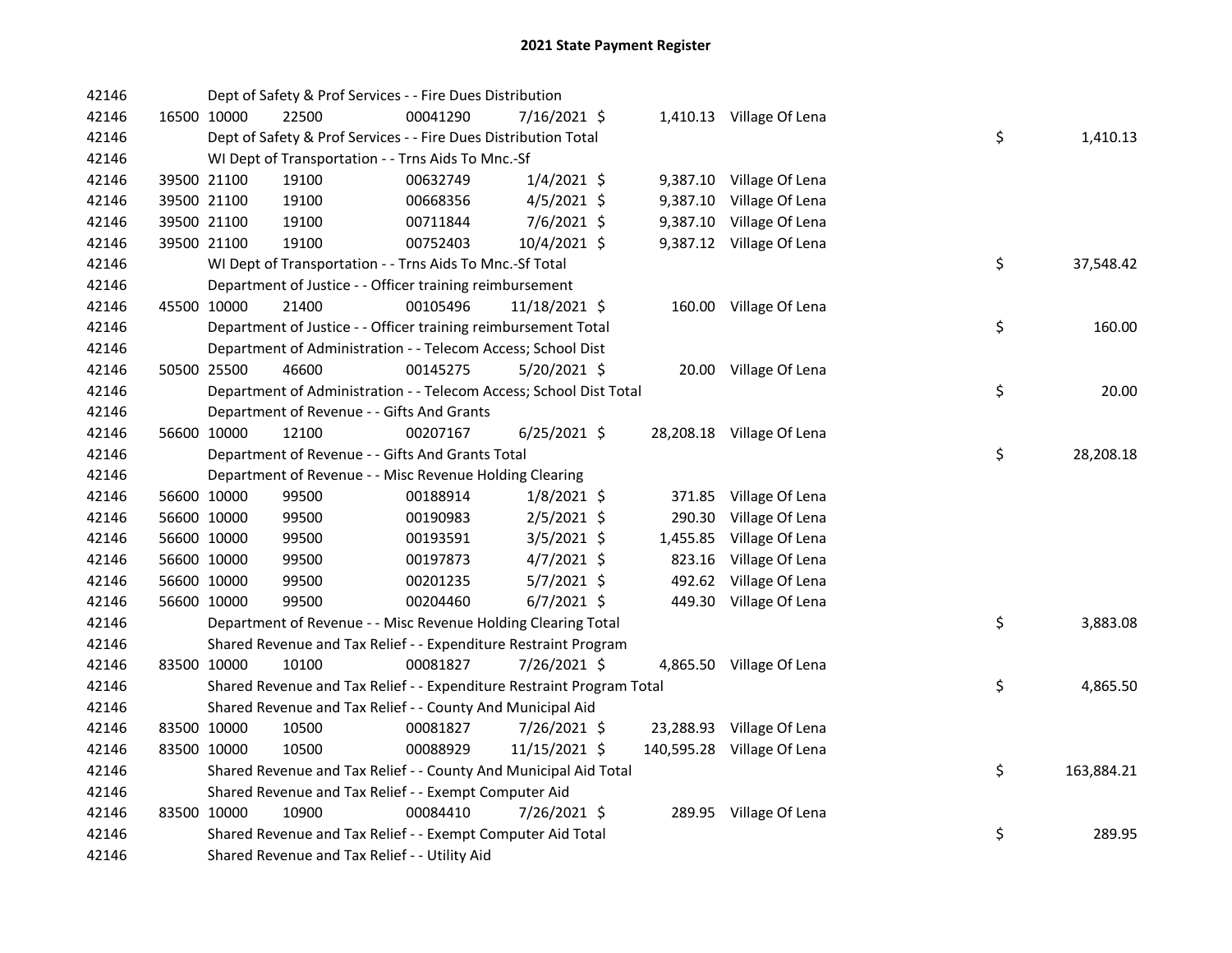# 2021 State Payment Register

| | | | | | | | | | |
|---|---|---|---|---|---|---|---|---|---|
| 42146 | | | Dept of Safety & Prof Services - - Fire Dues Distribution | | | | | | |
| 42146 | 16500 | 10000 | 22500 | 00041290 | 7/16/2021 | $ 1,410.13 | Village Of Lena | | |
| 42146 | | | Dept of Safety & Prof Services - - Fire Dues Distribution Total | | | | | $ | 1,410.13 |
| 42146 | | | WI Dept of Transportation - - Trns Aids To Mnc.-Sf | | | | | | |
| 42146 | 39500 | 21100 | 19100 | 00632749 | 1/4/2021 | $ 9,387.10 | Village Of Lena | | |
| 42146 | 39500 | 21100 | 19100 | 00668356 | 4/5/2021 | $ 9,387.10 | Village Of Lena | | |
| 42146 | 39500 | 21100 | 19100 | 00711844 | 7/6/2021 | $ 9,387.10 | Village Of Lena | | |
| 42146 | 39500 | 21100 | 19100 | 00752403 | 10/4/2021 | $ 9,387.12 | Village Of Lena | | |
| 42146 | | | WI Dept of Transportation - - Trns Aids To Mnc.-Sf Total | | | | | $ | 37,548.42 |
| 42146 | | | Department of Justice - - Officer training reimbursement | | | | | | |
| 42146 | 45500 | 10000 | 21400 | 00105496 | 11/18/2021 | $ 160.00 | Village Of Lena | | |
| 42146 | | | Department of Justice - - Officer training reimbursement Total | | | | | $ | 160.00 |
| 42146 | | | Department of Administration - - Telecom Access; School Dist | | | | | | |
| 42146 | 50500 | 25500 | 46600 | 00145275 | 5/20/2021 | $ 20.00 | Village Of Lena | | |
| 42146 | | | Department of Administration - - Telecom Access; School Dist Total | | | | | $ | 20.00 |
| 42146 | | | Department of Revenue - - Gifts And Grants | | | | | | |
| 42146 | 56600 | 10000 | 12100 | 00207167 | 6/25/2021 | $ 28,208.18 | Village Of Lena | | |
| 42146 | | | Department of Revenue - - Gifts And Grants Total | | | | | $ | 28,208.18 |
| 42146 | | | Department of Revenue - - Misc Revenue Holding Clearing | | | | | | |
| 42146 | 56600 | 10000 | 99500 | 00188914 | 1/8/2021 | $ 371.85 | Village Of Lena | | |
| 42146 | 56600 | 10000 | 99500 | 00190983 | 2/5/2021 | $ 290.30 | Village Of Lena | | |
| 42146 | 56600 | 10000 | 99500 | 00193591 | 3/5/2021 | $ 1,455.85 | Village Of Lena | | |
| 42146 | 56600 | 10000 | 99500 | 00197873 | 4/7/2021 | $ 823.16 | Village Of Lena | | |
| 42146 | 56600 | 10000 | 99500 | 00201235 | 5/7/2021 | $ 492.62 | Village Of Lena | | |
| 42146 | 56600 | 10000 | 99500 | 00204460 | 6/7/2021 | $ 449.30 | Village Of Lena | | |
| 42146 | | | Department of Revenue - - Misc Revenue Holding Clearing Total | | | | | $ | 3,883.08 |
| 42146 | | | Shared Revenue and Tax Relief - - Expenditure Restraint Program | | | | | | |
| 42146 | 83500 | 10000 | 10100 | 00081827 | 7/26/2021 | $ 4,865.50 | Village Of Lena | | |
| 42146 | | | Shared Revenue and Tax Relief - - Expenditure Restraint Program Total | | | | | $ | 4,865.50 |
| 42146 | | | Shared Revenue and Tax Relief - - County And Municipal Aid | | | | | | |
| 42146 | 83500 | 10000 | 10500 | 00081827 | 7/26/2021 | $ 23,288.93 | Village Of Lena | | |
| 42146 | 83500 | 10000 | 10500 | 00088929 | 11/15/2021 | $ 140,595.28 | Village Of Lena | | |
| 42146 | | | Shared Revenue and Tax Relief - - County And Municipal Aid Total | | | | | $ | 163,884.21 |
| 42146 | | | Shared Revenue and Tax Relief - - Exempt Computer Aid | | | | | | |
| 42146 | 83500 | 10000 | 10900 | 00084410 | 7/26/2021 | $ 289.95 | Village Of Lena | | |
| 42146 | | | Shared Revenue and Tax Relief - - Exempt Computer Aid Total | | | | | $ | 289.95 |
| 42146 | | | Shared Revenue and Tax Relief - - Utility Aid | | | | | | |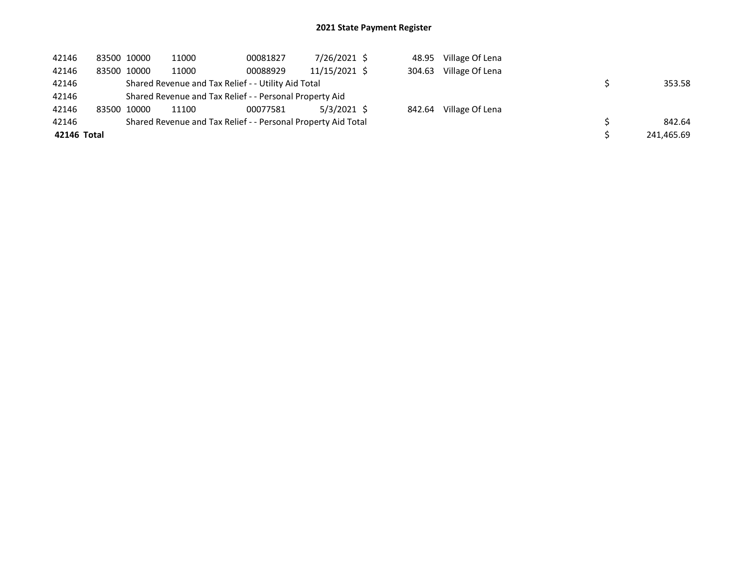# 2021 State Payment Register

| | | | | | | | | | |
|---|---|---|---|---|---|---|---|---|---|
| 42146 | 83500 | 10000 | 11000 | 00081827 | 7/26/2021 | $ | 48.95 | Village Of Lena | |
| 42146 | 83500 | 10000 | 11000 | 00088929 | 11/15/2021 | $ | 304.63 | Village Of Lena | |
| 42146 | | Shared Revenue and Tax Relief - - Utility Aid Total | | | | | | | $ 353.58 |
| 42146 | | Shared Revenue and Tax Relief - - Personal Property Aid | | | | | | | |
| 42146 | 83500 | 10000 | 11100 | 00077581 | 5/3/2021 | $ | 842.64 | Village Of Lena | |
| 42146 | | Shared Revenue and Tax Relief - - Personal Property Aid Total | | | | | | | $ 842.64 |
| **42146 Total** | | | | | | | | | $ 241,465.69 |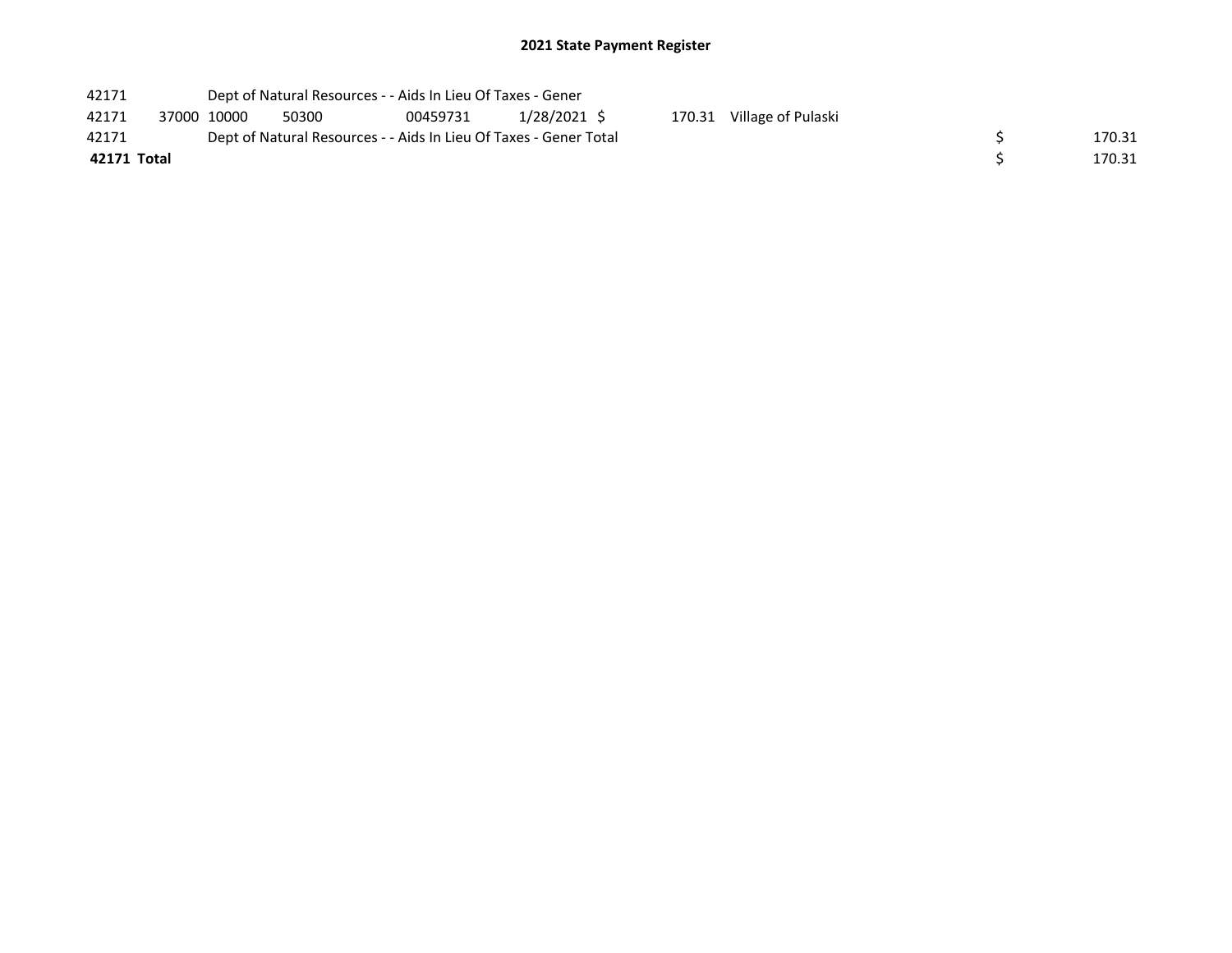## 2021 State Payment Register

| | | | | | | | | | |
|---|---|---|---|---|---|---|---|---|---|
| 42171 | | Dept of Natural Resources - - Aids In Lieu Of Taxes - Gener | | | | | | | |
| 42171 | 37000 | 10000 | 50300 | 00459731 | 1/28/2021 | $ 170.31 | Village of Pulaski | | |
| 42171 | | Dept of Natural Resources - - Aids In Lieu Of Taxes - Gener Total | | | | | | $ | 170.31 |
| **42171 Total** | | | | | | | | $ | 170.31 |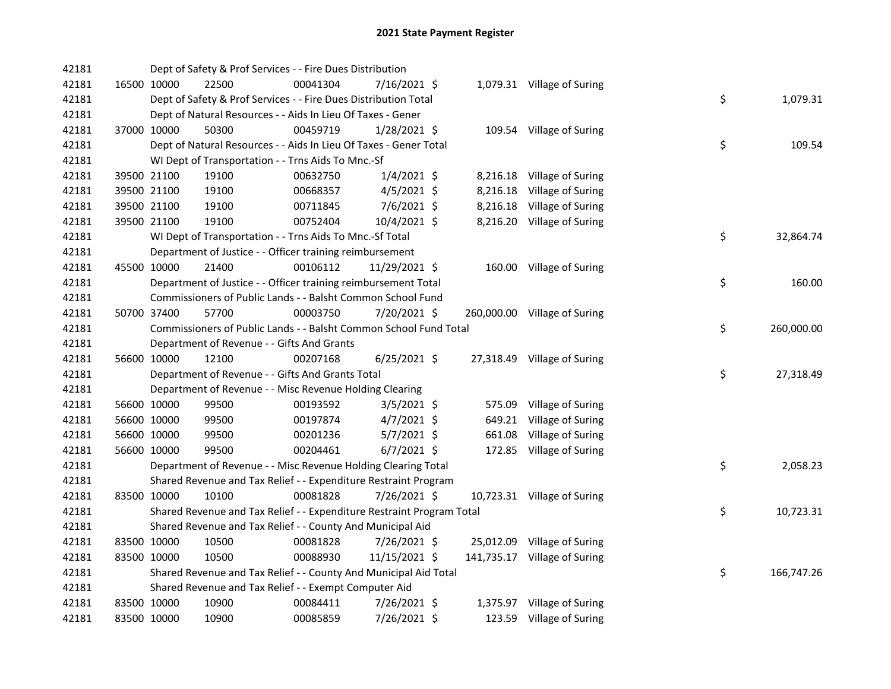# 2021 State Payment Register

| | | | | | | | | | |
|---|---|---|---|---|---|---|---|---|---|
| 42181 | | | Dept of Safety & Prof Services - - Fire Dues Distribution | | | | | | |
| 42181 | 16500 | 10000 | 22500 | 00041304 | 7/16/2021 | $ 1,079.31 | Village of Suring | | |
| 42181 | | | Dept of Safety & Prof Services - - Fire Dues Distribution Total | | | | | $ | 1,079.31 |
| 42181 | | | Dept of Natural Resources - - Aids In Lieu Of Taxes - Gener | | | | | | |
| 42181 | 37000 | 10000 | 50300 | 00459719 | 1/28/2021 | $ 109.54 | Village of Suring | | |
| 42181 | | | Dept of Natural Resources - - Aids In Lieu Of Taxes - Gener Total | | | | | $ | 109.54 |
| 42181 | | | WI Dept of Transportation - - Trns Aids To Mnc.-Sf | | | | | | |
| 42181 | 39500 | 21100 | 19100 | 00632750 | 1/4/2021 | $ 8,216.18 | Village of Suring | | |
| 42181 | 39500 | 21100 | 19100 | 00668357 | 4/5/2021 | $ 8,216.18 | Village of Suring | | |
| 42181 | 39500 | 21100 | 19100 | 00711845 | 7/6/2021 | $ 8,216.18 | Village of Suring | | |
| 42181 | 39500 | 21100 | 19100 | 00752404 | 10/4/2021 | $ 8,216.20 | Village of Suring | | |
| 42181 | | | WI Dept of Transportation - - Trns Aids To Mnc.-Sf Total | | | | | $ | 32,864.74 |
| 42181 | | | Department of Justice - - Officer training reimbursement | | | | | | |
| 42181 | 45500 | 10000 | 21400 | 00106112 | 11/29/2021 | $ 160.00 | Village of Suring | | |
| 42181 | | | Department of Justice - - Officer training reimbursement Total | | | | | $ | 160.00 |
| 42181 | | | Commissioners of Public Lands - - Balsht Common School Fund | | | | | | |
| 42181 | 50700 | 37400 | 57700 | 00003750 | 7/20/2021 | $ 260,000.00 | Village of Suring | | |
| 42181 | | | Commissioners of Public Lands - - Balsht Common School Fund Total | | | | | $ | 260,000.00 |
| 42181 | | | Department of Revenue - - Gifts And Grants | | | | | | |
| 42181 | 56600 | 10000 | 12100 | 00207168 | 6/25/2021 | $ 27,318.49 | Village of Suring | | |
| 42181 | | | Department of Revenue - - Gifts And Grants Total | | | | | $ | 27,318.49 |
| 42181 | | | Department of Revenue - - Misc Revenue Holding Clearing | | | | | | |
| 42181 | 56600 | 10000 | 99500 | 00193592 | 3/5/2021 | $ 575.09 | Village of Suring | | |
| 42181 | 56600 | 10000 | 99500 | 00197874 | 4/7/2021 | $ 649.21 | Village of Suring | | |
| 42181 | 56600 | 10000 | 99500 | 00201236 | 5/7/2021 | $ 661.08 | Village of Suring | | |
| 42181 | 56600 | 10000 | 99500 | 00204461 | 6/7/2021 | $ 172.85 | Village of Suring | | |
| 42181 | | | Department of Revenue - - Misc Revenue Holding Clearing Total | | | | | $ | 2,058.23 |
| 42181 | | | Shared Revenue and Tax Relief - - Expenditure Restraint Program | | | | | | |
| 42181 | 83500 | 10000 | 10100 | 00081828 | 7/26/2021 | $ 10,723.31 | Village of Suring | | |
| 42181 | | | Shared Revenue and Tax Relief - - Expenditure Restraint Program Total | | | | | $ | 10,723.31 |
| 42181 | | | Shared Revenue and Tax Relief - - County And Municipal Aid | | | | | | |
| 42181 | 83500 | 10000 | 10500 | 00081828 | 7/26/2021 | $ 25,012.09 | Village of Suring | | |
| 42181 | 83500 | 10000 | 10500 | 00088930 | 11/15/2021 | $ 141,735.17 | Village of Suring | | |
| 42181 | | | Shared Revenue and Tax Relief - - County And Municipal Aid Total | | | | | $ | 166,747.26 |
| 42181 | | | Shared Revenue and Tax Relief - - Exempt Computer Aid | | | | | | |
| 42181 | 83500 | 10000 | 10900 | 00084411 | 7/26/2021 | $ 1,375.97 | Village of Suring | | |
| 42181 | 83500 | 10000 | 10900 | 00085859 | 7/26/2021 | $ 123.59 | Village of Suring | | |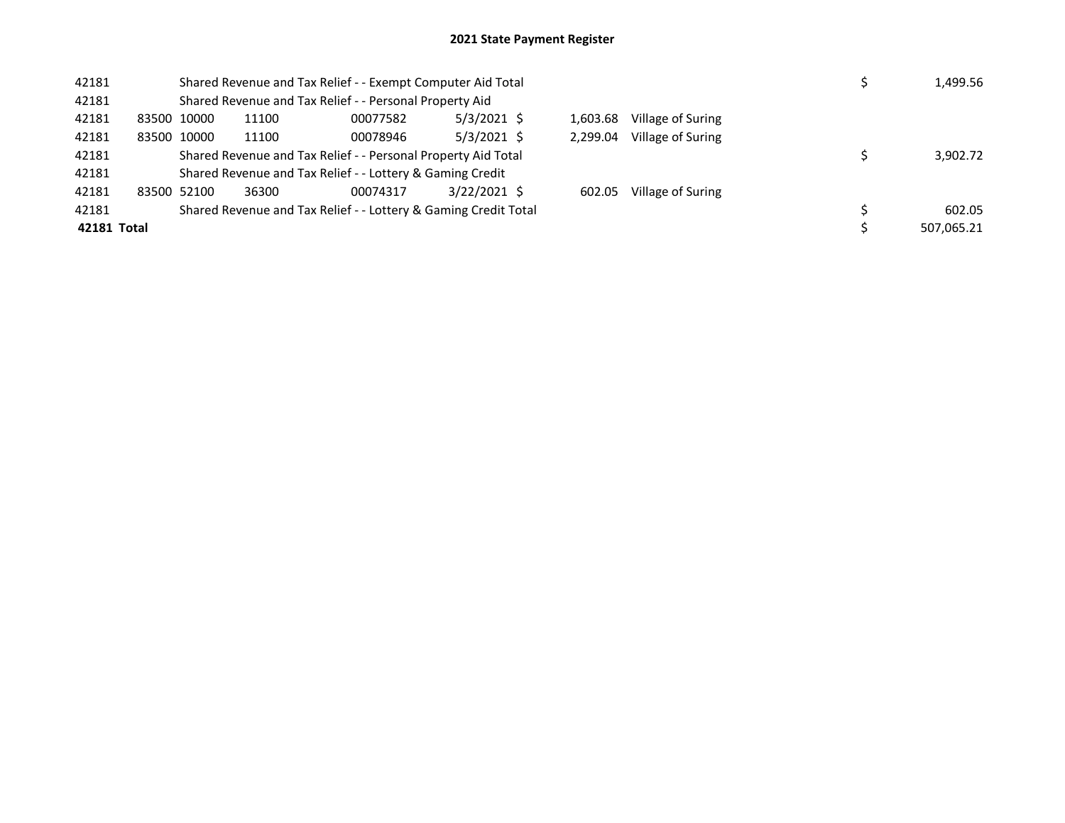## 2021 State Payment Register

| | | | | | | | | | | |
|---|---|---|---|---|---|---|---|---|---|---|
| 42181 | | Shared Revenue and Tax Relief - - Exempt Computer Aid Total | | | | | | | $ | 1,499.56 |
| 42181 | | Shared Revenue and Tax Relief - - Personal Property Aid | | | | | | | | |
| 42181 | 83500 | 10000 | 11100 | 00077582 | 5/3/2021 | $ | 1,603.68 | Village of Suring | | |
| 42181 | 83500 | 10000 | 11100 | 00078946 | 5/3/2021 | $ | 2,299.04 | Village of Suring | | |
| 42181 | | Shared Revenue and Tax Relief - - Personal Property Aid Total | | | | | | | $ | 3,902.72 |
| 42181 | | Shared Revenue and Tax Relief - - Lottery & Gaming Credit | | | | | | | | |
| 42181 | 83500 | 52100 | 36300 | 00074317 | 3/22/2021 | $ | 602.05 | Village of Suring | | |
| 42181 | | Shared Revenue and Tax Relief - - Lottery & Gaming Credit Total | | | | | | | $ | 602.05 |
| **42181 Total** | | | | | | | | | $ | 507,065.21 |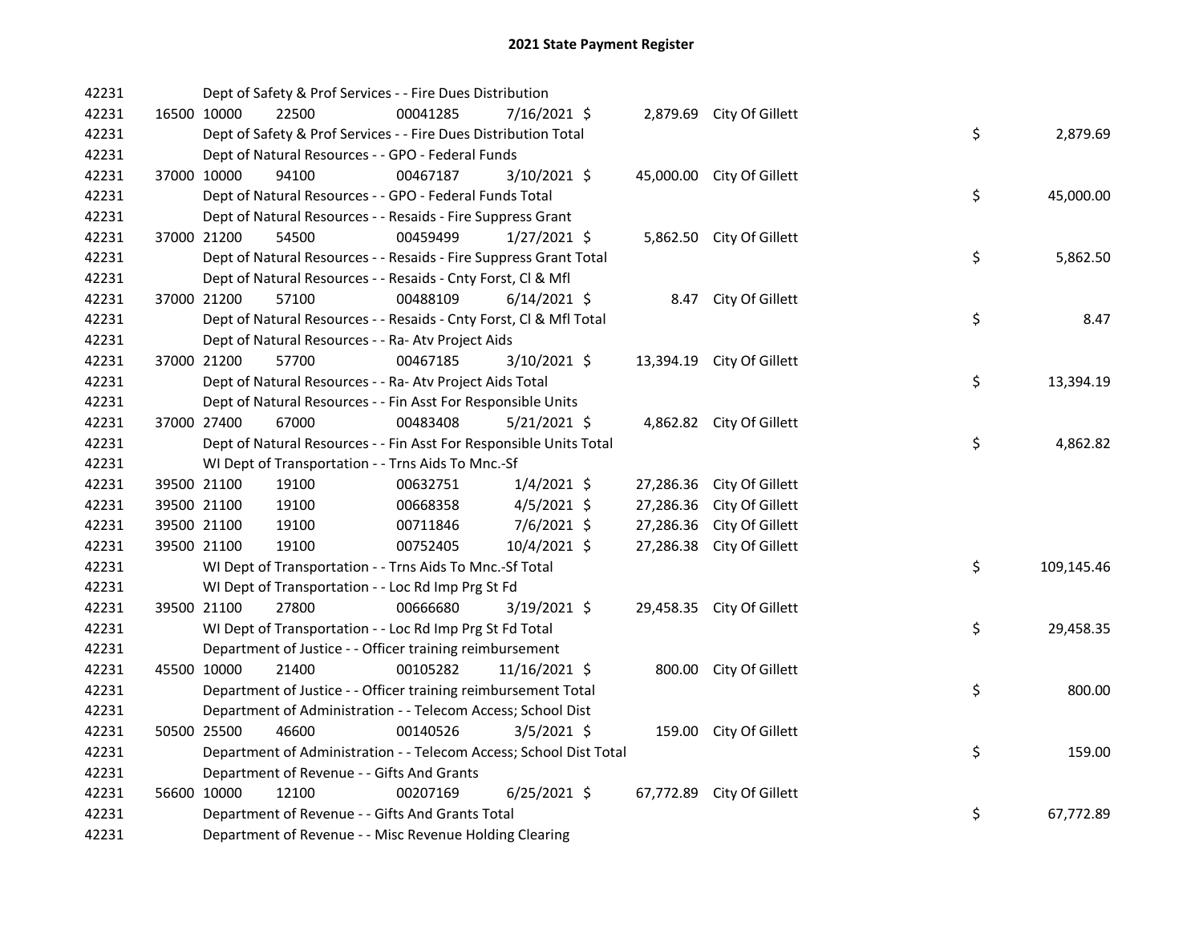# 2021 State Payment Register

| | | | | | | | | | |
|---|---|---|---|---|---|---|---|---|---|
| 42231 | | Dept of Safety & Prof Services - - Fire Dues Distribution | | | | | | | |
| 42231 | 16500 | 10000 | 22500 | 00041285 | 7/16/2021 | $ 2,879.69 | City Of Gillett | | |
| 42231 | | Dept of Safety & Prof Services - - Fire Dues Distribution Total | | | | | | $ | 2,879.69 |
| 42231 | | Dept of Natural Resources - - GPO - Federal Funds | | | | | | | |
| 42231 | 37000 | 10000 | 94100 | 00467187 | 3/10/2021 | $ 45,000.00 | City Of Gillett | | |
| 42231 | | Dept of Natural Resources - - GPO - Federal Funds Total | | | | | | $ | 45,000.00 |
| 42231 | | Dept of Natural Resources - - Resaids - Fire Suppress Grant | | | | | | | |
| 42231 | 37000 | 21200 | 54500 | 00459499 | 1/27/2021 | $ 5,862.50 | City Of Gillett | | |
| 42231 | | Dept of Natural Resources - - Resaids - Fire Suppress Grant Total | | | | | | $ | 5,862.50 |
| 42231 | | Dept of Natural Resources - - Resaids - Cnty Forst, Cl & Mfl | | | | | | | |
| 42231 | 37000 | 21200 | 57100 | 00488109 | 6/14/2021 | $ 8.47 | City Of Gillett | | |
| 42231 | | Dept of Natural Resources - - Resaids - Cnty Forst, Cl & Mfl Total | | | | | | $ | 8.47 |
| 42231 | | Dept of Natural Resources - - Ra- Atv Project Aids | | | | | | | |
| 42231 | 37000 | 21200 | 57700 | 00467185 | 3/10/2021 | $ 13,394.19 | City Of Gillett | | |
| 42231 | | Dept of Natural Resources - - Ra- Atv Project Aids Total | | | | | | $ | 13,394.19 |
| 42231 | | Dept of Natural Resources - - Fin Asst For Responsible Units | | | | | | | |
| 42231 | 37000 | 27400 | 67000 | 00483408 | 5/21/2021 | $ 4,862.82 | City Of Gillett | | |
| 42231 | | Dept of Natural Resources - - Fin Asst For Responsible Units Total | | | | | | $ | 4,862.82 |
| 42231 | | WI Dept of Transportation - - Trns Aids To Mnc.-Sf | | | | | | | |
| 42231 | 39500 | 21100 | 19100 | 00632751 | 1/4/2021 | $ 27,286.36 | City Of Gillett | | |
| 42231 | 39500 | 21100 | 19100 | 00668358 | 4/5/2021 | $ 27,286.36 | City Of Gillett | | |
| 42231 | 39500 | 21100 | 19100 | 00711846 | 7/6/2021 | $ 27,286.36 | City Of Gillett | | |
| 42231 | 39500 | 21100 | 19100 | 00752405 | 10/4/2021 | $ 27,286.38 | City Of Gillett | | |
| 42231 | | WI Dept of Transportation - - Trns Aids To Mnc.-Sf Total | | | | | | $ | 109,145.46 |
| 42231 | | WI Dept of Transportation - - Loc Rd Imp Prg St Fd | | | | | | | |
| 42231 | 39500 | 21100 | 27800 | 00666680 | 3/19/2021 | $ 29,458.35 | City Of Gillett | | |
| 42231 | | WI Dept of Transportation - - Loc Rd Imp Prg St Fd Total | | | | | | $ | 29,458.35 |
| 42231 | | Department of Justice - - Officer training reimbursement | | | | | | | |
| 42231 | 45500 | 10000 | 21400 | 00105282 | 11/16/2021 | $ 800.00 | City Of Gillett | | |
| 42231 | | Department of Justice - - Officer training reimbursement Total | | | | | | $ | 800.00 |
| 42231 | | Department of Administration - - Telecom Access; School Dist | | | | | | | |
| 42231 | 50500 | 25500 | 46600 | 00140526 | 3/5/2021 | $ 159.00 | City Of Gillett | | |
| 42231 | | Department of Administration - - Telecom Access; School Dist Total | | | | | | $ | 159.00 |
| 42231 | | Department of Revenue - - Gifts And Grants | | | | | | | |
| 42231 | 56600 | 10000 | 12100 | 00207169 | 6/25/2021 | $ 67,772.89 | City Of Gillett | | |
| 42231 | | Department of Revenue - - Gifts And Grants Total | | | | | | $ | 67,772.89 |
| 42231 | | Department of Revenue - - Misc Revenue Holding Clearing | | | | | | | |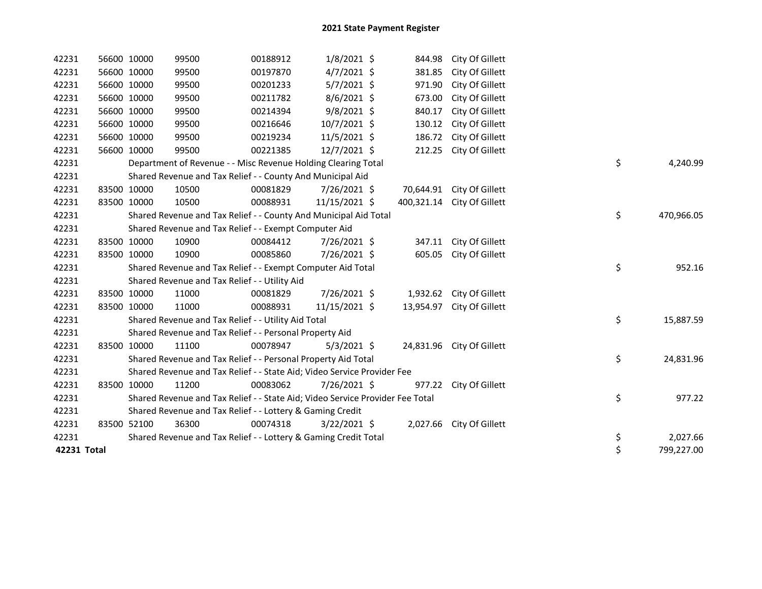# 2021 State Payment Register

| | | | | | | | | | |
|---|---|---|---|---|---|---|---|---|---|
| 42231 | 56600 | 10000 | 99500 | 00188912 | 1/8/2021 | $ 844.98 | City Of Gillett | | |
| 42231 | 56600 | 10000 | 99500 | 00197870 | 4/7/2021 | $ 381.85 | City Of Gillett | | |
| 42231 | 56600 | 10000 | 99500 | 00201233 | 5/7/2021 | $ 971.90 | City Of Gillett | | |
| 42231 | 56600 | 10000 | 99500 | 00211782 | 8/6/2021 | $ 673.00 | City Of Gillett | | |
| 42231 | 56600 | 10000 | 99500 | 00214394 | 9/8/2021 | $ 840.17 | City Of Gillett | | |
| 42231 | 56600 | 10000 | 99500 | 00216646 | 10/7/2021 | $ 130.12 | City Of Gillett | | |
| 42231 | 56600 | 10000 | 99500 | 00219234 | 11/5/2021 | $ 186.72 | City Of Gillett | | |
| 42231 | 56600 | 10000 | 99500 | 00221385 | 12/7/2021 | $ 212.25 | City Of Gillett | | |
| 42231 | | Department of Revenue - - Misc Revenue Holding Clearing Total | | | | | | $ | 4,240.99 |
| 42231 | | Shared Revenue and Tax Relief - - County And Municipal Aid | | | | | | | |
| 42231 | 83500 | 10000 | 10500 | 00081829 | 7/26/2021 | $ 70,644.91 | City Of Gillett | | |
| 42231 | 83500 | 10000 | 10500 | 00088931 | 11/15/2021 | $ 400,321.14 | City Of Gillett | | |
| 42231 | | Shared Revenue and Tax Relief - - County And Municipal Aid Total | | | | | | $ | 470,966.05 |
| 42231 | | Shared Revenue and Tax Relief - - Exempt Computer Aid | | | | | | | |
| 42231 | 83500 | 10000 | 10900 | 00084412 | 7/26/2021 | $ 347.11 | City Of Gillett | | |
| 42231 | 83500 | 10000 | 10900 | 00085860 | 7/26/2021 | $ 605.05 | City Of Gillett | | |
| 42231 | | Shared Revenue and Tax Relief - - Exempt Computer Aid Total | | | | | | $ | 952.16 |
| 42231 | | Shared Revenue and Tax Relief - - Utility Aid | | | | | | | |
| 42231 | 83500 | 10000 | 11000 | 00081829 | 7/26/2021 | $ 1,932.62 | City Of Gillett | | |
| 42231 | 83500 | 10000 | 11000 | 00088931 | 11/15/2021 | $ 13,954.97 | City Of Gillett | | |
| 42231 | | Shared Revenue and Tax Relief - - Utility Aid Total | | | | | | $ | 15,887.59 |
| 42231 | | Shared Revenue and Tax Relief - - Personal Property Aid | | | | | | | |
| 42231 | 83500 | 10000 | 11100 | 00078947 | 5/3/2021 | $ 24,831.96 | City Of Gillett | | |
| 42231 | | Shared Revenue and Tax Relief - - Personal Property Aid Total | | | | | | $ | 24,831.96 |
| 42231 | | Shared Revenue and Tax Relief - - State Aid; Video Service Provider Fee | | | | | | | |
| 42231 | 83500 | 10000 | 11200 | 00083062 | 7/26/2021 | $ 977.22 | City Of Gillett | | |
| 42231 | | Shared Revenue and Tax Relief - - State Aid; Video Service Provider Fee Total | | | | | | $ | 977.22 |
| 42231 | | Shared Revenue and Tax Relief - - Lottery & Gaming Credit | | | | | | | |
| 42231 | 83500 | 52100 | 36300 | 00074318 | 3/22/2021 | $ 2,027.66 | City Of Gillett | | |
| 42231 | | Shared Revenue and Tax Relief - - Lottery & Gaming Credit Total | | | | | | $ | 2,027.66 |
| **42231 Total** | | | | | | | | $ | 799,227.00 |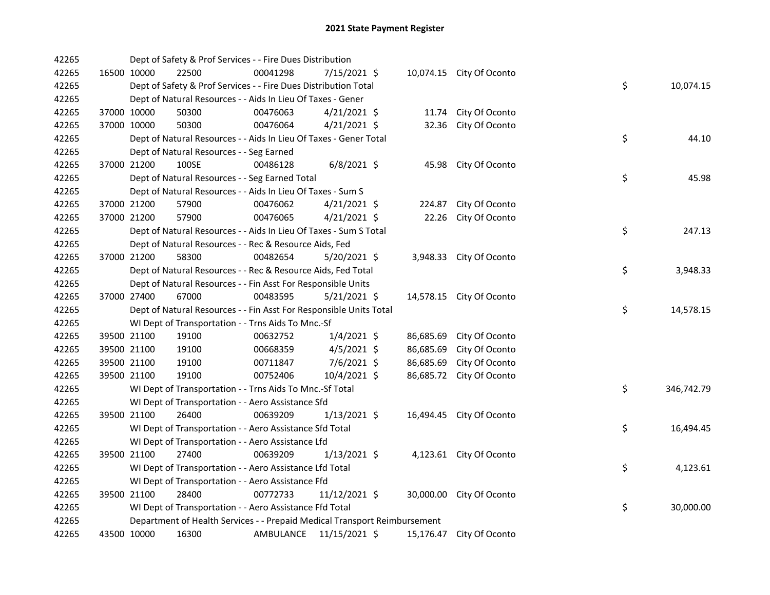# 2021 State Payment Register

| | | | | | | | | | |
|---|---|---|---|---|---|---|---|---|---|
| 42265 | | | Dept of Safety & Prof Services - - Fire Dues Distribution | | | | | | |
| 42265 | 16500 | 10000 | 22500 | 00041298 | 7/15/2021 | $ 10,074.15 | City Of Oconto | | |
| 42265 | | | Dept of Safety & Prof Services - - Fire Dues Distribution Total | | | | | $ | 10,074.15 |
| 42265 | | | Dept of Natural Resources - - Aids In Lieu Of Taxes - Gener | | | | | | |
| 42265 | 37000 | 10000 | 50300 | 00476063 | 4/21/2021 | $ 11.74 | City Of Oconto | | |
| 42265 | 37000 | 10000 | 50300 | 00476064 | 4/21/2021 | $ 32.36 | City Of Oconto | | |
| 42265 | | | Dept of Natural Resources - - Aids In Lieu Of Taxes - Gener Total | | | | | $ | 44.10 |
| 42265 | | | Dept of Natural Resources - - Seg Earned | | | | | | |
| 42265 | 37000 | 21200 | 100SE | 00486128 | 6/8/2021 | $ 45.98 | City Of Oconto | | |
| 42265 | | | Dept of Natural Resources - - Seg Earned Total | | | | | $ | 45.98 |
| 42265 | | | Dept of Natural Resources - - Aids In Lieu Of Taxes - Sum S | | | | | | |
| 42265 | 37000 | 21200 | 57900 | 00476062 | 4/21/2021 | $ 224.87 | City Of Oconto | | |
| 42265 | 37000 | 21200 | 57900 | 00476065 | 4/21/2021 | $ 22.26 | City Of Oconto | | |
| 42265 | | | Dept of Natural Resources - - Aids In Lieu Of Taxes - Sum S Total | | | | | $ | 247.13 |
| 42265 | | | Dept of Natural Resources - - Rec & Resource Aids, Fed | | | | | | |
| 42265 | 37000 | 21200 | 58300 | 00482654 | 5/20/2021 | $ 3,948.33 | City Of Oconto | | |
| 42265 | | | Dept of Natural Resources - - Rec & Resource Aids, Fed Total | | | | | $ | 3,948.33 |
| 42265 | | | Dept of Natural Resources - - Fin Asst For Responsible Units | | | | | | |
| 42265 | 37000 | 27400 | 67000 | 00483595 | 5/21/2021 | $ 14,578.15 | City Of Oconto | | |
| 42265 | | | Dept of Natural Resources - - Fin Asst For Responsible Units Total | | | | | $ | 14,578.15 |
| 42265 | | | WI Dept of Transportation - - Trns Aids To Mnc.-Sf | | | | | | |
| 42265 | 39500 | 21100 | 19100 | 00632752 | 1/4/2021 | $ 86,685.69 | City Of Oconto | | |
| 42265 | 39500 | 21100 | 19100 | 00668359 | 4/5/2021 | $ 86,685.69 | City Of Oconto | | |
| 42265 | 39500 | 21100 | 19100 | 00711847 | 7/6/2021 | $ 86,685.69 | City Of Oconto | | |
| 42265 | 39500 | 21100 | 19100 | 00752406 | 10/4/2021 | $ 86,685.72 | City Of Oconto | | |
| 42265 | | | WI Dept of Transportation - - Trns Aids To Mnc.-Sf Total | | | | | $ | 346,742.79 |
| 42265 | | | WI Dept of Transportation - - Aero Assistance Sfd | | | | | | |
| 42265 | 39500 | 21100 | 26400 | 00639209 | 1/13/2021 | $ 16,494.45 | City Of Oconto | | |
| 42265 | | | WI Dept of Transportation - - Aero Assistance Sfd Total | | | | | $ | 16,494.45 |
| 42265 | | | WI Dept of Transportation - - Aero Assistance Lfd | | | | | | |
| 42265 | 39500 | 21100 | 27400 | 00639209 | 1/13/2021 | $ 4,123.61 | City Of Oconto | | |
| 42265 | | | WI Dept of Transportation - - Aero Assistance Lfd Total | | | | | $ | 4,123.61 |
| 42265 | | | WI Dept of Transportation - - Aero Assistance Ffd | | | | | | |
| 42265 | 39500 | 21100 | 28400 | 00772733 | 11/12/2021 | $ 30,000.00 | City Of Oconto | | |
| 42265 | | | WI Dept of Transportation - - Aero Assistance Ffd Total | | | | | $ | 30,000.00 |
| 42265 | | | Department of Health Services - - Prepaid Medical Transport Reimbursement | | | | | | |
| 42265 | 43500 | 10000 | 16300 | AMBULANCE | 11/15/2021 | $ 15,176.47 | City Of Oconto | | |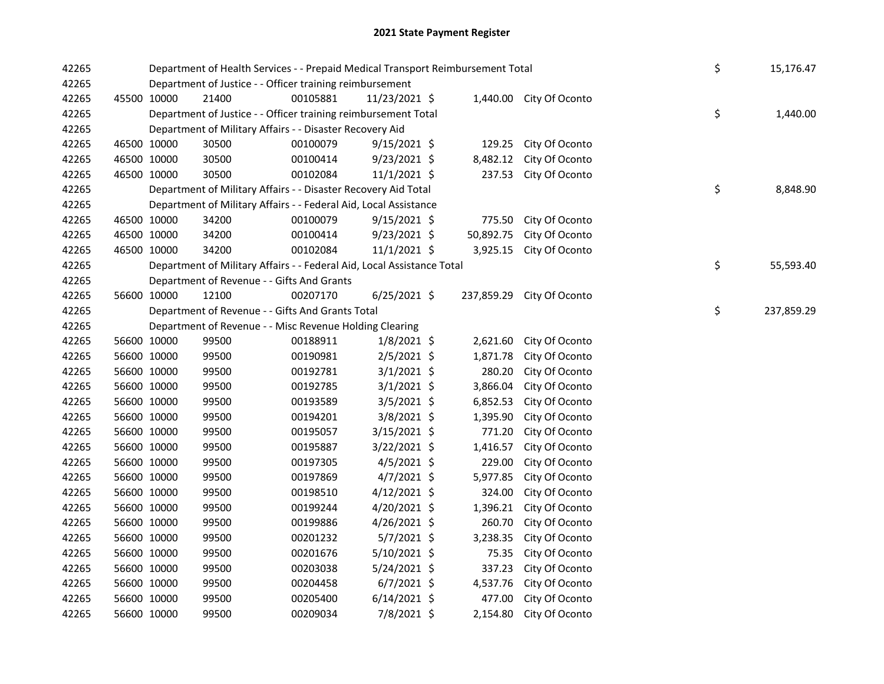# 2021 State Payment Register

| | | | | | | | | | |
|---|---|---|---|---|---|---|---|---|---|
| 42265 | | | Department of Health Services - - Prepaid Medical Transport Reimbursement Total | | | | | $ | 15,176.47 |
| 42265 | | | Department of Justice - - Officer training reimbursement | | | | | | |
| 42265 | 45500 | 10000 | 21400 | 00105881 | 11/23/2021 $ | 1,440.00 | City Of Oconto | | |
| 42265 | | | Department of Justice - - Officer training reimbursement Total | | | | | $ | 1,440.00 |
| 42265 | | | Department of Military Affairs - - Disaster Recovery Aid | | | | | | |
| 42265 | 46500 | 10000 | 30500 | 00100079 | 9/15/2021 $ | 129.25 | City Of Oconto | | |
| 42265 | 46500 | 10000 | 30500 | 00100414 | 9/23/2021 $ | 8,482.12 | City Of Oconto | | |
| 42265 | 46500 | 10000 | 30500 | 00102084 | 11/1/2021 $ | 237.53 | City Of Oconto | | |
| 42265 | | | Department of Military Affairs - - Disaster Recovery Aid Total | | | | | $ | 8,848.90 |
| 42265 | | | Department of Military Affairs - - Federal Aid, Local Assistance | | | | | | |
| 42265 | 46500 | 10000 | 34200 | 00100079 | 9/15/2021 $ | 775.50 | City Of Oconto | | |
| 42265 | 46500 | 10000 | 34200 | 00100414 | 9/23/2021 $ | 50,892.75 | City Of Oconto | | |
| 42265 | 46500 | 10000 | 34200 | 00102084 | 11/1/2021 $ | 3,925.15 | City Of Oconto | | |
| 42265 | | | Department of Military Affairs - - Federal Aid, Local Assistance Total | | | | | $ | 55,593.40 |
| 42265 | | | Department of Revenue - - Gifts And Grants | | | | | | |
| 42265 | 56600 | 10000 | 12100 | 00207170 | 6/25/2021 $ | 237,859.29 | City Of Oconto | | |
| 42265 | | | Department of Revenue - - Gifts And Grants Total | | | | | $ | 237,859.29 |
| 42265 | | | Department of Revenue - - Misc Revenue Holding Clearing | | | | | | |
| 42265 | 56600 | 10000 | 99500 | 00188911 | 1/8/2021 $ | 2,621.60 | City Of Oconto | | |
| 42265 | 56600 | 10000 | 99500 | 00190981 | 2/5/2021 $ | 1,871.78 | City Of Oconto | | |
| 42265 | 56600 | 10000 | 99500 | 00192781 | 3/1/2021 $ | 280.20 | City Of Oconto | | |
| 42265 | 56600 | 10000 | 99500 | 00192785 | 3/1/2021 $ | 3,866.04 | City Of Oconto | | |
| 42265 | 56600 | 10000 | 99500 | 00193589 | 3/5/2021 $ | 6,852.53 | City Of Oconto | | |
| 42265 | 56600 | 10000 | 99500 | 00194201 | 3/8/2021 $ | 1,395.90 | City Of Oconto | | |
| 42265 | 56600 | 10000 | 99500 | 00195057 | 3/15/2021 $ | 771.20 | City Of Oconto | | |
| 42265 | 56600 | 10000 | 99500 | 00195887 | 3/22/2021 $ | 1,416.57 | City Of Oconto | | |
| 42265 | 56600 | 10000 | 99500 | 00197305 | 4/5/2021 $ | 229.00 | City Of Oconto | | |
| 42265 | 56600 | 10000 | 99500 | 00197869 | 4/7/2021 $ | 5,977.85 | City Of Oconto | | |
| 42265 | 56600 | 10000 | 99500 | 00198510 | 4/12/2021 $ | 324.00 | City Of Oconto | | |
| 42265 | 56600 | 10000 | 99500 | 00199244 | 4/20/2021 $ | 1,396.21 | City Of Oconto | | |
| 42265 | 56600 | 10000 | 99500 | 00199886 | 4/26/2021 $ | 260.70 | City Of Oconto | | |
| 42265 | 56600 | 10000 | 99500 | 00201232 | 5/7/2021 $ | 3,238.35 | City Of Oconto | | |
| 42265 | 56600 | 10000 | 99500 | 00201676 | 5/10/2021 $ | 75.35 | City Of Oconto | | |
| 42265 | 56600 | 10000 | 99500 | 00203038 | 5/24/2021 $ | 337.23 | City Of Oconto | | |
| 42265 | 56600 | 10000 | 99500 | 00204458 | 6/7/2021 $ | 4,537.76 | City Of Oconto | | |
| 42265 | 56600 | 10000 | 99500 | 00205400 | 6/14/2021 $ | 477.00 | City Of Oconto | | |
| 42265 | 56600 | 10000 | 99500 | 00209034 | 7/8/2021 $ | 2,154.80 | City Of Oconto | | |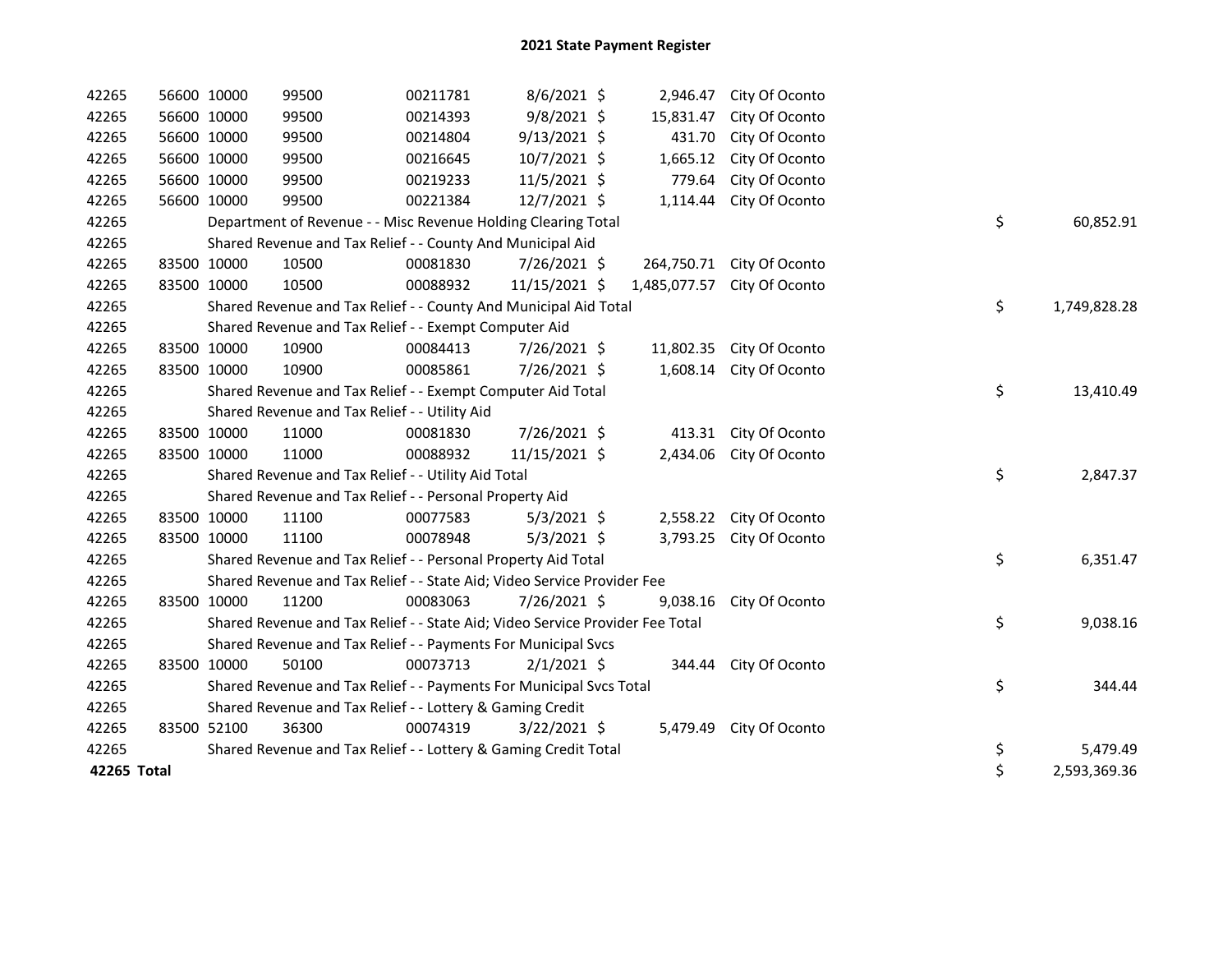# 2021 State Payment Register

| | | | | | | | | | |
|---|---|---|---|---|---|---|---|---|---|
| 42265 | 56600 | 10000 | 99500 | 00211781 | 8/6/2021 | $ 2,946.47 | City Of Oconto | | |
| 42265 | 56600 | 10000 | 99500 | 00214393 | 9/8/2021 | $ 15,831.47 | City Of Oconto | | |
| 42265 | 56600 | 10000 | 99500 | 00214804 | 9/13/2021 | $ 431.70 | City Of Oconto | | |
| 42265 | 56600 | 10000 | 99500 | 00216645 | 10/7/2021 | $ 1,665.12 | City Of Oconto | | |
| 42265 | 56600 | 10000 | 99500 | 00219233 | 11/5/2021 | $ 779.64 | City Of Oconto | | |
| 42265 | 56600 | 10000 | 99500 | 00221384 | 12/7/2021 | $ 1,114.44 | City Of Oconto | | |
| 42265 | | Department of Revenue - - Misc Revenue Holding Clearing Total | | | | | | $ | 60,852.91 |
| 42265 | | Shared Revenue and Tax Relief - - County And Municipal Aid | | | | | | | |
| 42265 | 83500 | 10000 | 10500 | 00081830 | 7/26/2021 | $ 264,750.71 | City Of Oconto | | |
| 42265 | 83500 | 10000 | 10500 | 00088932 | 11/15/2021 | $ 1,485,077.57 | City Of Oconto | | |
| 42265 | | Shared Revenue and Tax Relief - - County And Municipal Aid Total | | | | | | $ | 1,749,828.28 |
| 42265 | | Shared Revenue and Tax Relief - - Exempt Computer Aid | | | | | | | |
| 42265 | 83500 | 10000 | 10900 | 00084413 | 7/26/2021 | $ 11,802.35 | City Of Oconto | | |
| 42265 | 83500 | 10000 | 10900 | 00085861 | 7/26/2021 | $ 1,608.14 | City Of Oconto | | |
| 42265 | | Shared Revenue and Tax Relief - - Exempt Computer Aid Total | | | | | | $ | 13,410.49 |
| 42265 | | Shared Revenue and Tax Relief - - Utility Aid | | | | | | | |
| 42265 | 83500 | 10000 | 11000 | 00081830 | 7/26/2021 | $ 413.31 | City Of Oconto | | |
| 42265 | 83500 | 10000 | 11000 | 00088932 | 11/15/2021 | $ 2,434.06 | City Of Oconto | | |
| 42265 | | Shared Revenue and Tax Relief - - Utility Aid Total | | | | | | $ | 2,847.37 |
| 42265 | | Shared Revenue and Tax Relief - - Personal Property Aid | | | | | | | |
| 42265 | 83500 | 10000 | 11100 | 00077583 | 5/3/2021 | $ 2,558.22 | City Of Oconto | | |
| 42265 | 83500 | 10000 | 11100 | 00078948 | 5/3/2021 | $ 3,793.25 | City Of Oconto | | |
| 42265 | | Shared Revenue and Tax Relief - - Personal Property Aid Total | | | | | | $ | 6,351.47 |
| 42265 | | Shared Revenue and Tax Relief - - State Aid; Video Service Provider Fee | | | | | | | |
| 42265 | 83500 | 10000 | 11200 | 00083063 | 7/26/2021 | $ 9,038.16 | City Of Oconto | | |
| 42265 | | Shared Revenue and Tax Relief - - State Aid; Video Service Provider Fee Total | | | | | | $ | 9,038.16 |
| 42265 | | Shared Revenue and Tax Relief - - Payments For Municipal Svcs | | | | | | | |
| 42265 | 83500 | 10000 | 50100 | 00073713 | 2/1/2021 | $ 344.44 | City Of Oconto | | |
| 42265 | | Shared Revenue and Tax Relief - - Payments For Municipal Svcs Total | | | | | | $ | 344.44 |
| 42265 | | Shared Revenue and Tax Relief - - Lottery & Gaming Credit | | | | | | | |
| 42265 | 83500 | 52100 | 36300 | 00074319 | 3/22/2021 | $ 5,479.49 | City Of Oconto | | |
| 42265 | | Shared Revenue and Tax Relief - - Lottery & Gaming Credit Total | | | | | | $ | 5,479.49 |
| **42265 Total** | | | | | | | | $ | 2,593,369.36 |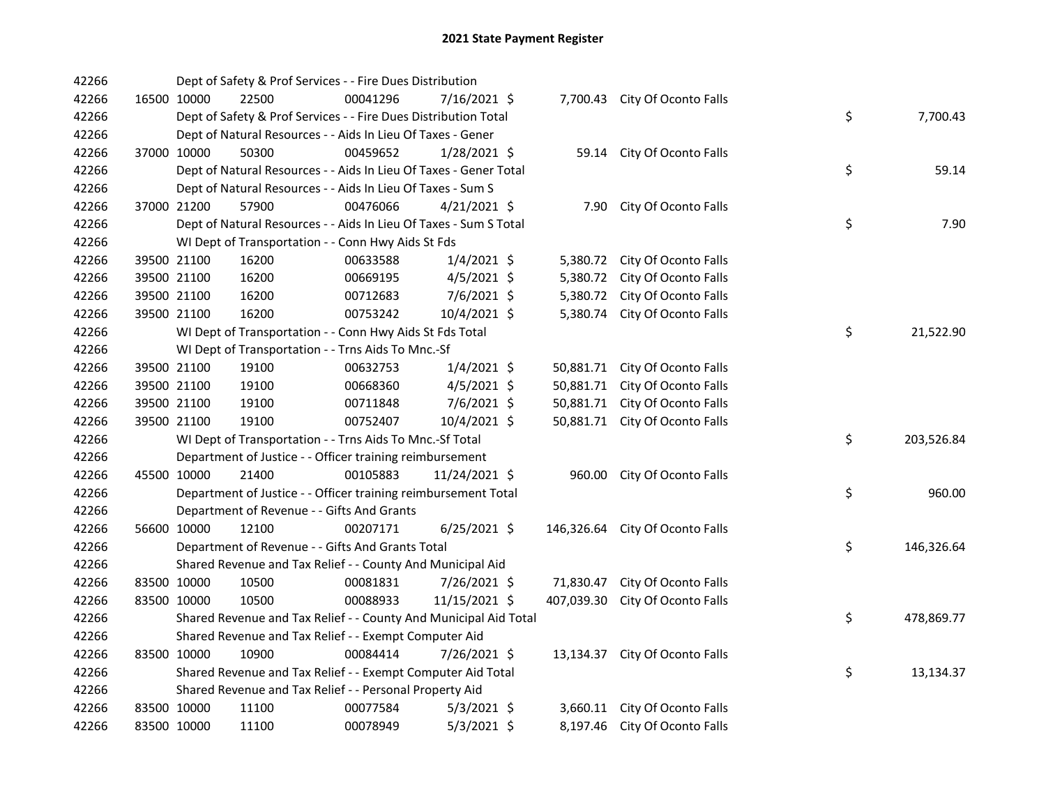# 2021 State Payment Register

| | | | | | | | | | |
|---|---|---|---|---|---|---|---|---|---|
| 42266 | | | Dept of Safety & Prof Services - - Fire Dues Distribution | | | | | | |
| 42266 | 16500 | 10000 | 22500 | 00041296 | 7/16/2021 | $ 7,700.43 | City Of Oconto Falls | | |
| 42266 | | | Dept of Safety & Prof Services - - Fire Dues Distribution Total | | | | | $ | 7,700.43 |
| 42266 | | | Dept of Natural Resources - - Aids In Lieu Of Taxes - Gener | | | | | | |
| 42266 | 37000 | 10000 | 50300 | 00459652 | 1/28/2021 | $ 59.14 | City Of Oconto Falls | | |
| 42266 | | | Dept of Natural Resources - - Aids In Lieu Of Taxes - Gener Total | | | | | $ | 59.14 |
| 42266 | | | Dept of Natural Resources - - Aids In Lieu Of Taxes - Sum S | | | | | | |
| 42266 | 37000 | 21200 | 57900 | 00476066 | 4/21/2021 | $ 7.90 | City Of Oconto Falls | | |
| 42266 | | | Dept of Natural Resources - - Aids In Lieu Of Taxes - Sum S Total | | | | | $ | 7.90 |
| 42266 | | | WI Dept of Transportation - - Conn Hwy Aids St Fds | | | | | | |
| 42266 | 39500 | 21100 | 16200 | 00633588 | 1/4/2021 | $ 5,380.72 | City Of Oconto Falls | | |
| 42266 | 39500 | 21100 | 16200 | 00669195 | 4/5/2021 | $ 5,380.72 | City Of Oconto Falls | | |
| 42266 | 39500 | 21100 | 16200 | 00712683 | 7/6/2021 | $ 5,380.72 | City Of Oconto Falls | | |
| 42266 | 39500 | 21100 | 16200 | 00753242 | 10/4/2021 | $ 5,380.74 | City Of Oconto Falls | | |
| 42266 | | | WI Dept of Transportation - - Conn Hwy Aids St Fds Total | | | | | $ | 21,522.90 |
| 42266 | | | WI Dept of Transportation - - Trns Aids To Mnc.-Sf | | | | | | |
| 42266 | 39500 | 21100 | 19100 | 00632753 | 1/4/2021 | $ 50,881.71 | City Of Oconto Falls | | |
| 42266 | 39500 | 21100 | 19100 | 00668360 | 4/5/2021 | $ 50,881.71 | City Of Oconto Falls | | |
| 42266 | 39500 | 21100 | 19100 | 00711848 | 7/6/2021 | $ 50,881.71 | City Of Oconto Falls | | |
| 42266 | 39500 | 21100 | 19100 | 00752407 | 10/4/2021 | $ 50,881.71 | City Of Oconto Falls | | |
| 42266 | | | WI Dept of Transportation - - Trns Aids To Mnc.-Sf Total | | | | | $ | 203,526.84 |
| 42266 | | | Department of Justice - - Officer training reimbursement | | | | | | |
| 42266 | 45500 | 10000 | 21400 | 00105883 | 11/24/2021 | $ 960.00 | City Of Oconto Falls | | |
| 42266 | | | Department of Justice - - Officer training reimbursement Total | | | | | $ | 960.00 |
| 42266 | | | Department of Revenue - - Gifts And Grants | | | | | | |
| 42266 | 56600 | 10000 | 12100 | 00207171 | 6/25/2021 | $ 146,326.64 | City Of Oconto Falls | | |
| 42266 | | | Department of Revenue - - Gifts And Grants Total | | | | | $ | 146,326.64 |
| 42266 | | | Shared Revenue and Tax Relief - - County And Municipal Aid | | | | | | |
| 42266 | 83500 | 10000 | 10500 | 00081831 | 7/26/2021 | $ 71,830.47 | City Of Oconto Falls | | |
| 42266 | 83500 | 10000 | 10500 | 00088933 | 11/15/2021 | $ 407,039.30 | City Of Oconto Falls | | |
| 42266 | | | Shared Revenue and Tax Relief - - County And Municipal Aid Total | | | | | $ | 478,869.77 |
| 42266 | | | Shared Revenue and Tax Relief - - Exempt Computer Aid | | | | | | |
| 42266 | 83500 | 10000 | 10900 | 00084414 | 7/26/2021 | $ 13,134.37 | City Of Oconto Falls | | |
| 42266 | | | Shared Revenue and Tax Relief - - Exempt Computer Aid Total | | | | | $ | 13,134.37 |
| 42266 | | | Shared Revenue and Tax Relief - - Personal Property Aid | | | | | | |
| 42266 | 83500 | 10000 | 11100 | 00077584 | 5/3/2021 | $ 3,660.11 | City Of Oconto Falls | | |
| 42266 | 83500 | 10000 | 11100 | 00078949 | 5/3/2021 | $ 8,197.46 | City Of Oconto Falls | | |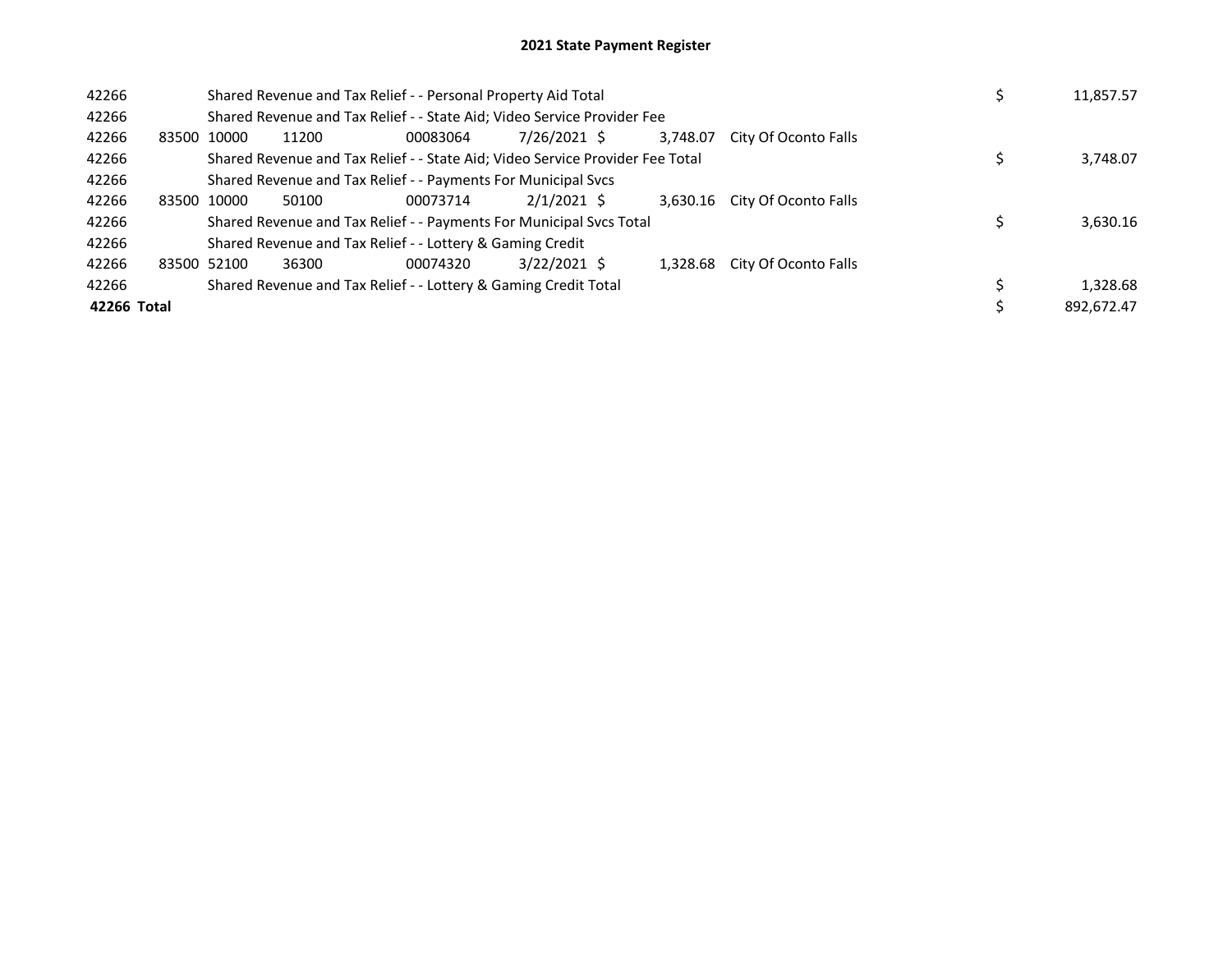## 2021 State Payment Register

| | | | | | | | | | |
|---|---|---|---|---|---|---|---|---|---|
| 42266 | | Shared Revenue and Tax Relief - - Personal Property Aid Total | | | | | | $ | 11,857.57 |
| 42266 | | Shared Revenue and Tax Relief - - State Aid; Video Service Provider Fee | | | | | | | |
| 42266 | 83500 | 10000 | 11200 | 00083064 | 7/26/2021 | $ 3,748.07 | City Of Oconto Falls | | |
| 42266 | | Shared Revenue and Tax Relief - - State Aid; Video Service Provider Fee Total | | | | | | $ | 3,748.07 |
| 42266 | | Shared Revenue and Tax Relief - - Payments For Municipal Svcs | | | | | | | |
| 42266 | 83500 | 10000 | 50100 | 00073714 | 2/1/2021 | $ 3,630.16 | City Of Oconto Falls | | |
| 42266 | | Shared Revenue and Tax Relief - - Payments For Municipal Svcs Total | | | | | | $ | 3,630.16 |
| 42266 | | Shared Revenue and Tax Relief - - Lottery & Gaming Credit | | | | | | | |
| 42266 | 83500 | 52100 | 36300 | 00074320 | 3/22/2021 | $ 1,328.68 | City Of Oconto Falls | | |
| 42266 | | Shared Revenue and Tax Relief - - Lottery & Gaming Credit Total | | | | | | $ | 1,328.68 |
| **42266 Total** | | | | | | | | $ | 892,672.47 |